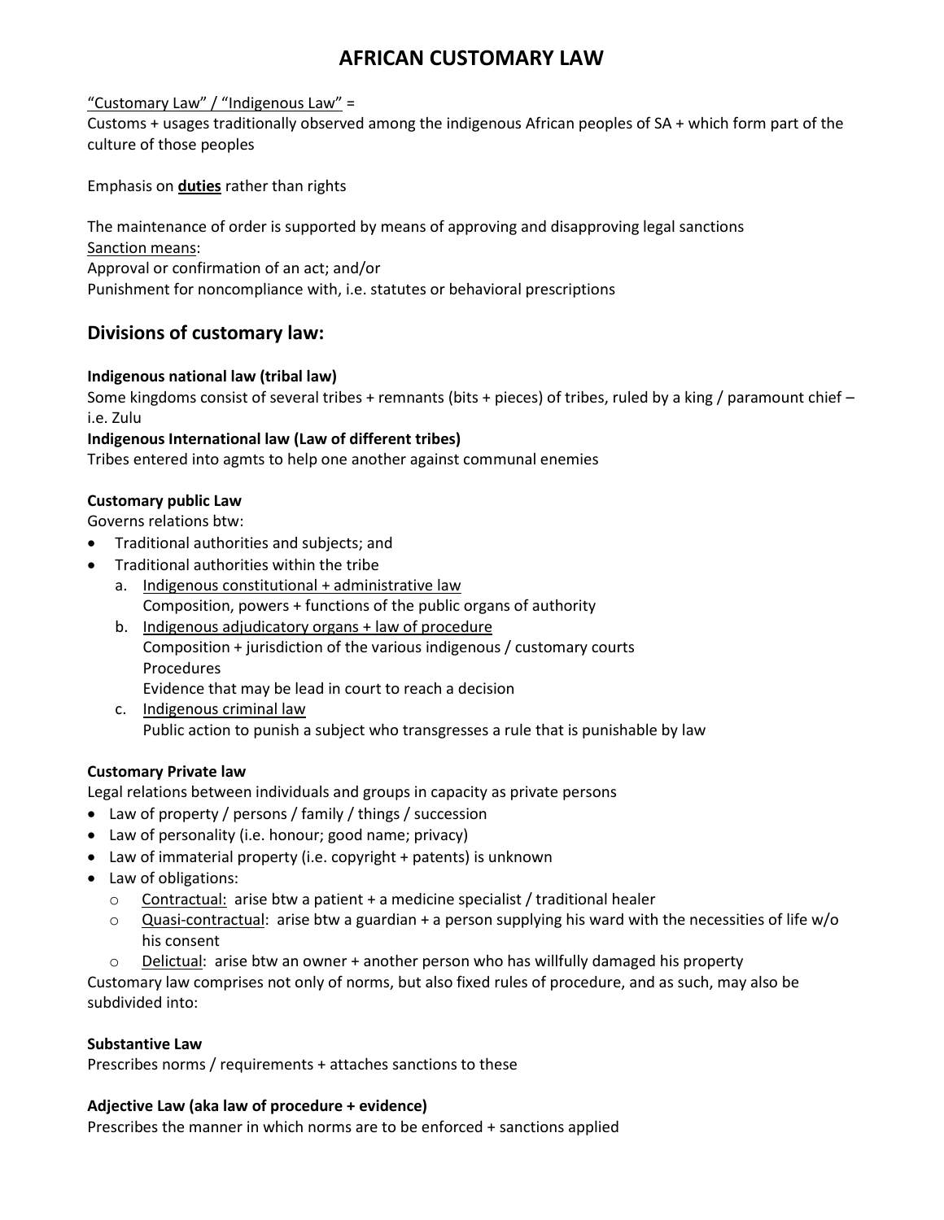# AFRICAN CUSTOMARY LAW

<u>"Customary Law" / "Indigenous Law"</u> =
Customs + usages traditionally observed among the indigenous African peoples of SA + which form part of the culture of those peoples

Emphasis on **<u>duties</u>** rather than rights

The maintenance of order is supported by means of approving and disapproving legal sanctions
<u>Sanction means</u>:
Approval or confirmation of an act; and/or
Punishment for noncompliance with, i.e. statutes or behavioral prescriptions

## Divisions of customary law:

**Indigenous national law (tribal law)**
Some kingdoms consist of several tribes + remnants (bits + pieces) of tribes, ruled by a king / paramount chief – i.e. Zulu

**Indigenous International law (Law of different tribes)**
Tribes entered into agmts to help one another against communal enemies

**Customary public Law**
Governs relations btw:

- Traditional authorities and subjects; and
- Traditional authorities within the tribe
  a. <u>Indigenous constitutional + administrative law</u>
     Composition, powers + functions of the public organs of authority
  b. <u>Indigenous adjudicatory organs + law of procedure</u>
     Composition + jurisdiction of the various indigenous / customary courts
     Procedures
     Evidence that may be lead in court to reach a decision
  c. <u>Indigenous criminal law</u>
     Public action to punish a subject who transgresses a rule that is punishable by law

**Customary Private law**
Legal relations between individuals and groups in capacity as private persons

- Law of property / persons / family / things / succession
- Law of personality (i.e. honour; good name; privacy)
- Law of immaterial property (i.e. copyright + patents) is unknown
- Law of obligations:
  - <u>Contractual:</u> arise btw a patient + a medicine specialist / traditional healer
  - <u>Quasi-contractual</u>: arise btw a guardian + a person supplying his ward with the necessities of life w/o his consent
  - <u>Delictual</u>: arise btw an owner + another person who has willfully damaged his property

Customary law comprises not only of norms, but also fixed rules of procedure, and as such, may also be subdivided into:

**Substantive Law**
Prescribes norms / requirements + attaches sanctions to these

**Adjective Law (aka law of procedure + evidence)**
Prescribes the manner in which norms are to be enforced + sanctions applied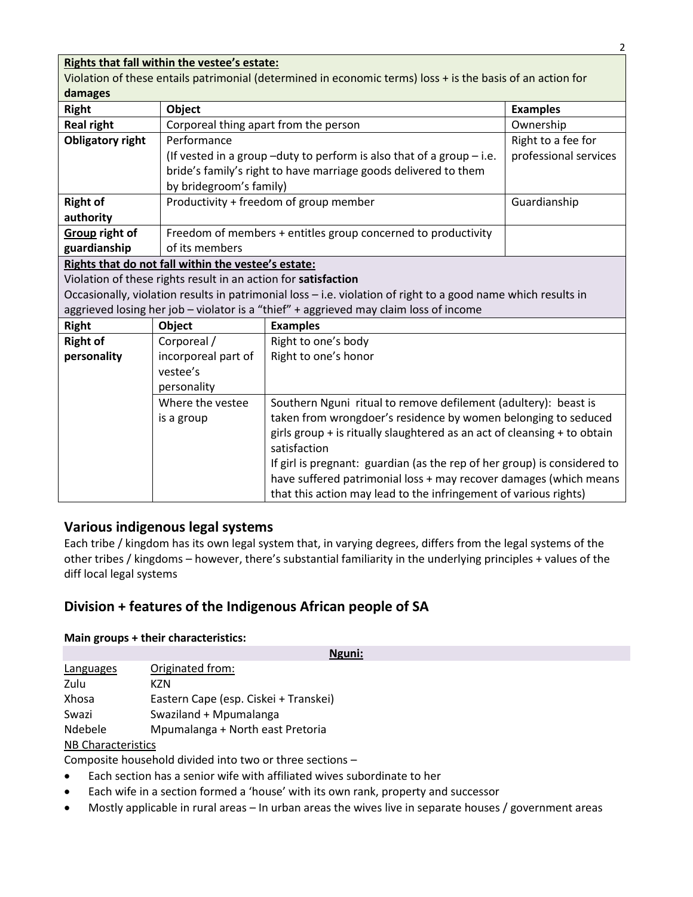| **Rights that fall within the vestee's estate:** Violation of these entails patrimonial (determined in economic terms) loss + is the basis of an action for **damages** | | |
|---|---|---|
| **Right** | **Object** | **Examples** |
| **Real right** | Corporeal thing apart from the person | Ownership |
| **Obligatory right** | Performance (If vested in a group –duty to perform is also that of a group – i.e. bride's family's right to have marriage goods delivered to them by bridegroom's family) | Right to a fee for professional services |
| **Right of authority** | Productivity + freedom of group member | Guardianship |
| **Group right of guardianship** | Freedom of members + entitles group concerned to productivity of its members | |

| **Rights that do not fall within the vestee's estate:** Violation of these rights result in an action for **satisfaction** Occasionally, violation results in patrimonial loss – i.e. violation of right to a good name which results in aggrieved losing her job – violator is a "thief" + aggrieved may claim loss of income | | |
|---|---|---|
| **Right** | **Object** | **Examples** |
| **Right of personality** | Corporeal / incorporeal part of vestee's personality | Right to one's body<br>Right to one's honor |
| | Where the vestee is a group | Southern Nguni ritual to remove defilement (adultery): beast is taken from wrongdoer's residence by women belonging to seduced girls group + is ritually slaughtered as an act of cleansing + to obtain satisfaction<br>If girl is pregnant: guardian (as the rep of her group) is considered to have suffered patrimonial loss + may recover damages (which means that this action may lead to the infringement of various rights) |

## Various indigenous legal systems

Each tribe / kingdom has its own legal system that, in varying degrees, differs from the legal systems of the other tribes / kingdoms – however, there's substantial familiarity in the underlying principles + values of the diff local legal systems

## Division + features of the Indigenous African people of SA

**Main groups + their characteristics:**

**Nguni:**

| Languages | Originated from: |
|---|---|
| Zulu | KZN |
| Xhosa | Eastern Cape (esp. Ciskei + Transkei) |
| Swazi | Swaziland + Mpumalanga |
| Ndebele | Mpumalanga + North east Pretoria |

NB Characteristics

Composite household divided into two or three sections –

- Each section has a senior wife with affiliated wives subordinate to her
- Each wife in a section formed a 'house' with its own rank, property and successor
- Mostly applicable in rural areas – In urban areas the wives live in separate houses / government areas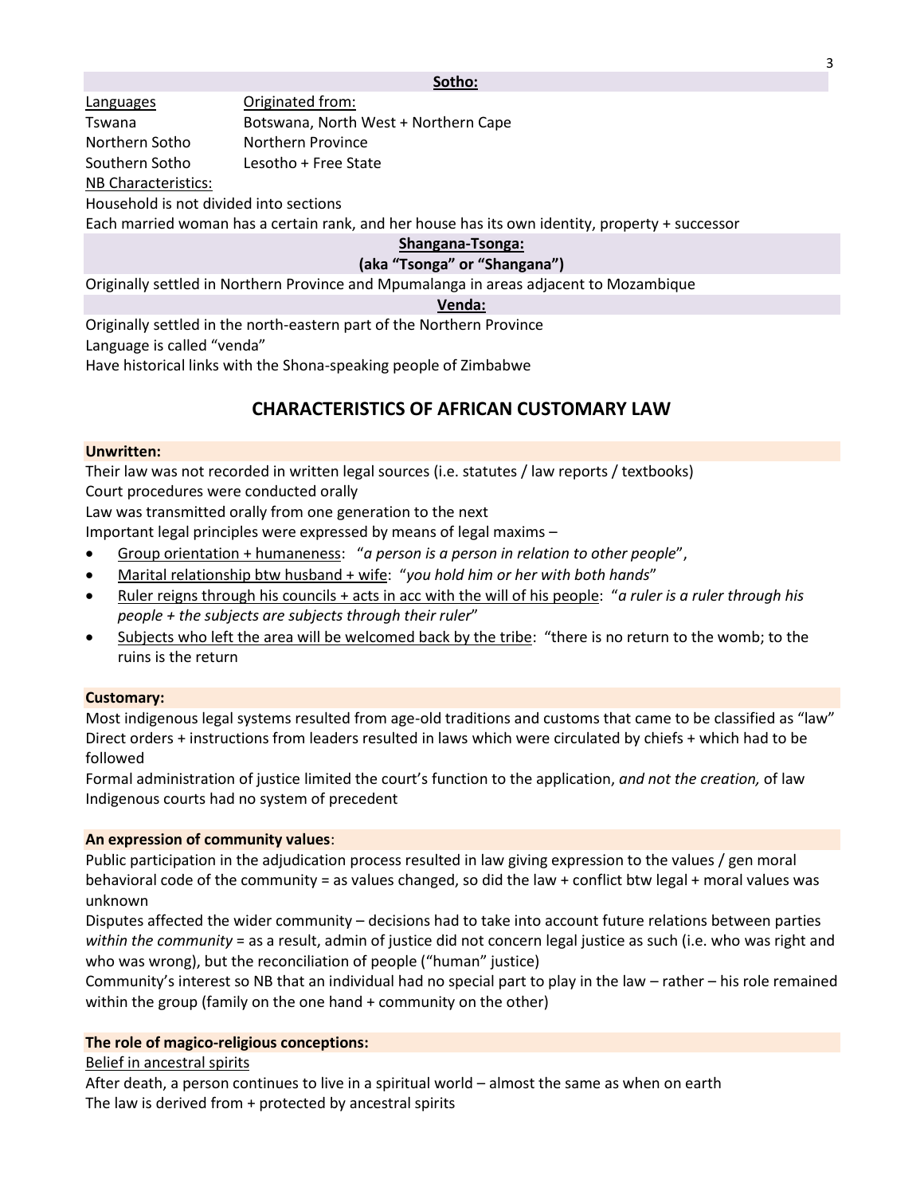**Sotho:**

| Languages | Originated from: |
|---|---|
| Tswana | Botswana, North West + Northern Cape |
| Northern Sotho | Northern Province |
| Southern Sotho | Lesotho + Free State |

NB Characteristics:

Household is not divided into sections

Each married woman has a certain rank, and her house has its own identity, property + successor

**Shangana-Tsonga:**

**(aka "Tsonga" or "Shangana")**

Originally settled in Northern Province and Mpumalanga in areas adjacent to Mozambique

**Venda:**

Originally settled in the north-eastern part of the Northern Province

Language is called "venda"

Have historical links with the Shona-speaking people of Zimbabwe

## CHARACTERISTICS OF AFRICAN CUSTOMARY LAW

**Unwritten:**

Their law was not recorded in written legal sources (i.e. statutes / law reports / textbooks)

Court procedures were conducted orally

Law was transmitted orally from one generation to the next

Important legal principles were expressed by means of legal maxims –

- Group orientation + humaneness: "*a person is a person in relation to other people*",
- Marital relationship btw husband + wife: "*you hold him or her with both hands*"
- Ruler reigns through his councils + acts in acc with the will of his people: "*a ruler is a ruler through his people + the subjects are subjects through their ruler*"
- Subjects who left the area will be welcomed back by the tribe: "there is no return to the womb; to the ruins is the return

**Customary:**

Most indigenous legal systems resulted from age-old traditions and customs that came to be classified as "law"

Direct orders + instructions from leaders resulted in laws which were circulated by chiefs + which had to be followed

Formal administration of justice limited the court's function to the application, *and not the creation,* of law

Indigenous courts had no system of precedent

**An expression of community values**:

Public participation in the adjudication process resulted in law giving expression to the values / gen moral behavioral code of the community = as values changed, so did the law + conflict btw legal + moral values was unknown

Disputes affected the wider community – decisions had to take into account future relations between parties *within the community* = as a result, admin of justice did not concern legal justice as such (i.e. who was right and who was wrong), but the reconciliation of people ("human" justice)

Community's interest so NB that an individual had no special part to play in the law – rather – his role remained within the group (family on the one hand + community on the other)

**The role of magico-religious conceptions:**

Belief in ancestral spirits

After death, a person continues to live in a spiritual world – almost the same as when on earth

The law is derived from + protected by ancestral spirits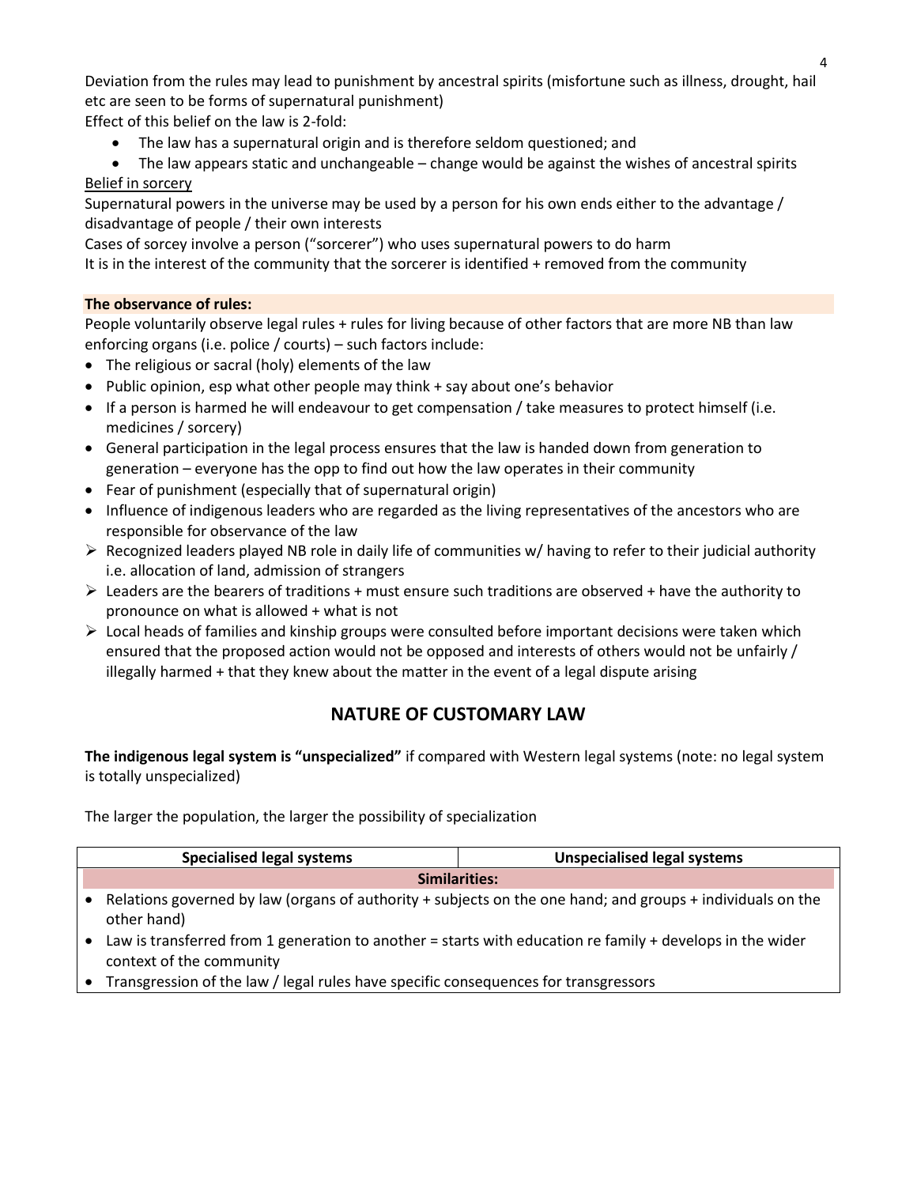Deviation from the rules may lead to punishment by ancestral spirits (misfortune such as illness, drought, hail etc are seen to be forms of supernatural punishment)

Effect of this belief on the law is 2-fold:

- The law has a supernatural origin and is therefore seldom questioned; and
- The law appears static and unchangeable – change would be against the wishes of ancestral spirits

<u>Belief in sorcery</u>

Supernatural powers in the universe may be used by a person for his own ends either to the advantage / disadvantage of people / their own interests

Cases of sorcey involve a person ("sorcerer") who uses supernatural powers to do harm

It is in the interest of the community that the sorcerer is identified + removed from the community

**The observance of rules:**

People voluntarily observe legal rules + rules for living because of other factors that are more NB than law enforcing organs (i.e. police / courts) – such factors include:

- The religious or sacral (holy) elements of the law
- Public opinion, esp what other people may think + say about one's behavior
- If a person is harmed he will endeavour to get compensation / take measures to protect himself (i.e. medicines / sorcery)
- General participation in the legal process ensures that the law is handed down from generation to generation – everyone has the opp to find out how the law operates in their community
- Fear of punishment (especially that of supernatural origin)
- Influence of indigenous leaders who are regarded as the living representatives of the ancestors who are responsible for observance of the law
  - Recognized leaders played NB role in daily life of communities w/ having to refer to their judicial authority i.e. allocation of land, admission of strangers
  - Leaders are the bearers of traditions + must ensure such traditions are observed + have the authority to pronounce on what is allowed + what is not
  - Local heads of families and kinship groups were consulted before important decisions were taken which ensured that the proposed action would not be opposed and interests of others would not be unfairly / illegally harmed + that they knew about the matter in the event of a legal dispute arising

## NATURE OF CUSTOMARY LAW

**The indigenous legal system is "unspecialized"** if compared with Western legal systems (note: no legal system is totally unspecialized)

The larger the population, the larger the possibility of specialization

| Specialised legal systems | Unspecialised legal systems |
|---|---|
| **Similarities:** | |
| • Relations governed by law (organs of authority + subjects on the one hand; and groups + individuals on the other hand) | |
| • Law is transferred from 1 generation to another = starts with education re family + develops in the wider context of the community | |
| • Transgression of the law / legal rules have specific consequences for transgressors | |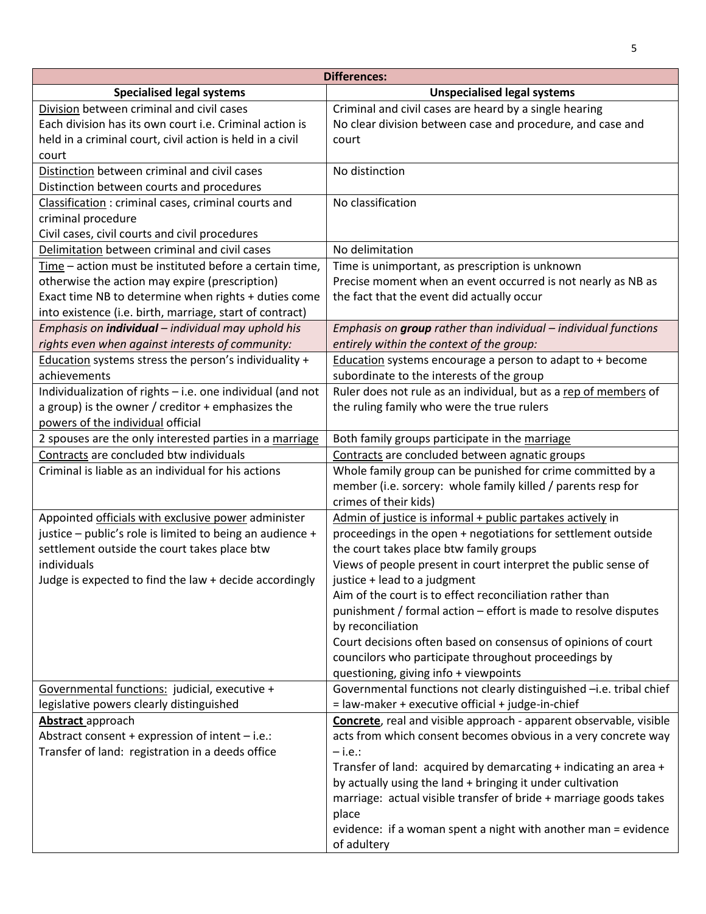| Differences: | |
|---|---|
| **Specialised legal systems** | **Unspecialised legal systems** |
| Division between criminal and civil cases<br>Each division has its own court i.e. Criminal action is held in a criminal court, civil action is held in a civil court | Criminal and civil cases are heard by a single hearing<br>No clear division between case and procedure, and case and court |
| Distinction between criminal and civil cases<br>Distinction between courts and procedures | No distinction |
| Classification : criminal cases, criminal courts and criminal procedure<br>Civil cases, civil courts and civil procedures | No classification |
| Delimitation between criminal and civil cases | No delimitation |
| Time – action must be instituted before a certain time, otherwise the action may expire (prescription)<br>Exact time NB to determine when rights + duties come into existence (i.e. birth, marriage, start of contract) | Time is unimportant, as prescription is unknown<br>Precise moment when an event occurred is not nearly as NB as the fact that the event did actually occur |
| *Emphasis on **individual** – individual may uphold his rights even when against interests of community:* | *Emphasis on **group** rather than individual – individual functions entirely within the context of the group:* |
| Education systems stress the person's individuality + achievements | Education systems encourage a person to adapt to + become subordinate to the interests of the group |
| Individualization of rights – i.e. one individual (and not a group) is the owner / creditor + emphasizes the powers of the individual official | Ruler does not rule as an individual, but as a rep of members of the ruling family who were the true rulers |
| 2 spouses are the only interested parties in a marriage | Both family groups participate in the marriage |
| Contracts are concluded btw individuals | Contracts are concluded between agnatic groups |
| Criminal is liable as an individual for his actions | Whole family group can be punished for crime committed by a member (i.e. sorcery: whole family killed / parents resp for crimes of their kids) |
| Appointed officials with exclusive power administer justice – public's role is limited to being an audience + settlement outside the court takes place btw individuals<br>Judge is expected to find the law + decide accordingly | Admin of justice is informal + public partakes actively in proceedings in the open + negotiations for settlement outside the court takes place btw family groups<br>Views of people present in court interpret the public sense of justice + lead to a judgment<br>Aim of the court is to effect reconciliation rather than punishment / formal action – effort is made to resolve disputes by reconciliation<br>Court decisions often based on consensus of opinions of court councilors who participate throughout proceedings by questioning, giving info + viewpoints |
| Governmental functions: judicial, executive + legislative powers clearly distinguished | Governmental functions not clearly distinguished –i.e. tribal chief = law-maker + executive official + judge-in-chief |
| **Abstract** approach<br>Abstract consent + expression of intent – i.e.:<br>Transfer of land: registration in a deeds office | **Concrete**, real and visible approach - apparent observable, visible acts from which consent becomes obvious in a very concrete way – i.e.:<br>Transfer of land: acquired by demarcating + indicating an area + by actually using the land + bringing it under cultivation<br>marriage: actual visible transfer of bride + marriage goods takes place<br>evidence: if a woman spent a night with another man = evidence of adultery |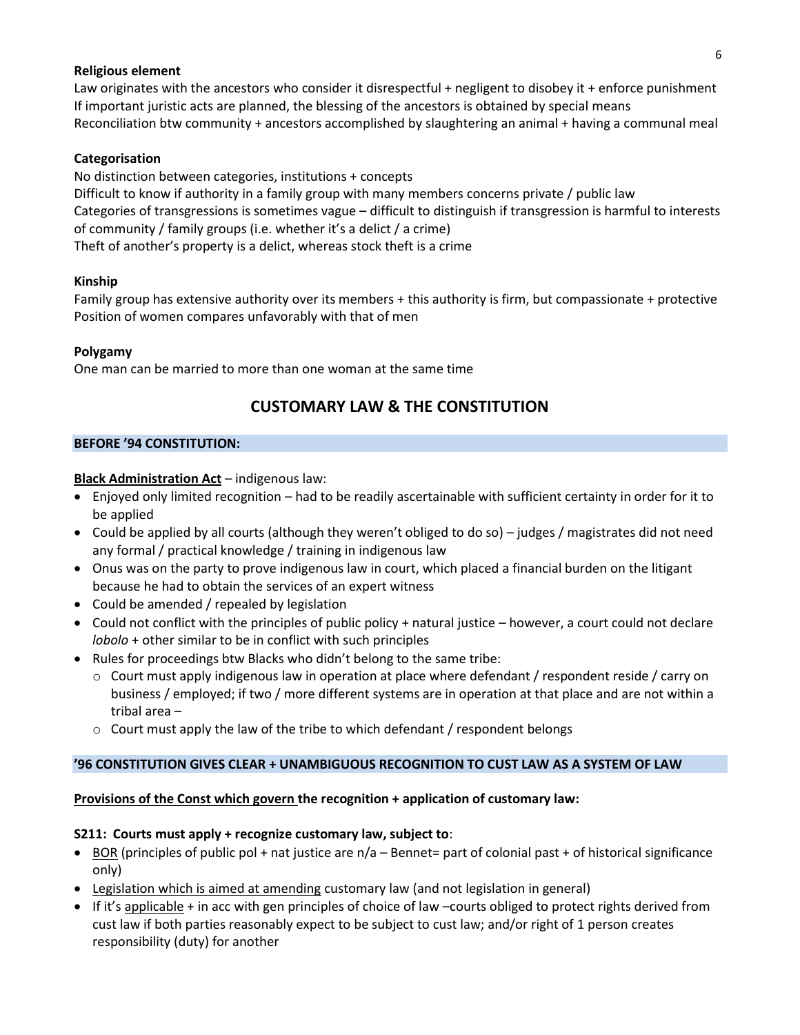**Religious element**

Law originates with the ancestors who consider it disrespectful + negligent to disobey it + enforce punishment
If important juristic acts are planned, the blessing of the ancestors is obtained by special means
Reconciliation btw community + ancestors accomplished by slaughtering an animal + having a communal meal

**Categorisation**

No distinction between categories, institutions + concepts
Difficult to know if authority in a family group with many members concerns private / public law
Categories of transgressions is sometimes vague – difficult to distinguish if transgression is harmful to interests of community / family groups (i.e. whether it's a delict / a crime)
Theft of another's property is a delict, whereas stock theft is a crime

**Kinship**

Family group has extensive authority over its members + this authority is firm, but compassionate + protective
Position of women compares unfavorably with that of men

**Polygamy**

One man can be married to more than one woman at the same time

## CUSTOMARY LAW & THE CONSTITUTION

### BEFORE '94 CONSTITUTION:

**Black Administration Act** – indigenous law:

- Enjoyed only limited recognition – had to be readily ascertainable with sufficient certainty in order for it to be applied
- Could be applied by all courts (although they weren't obliged to do so) – judges / magistrates did not need any formal / practical knowledge / training in indigenous law
- Onus was on the party to prove indigenous law in court, which placed a financial burden on the litigant because he had to obtain the services of an expert witness
- Could be amended / repealed by legislation
- Could not conflict with the principles of public policy + natural justice – however, a court could not declare *lobolo* + other similar to be in conflict with such principles
- Rules for proceedings btw Blacks who didn't belong to the same tribe:
  - Court must apply indigenous law in operation at place where defendant / respondent reside / carry on business / employed; if two / more different systems are in operation at that place and are not within a tribal area –
  - Court must apply the law of the tribe to which defendant / respondent belongs

### '96 CONSTITUTION GIVES CLEAR + UNAMBIGUOUS RECOGNITION TO CUST LAW AS A SYSTEM OF LAW

**Provisions of the Const which govern the recognition + application of customary law:**

**S211: Courts must apply + recognize customary law, subject to**:

- BOR (principles of public pol + nat justice are n/a – Bennet= part of colonial past + of historical significance only)
- Legislation which is aimed at amending customary law (and not legislation in general)
- If it's applicable + in acc with gen principles of choice of law –courts obliged to protect rights derived from cust law if both parties reasonably expect to be subject to cust law; and/or right of 1 person creates responsibility (duty) for another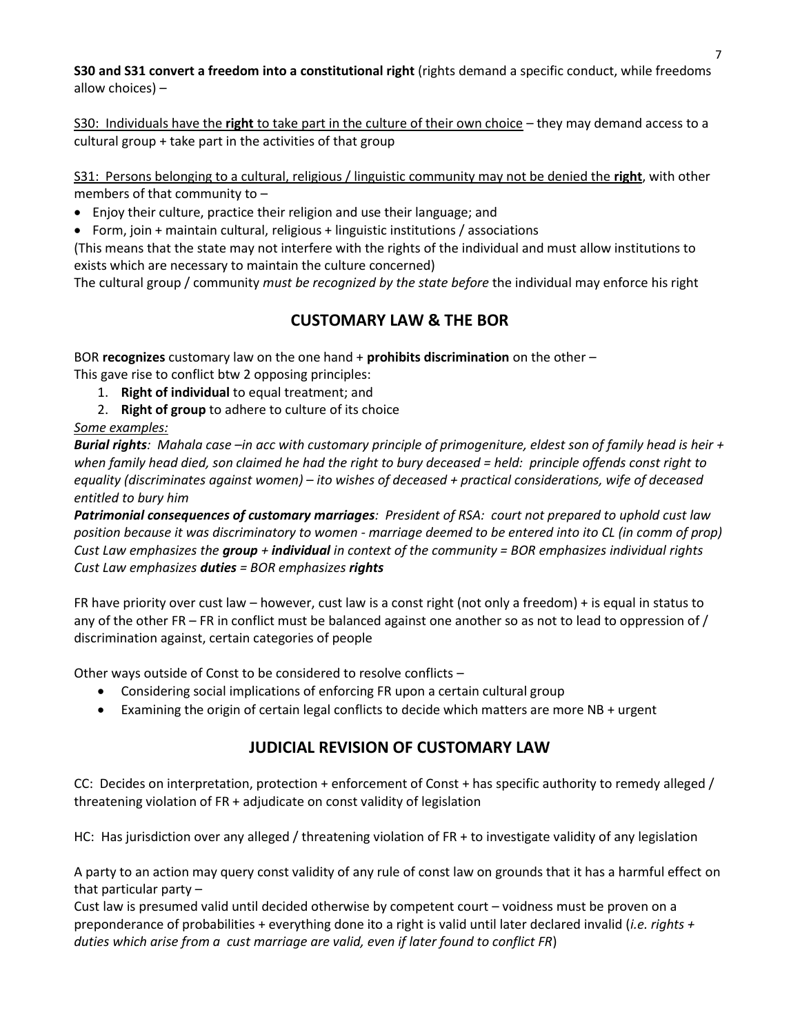**S30 and S31 convert a freedom into a constitutional right** (rights demand a specific conduct, while freedoms allow choices) –

<u>S30: Individuals have the **right** to take part in the culture of their own choice</u> – they may demand access to a cultural group + take part in the activities of that group

<u>S31: Persons belonging to a cultural, religious / linguistic community may not be denied the **right**</u>, with other members of that community to –

- Enjoy their culture, practice their religion and use their language; and
- Form, join + maintain cultural, religious + linguistic institutions / associations

(This means that the state may not interfere with the rights of the individual and must allow institutions to exists which are necessary to maintain the culture concerned)
The cultural group / community *must be recognized by the state before* the individual may enforce his right

## CUSTOMARY LAW & THE BOR

BOR **recognizes** customary law on the one hand + **prohibits discrimination** on the other –
This gave rise to conflict btw 2 opposing principles:

1. **Right of individual** to equal treatment; and
2. **Right of group** to adhere to culture of its choice

<u>*Some examples:*</u>
***Burial rights****: Mahala case –in acc with customary principle of primogeniture, eldest son of family head is heir + when family head died, son claimed he had the right to bury deceased = held: principle offends const right to equality (discriminates against women) – ito wishes of deceased + practical considerations, wife of deceased entitled to bury him*
***Patrimonial consequences of customary marriages****: President of RSA: court not prepared to uphold cust law position because it was discriminatory to women - marriage deemed to be entered into ito CL (in comm of prop)*
*Cust Law emphasizes the* ***group*** *+* ***individual*** *in context of the community = BOR emphasizes individual rights*
*Cust Law emphasizes* ***duties*** *= BOR emphasizes* ***rights***

FR have priority over cust law – however, cust law is a const right (not only a freedom) + is equal in status to any of the other FR – FR in conflict must be balanced against one another so as not to lead to oppression of / discrimination against, certain categories of people

Other ways outside of Const to be considered to resolve conflicts –

- Considering social implications of enforcing FR upon a certain cultural group
- Examining the origin of certain legal conflicts to decide which matters are more NB + urgent

## JUDICIAL REVISION OF CUSTOMARY LAW

CC: Decides on interpretation, protection + enforcement of Const + has specific authority to remedy alleged / threatening violation of FR + adjudicate on const validity of legislation

HC: Has jurisdiction over any alleged / threatening violation of FR + to investigate validity of any legislation

A party to an action may query const validity of any rule of const law on grounds that it has a harmful effect on that particular party –
Cust law is presumed valid until decided otherwise by competent court – voidness must be proven on a preponderance of probabilities + everything done ito a right is valid until later declared invalid (*i.e. rights + duties which arise from a cust marriage are valid, even if later found to conflict FR*)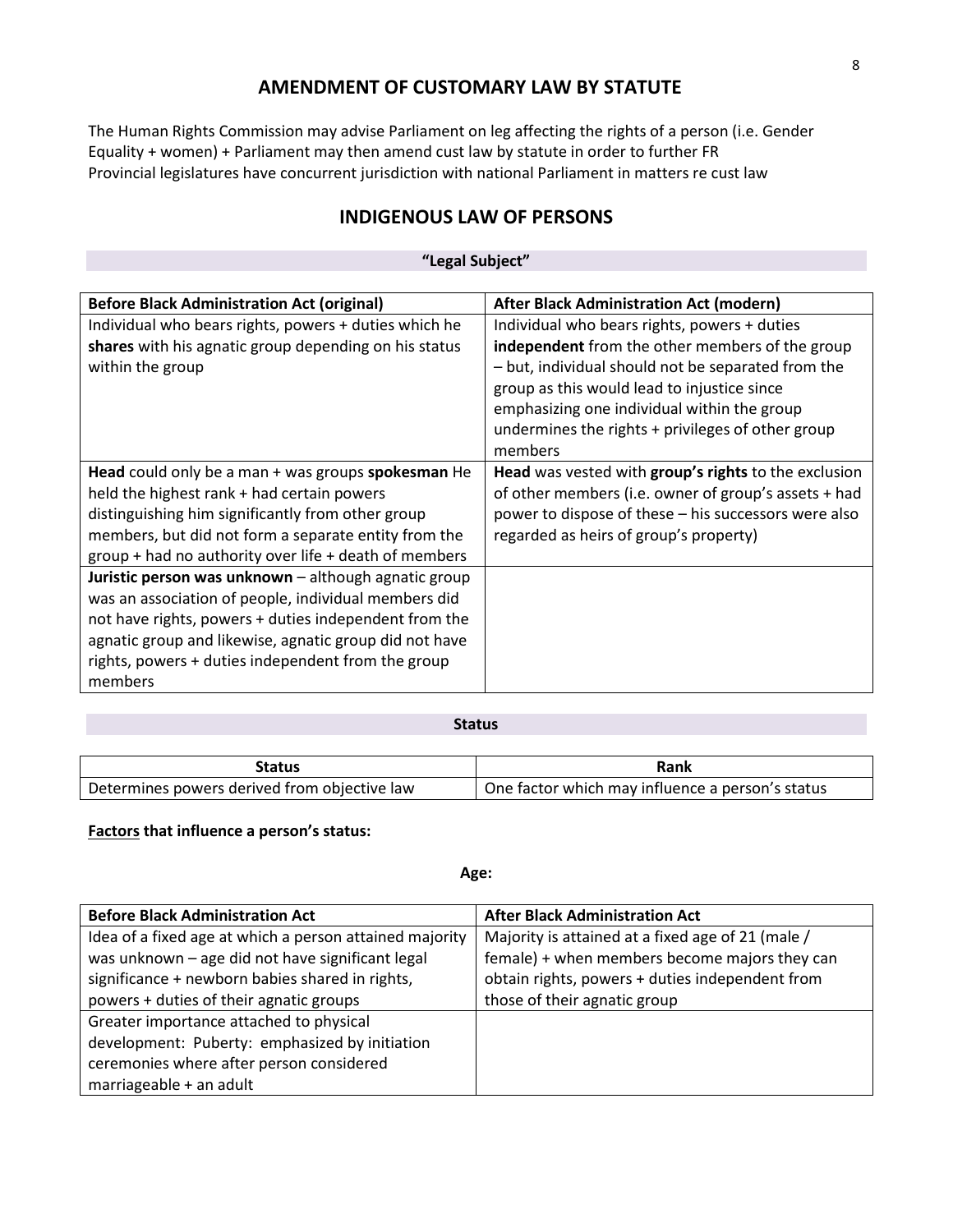## AMENDMENT OF CUSTOMARY LAW BY STATUTE

The Human Rights Commission may advise Parliament on leg affecting the rights of a person (i.e. Gender Equality + women) + Parliament may then amend cust law by statute in order to further FR
Provincial legislatures have concurrent jurisdiction with national Parliament in matters re cust law

## INDIGENOUS LAW OF PERSONS

### "Legal Subject"

| Before Black Administration Act (original) | After Black Administration Act (modern) |
|---|---|
| Individual who bears rights, powers + duties which he **shares** with his agnatic group depending on his status within the group | Individual who bears rights, powers + duties **independent** from the other members of the group – but, individual should not be separated from the group as this would lead to injustice since emphasizing one individual within the group undermines the rights + privileges of other group members |
| **Head** could only be a man + was groups **spokesman** He held the highest rank + had certain powers distinguishing him significantly from other group members, but did not form a separate entity from the group + had no authority over life + death of members | **Head** was vested with **group's rights** to the exclusion of other members (i.e. owner of group's assets + had power to dispose of these – his successors were also regarded as heirs of group's property) |
| **Juristic person was unknown** – although agnatic group was an association of people, individual members did not have rights, powers + duties independent from the agnatic group and likewise, agnatic group did not have rights, powers + duties independent from the group members | |

### Status

| Status | Rank |
|---|---|
| Determines powers derived from objective law | One factor which may influence a person's status |

**<u>Factors</u> that influence a person's status:**

**Age:**

| Before Black Administration Act | After Black Administration Act |
|---|---|
| Idea of a fixed age at which a person attained majority was unknown – age did not have significant legal significance + newborn babies shared in rights, powers + duties of their agnatic groups | Majority is attained at a fixed age of 21 (male / female) + when members become majors they can obtain rights, powers + duties independent from those of their agnatic group |
| Greater importance attached to physical development: Puberty: emphasized by initiation ceremonies where after person considered marriageable + an adult | |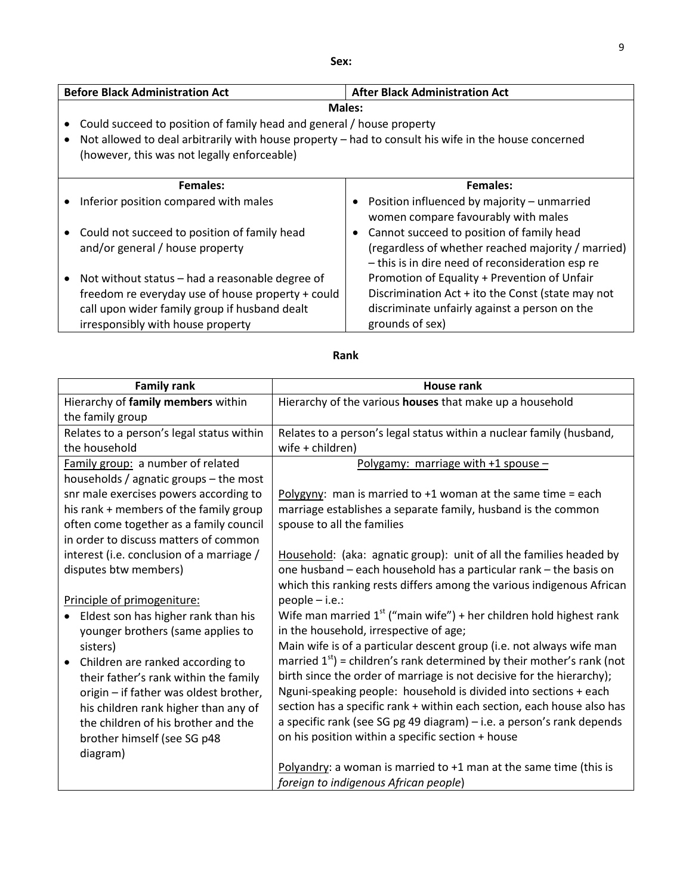**Sex:**

| Before Black Administration Act | After Black Administration Act |
|---|---|
| **Males:**<br>• Could succeed to position of family head and general / house property<br>• Not allowed to deal arbitrarily with house property – had to consult his wife in the house concerned (however, this was not legally enforceable) | |
| **Females:**<br>• Inferior position compared with males<br>• Could not succeed to position of family head and/or general / house property<br>• Not without status – had a reasonable degree of freedom re everyday use of house property + could call upon wider family group if husband dealt irresponsibly with house property | **Females:**<br>• Position influenced by majority – unmarried women compare favourably with males<br>• Cannot succeed to position of family head (regardless of whether reached majority / married) – this is in dire need of reconsideration esp re Promotion of Equality + Prevention of Unfair Discrimination Act + ito the Const (state may not discriminate unfairly against a person on the grounds of sex) |

**Rank**

| Family rank | House rank |
|---|---|
| Hierarchy of **family members** within the family group | Hierarchy of the various **houses** that make up a household |
| Relates to a person's legal status within the household | Relates to a person's legal status within a nuclear family (husband, wife + children) |
| Family group: a number of related households / agnatic groups – the most snr male exercises powers according to his rank + members of the family group often come together as a family council in order to discuss matters of common interest (i.e. conclusion of a marriage / disputes btw members)<br><br>Principle of primogeniture:<br>• Eldest son has higher rank than his younger brothers (same applies to sisters)<br>• Children are ranked according to their father's rank within the family origin – if father was oldest brother, his children rank higher than any of the children of his brother and the brother himself (see SG p48 diagram) | Polygamy: marriage with +1 spouse –<br><br>Polygyny: man is married to +1 woman at the same time = each marriage establishes a separate family, husband is the common spouse to all the families<br><br>Household: (aka: agnatic group): unit of all the families headed by one husband – each household has a particular rank – the basis on which this ranking rests differs among the various indigenous African people – i.e.:<br>Wife man married 1st ("main wife") + her children hold highest rank in the household, irrespective of age;<br>Main wife is of a particular descent group (i.e. not always wife man married 1st) = children's rank determined by their mother's rank (not birth since the order of marriage is not decisive for the hierarchy);<br>Nguni-speaking people: household is divided into sections + each section has a specific rank + within each section, each house also has a specific rank (see SG pg 49 diagram) – i.e. a person's rank depends on his position within a specific section + house<br><br>Polyandry: a woman is married to +1 man at the same time (this is *foreign to indigenous African people*) |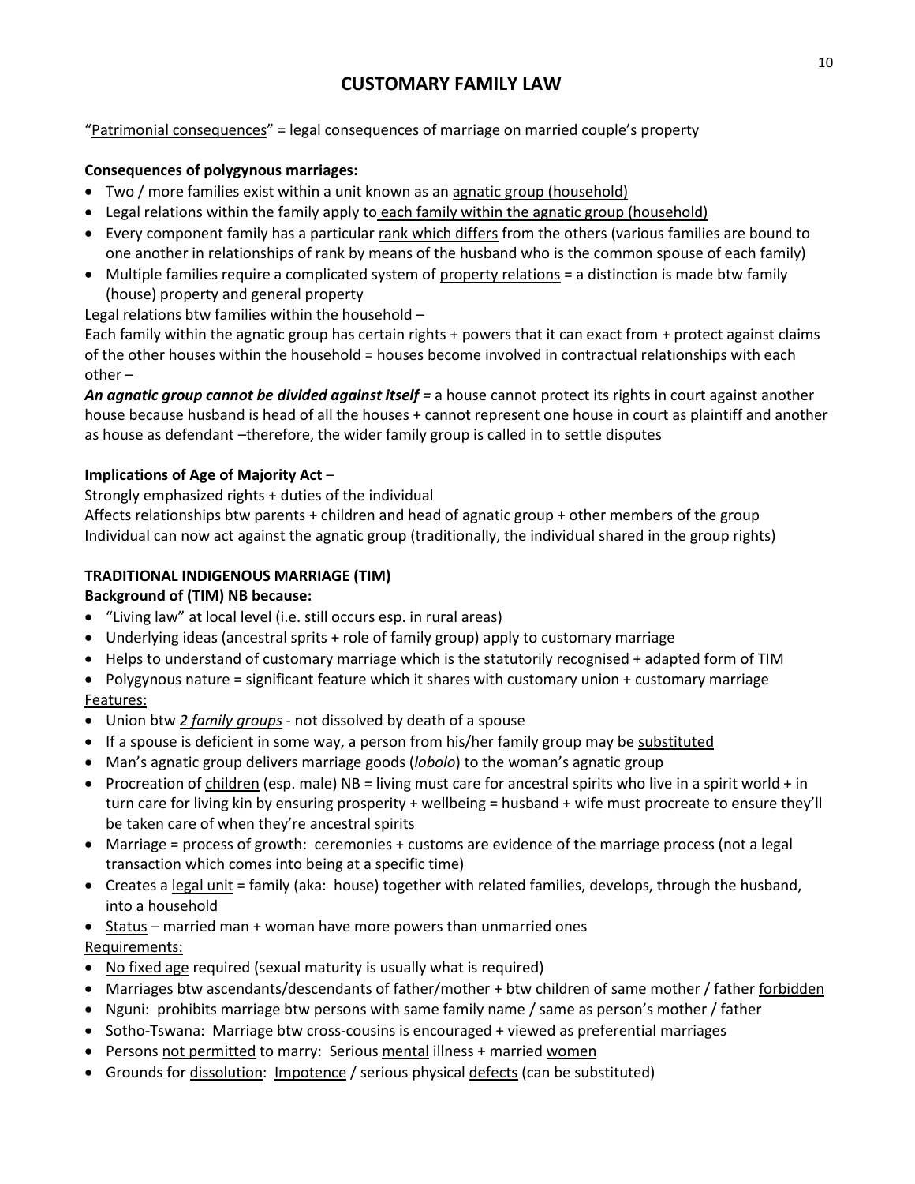# CUSTOMARY FAMILY LAW

"Patrimonial consequences" = legal consequences of marriage on married couple's property

**Consequences of polygynous marriages:**

- Two / more families exist within a unit known as an agnatic group (household)
- Legal relations within the family apply to each family within the agnatic group (household)
- Every component family has a particular rank which differs from the others (various families are bound to one another in relationships of rank by means of the husband who is the common spouse of each family)
- Multiple families require a complicated system of property relations = a distinction is made btw family (house) property and general property

Legal relations btw families within the household –

Each family within the agnatic group has certain rights + powers that it can exact from + protect against claims of the other houses within the household = houses become involved in contractual relationships with each other –

***An agnatic group cannot be divided against itself*** = a house cannot protect its rights in court against another house because husband is head of all the houses + cannot represent one house in court as plaintiff and another as house as defendant –therefore, the wider family group is called in to settle disputes

**Implications of Age of Majority Act** –

Strongly emphasized rights + duties of the individual

Affects relationships btw parents + children and head of agnatic group + other members of the group

Individual can now act against the agnatic group (traditionally, the individual shared in the group rights)

**TRADITIONAL INDIGENOUS MARRIAGE (TIM)**

**Background of (TIM) NB because:**

- "Living law" at local level (i.e. still occurs esp. in rural areas)
- Underlying ideas (ancestral sprits + role of family group) apply to customary marriage
- Helps to understand of customary marriage which is the statutorily recognised + adapted form of TIM
- Polygynous nature = significant feature which it shares with customary union + customary marriage

Features:

- Union btw *2 family groups* - not dissolved by death of a spouse
- If a spouse is deficient in some way, a person from his/her family group may be substituted
- Man's agnatic group delivers marriage goods (*lobolo*) to the woman's agnatic group
- Procreation of children (esp. male) NB = living must care for ancestral spirits who live in a spirit world + in turn care for living kin by ensuring prosperity + wellbeing = husband + wife must procreate to ensure they'll be taken care of when they're ancestral spirits
- Marriage = process of growth: ceremonies + customs are evidence of the marriage process (not a legal transaction which comes into being at a specific time)
- Creates a legal unit = family (aka: house) together with related families, develops, through the husband, into a household
- Status – married man + woman have more powers than unmarried ones

Requirements:

- No fixed age required (sexual maturity is usually what is required)
- Marriages btw ascendants/descendants of father/mother + btw children of same mother / father forbidden
- Nguni: prohibits marriage btw persons with same family name / same as person's mother / father
- Sotho-Tswana: Marriage btw cross-cousins is encouraged + viewed as preferential marriages
- Persons not permitted to marry: Serious mental illness + married women
- Grounds for dissolution: Impotence / serious physical defects (can be substituted)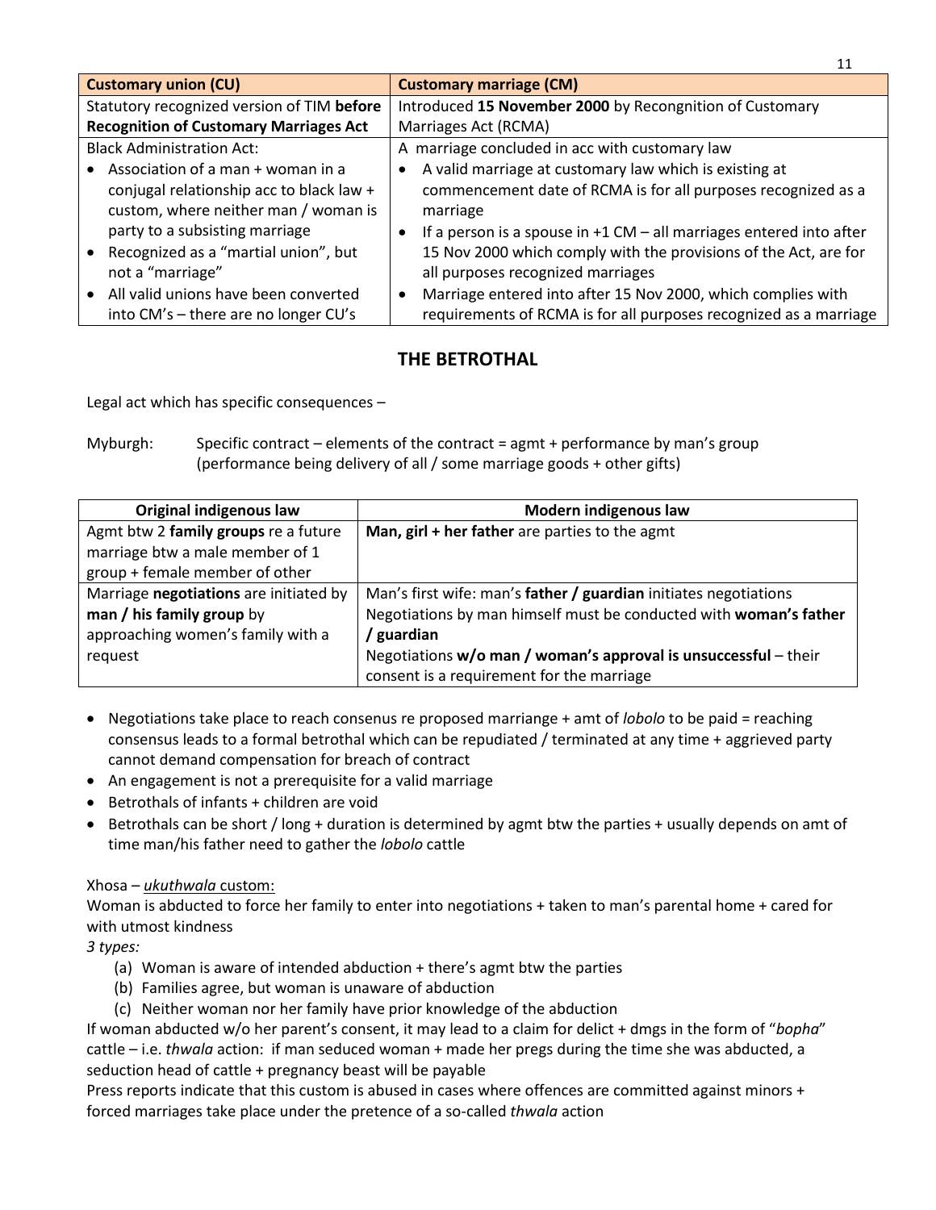| **Customary union (CU)** | **Customary marriage (CM)** |
|---|---|
| Statutory recognized version of TIM **before Recognition of Customary Marriages Act** | Introduced **15 November 2000** by Recongnition of Customary Marriages Act (RCMA) |
| Black Administration Act:<br>• Association of a man + woman in a conjugal relationship acc to black law + custom, where neither man / woman is party to a subsisting marriage<br>• Recognized as a "martial union", but not a "marriage"<br>• All valid unions have been converted into CM's – there are no longer CU's | A marriage concluded in acc with customary law<br>• A valid marriage at customary law which is existing at commencement date of RCMA is for all purposes recognized as a marriage<br>• If a person is a spouse in +1 CM – all marriages entered into after 15 Nov 2000 which comply with the provisions of the Act, are for all purposes recognized marriages<br>• Marriage entered into after 15 Nov 2000, which complies with requirements of RCMA is for all purposes recognized as a marriage |

## THE BETROTHAL

Legal act which has specific consequences –

Myburgh: Specific contract – elements of the contract = agmt + performance by man's group (performance being delivery of all / some marriage goods + other gifts)

| Original indigenous law | Modern indigenous law |
|---|---|
| Agmt btw 2 **family groups** re a future marriage btw a male member of 1 group + female member of other | **Man, girl + her father** are parties to the agmt |
| Marriage **negotiations** are initiated by **man / his family group** by approaching women's family with a request | Man's first wife: man's **father / guardian** initiates negotiations<br>Negotiations by man himself must be conducted with **woman's father / guardian**<br>Negotiations **w/o man / woman's approval is unsuccessful** – their consent is a requirement for the marriage |

- Negotiations take place to reach consenus re proposed marriange + amt of *lobolo* to be paid = reaching consensus leads to a formal betrothal which can be repudiated / terminated at any time + aggrieved party cannot demand compensation for breach of contract
- An engagement is not a prerequisite for a valid marriage
- Betrothals of infants + children are void
- Betrothals can be short / long + duration is determined by agmt btw the parties + usually depends on amt of time man/his father need to gather the *lobolo* cattle

Xhosa – <u>*ukuthwala* custom:</u>

Woman is abducted to force her family to enter into negotiations + taken to man's parental home + cared for with utmost kindness

*3 types:*

(a) Woman is aware of intended abduction + there's agmt btw the parties
(b) Families agree, but woman is unaware of abduction
(c) Neither woman nor her family have prior knowledge of the abduction

If woman abducted w/o her parent's consent, it may lead to a claim for delict + dmgs in the form of "*bopha*" cattle – i.e. *thwala* action: if man seduced woman + made her pregs during the time she was abducted, a seduction head of cattle + pregnancy beast will be payable

Press reports indicate that this custom is abused in cases where offences are committed against minors + forced marriages take place under the pretence of a so-called *thwala* action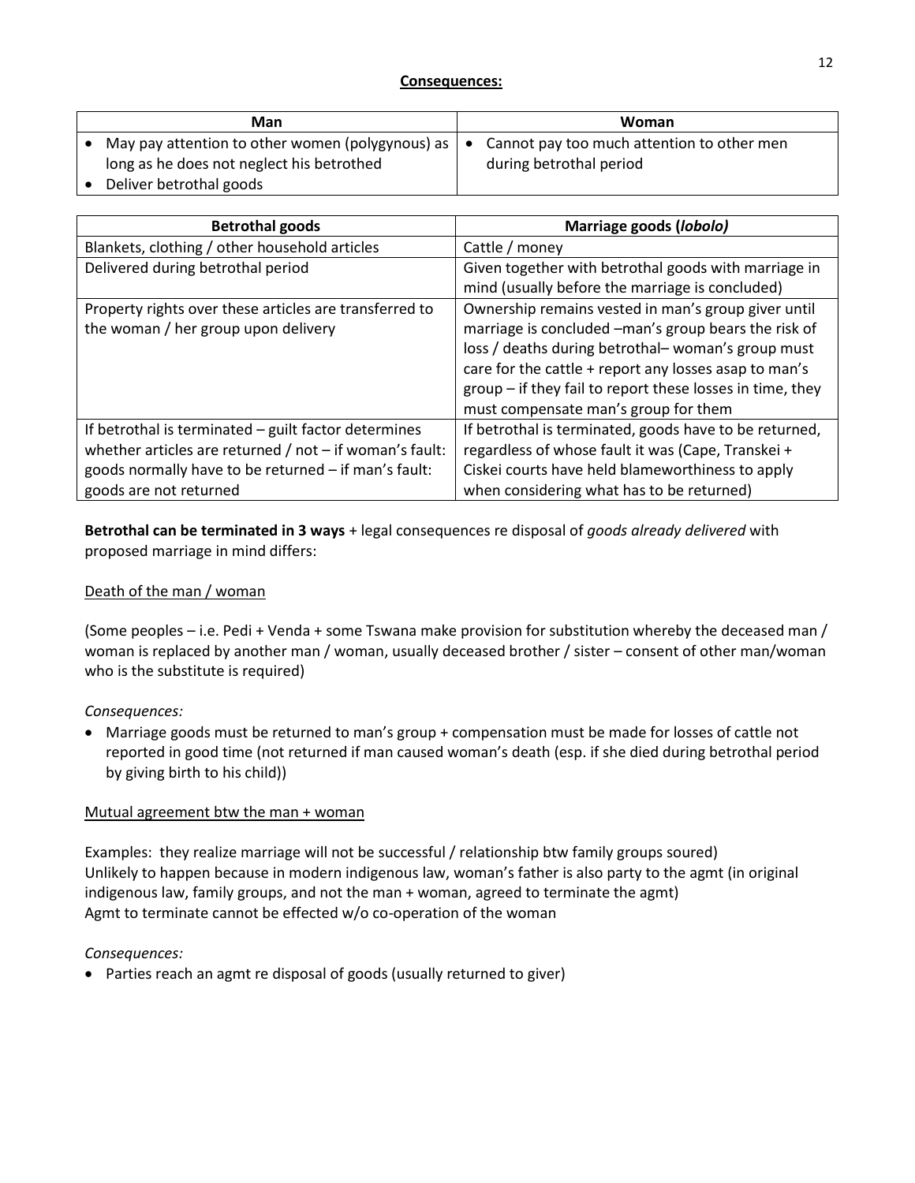**Consequences:**

| Man | Woman |
|---|---|
| • May pay attention to other women (polygynous) as long as he does not neglect his betrothed<br>• Deliver betrothal goods | • Cannot pay too much attention to other men during betrothal period |

| Betrothal goods | Marriage goods (*lobolo)* |
|---|---|
| Blankets, clothing / other household articles | Cattle / money |
| Delivered during betrothal period | Given together with betrothal goods with marriage in mind (usually before the marriage is concluded) |
| Property rights over these articles are transferred to the woman / her group upon delivery | Ownership remains vested in man's group giver until marriage is concluded –man's group bears the risk of loss / deaths during betrothal– woman's group must care for the cattle + report any losses asap to man's group – if they fail to report these losses in time, they must compensate man's group for them |
| If betrothal is terminated – guilt factor determines whether articles are returned / not – if woman's fault: goods normally have to be returned – if man's fault: goods are not returned | If betrothal is terminated, goods have to be returned, regardless of whose fault it was (Cape, Transkei + Ciskei courts have held blameworthiness to apply when considering what has to be returned) |

**Betrothal can be terminated in 3 ways** + legal consequences re disposal of *goods already delivered* with proposed marriage in mind differs:

Death of the man / woman

(Some peoples – i.e. Pedi + Venda + some Tswana make provision for substitution whereby the deceased man / woman is replaced by another man / woman, usually deceased brother / sister – consent of other man/woman who is the substitute is required)

*Consequences:*

- Marriage goods must be returned to man's group + compensation must be made for losses of cattle not reported in good time (not returned if man caused woman's death (esp. if she died during betrothal period by giving birth to his child))

Mutual agreement btw the man + woman

Examples: they realize marriage will not be successful / relationship btw family groups soured)
Unlikely to happen because in modern indigenous law, woman's father is also party to the agmt (in original indigenous law, family groups, and not the man + woman, agreed to terminate the agmt)
Agmt to terminate cannot be effected w/o co-operation of the woman

*Consequences:*

- Parties reach an agmt re disposal of goods (usually returned to giver)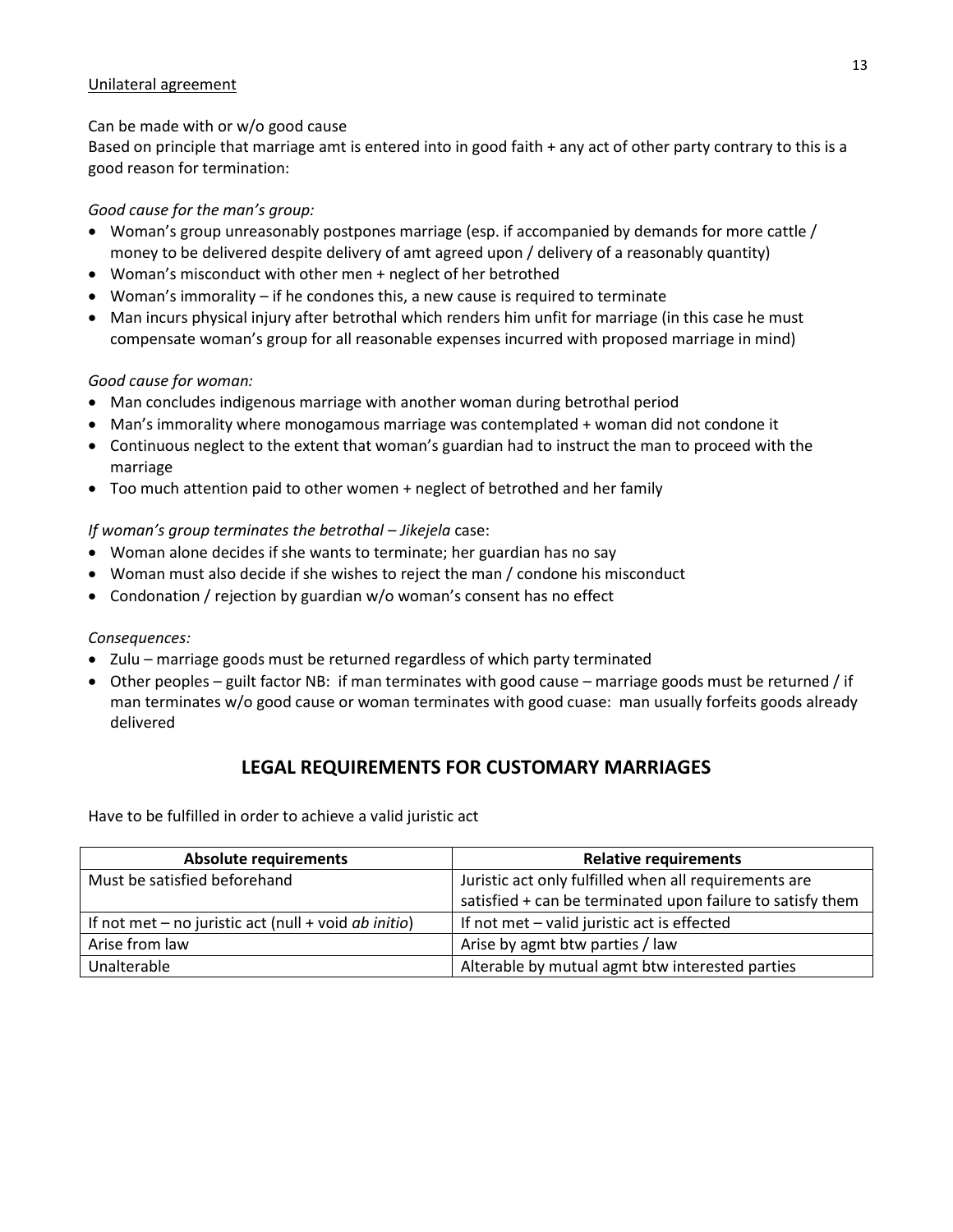Unilateral agreement

Can be made with or w/o good cause

Based on principle that marriage amt is entered into in good faith + any act of other party contrary to this is a good reason for termination:

*Good cause for the man's group:*

- Woman's group unreasonably postpones marriage (esp. if accompanied by demands for more cattle / money to be delivered despite delivery of amt agreed upon / delivery of a reasonably quantity)
- Woman's misconduct with other men + neglect of her betrothed
- Woman's immorality – if he condones this, a new cause is required to terminate
- Man incurs physical injury after betrothal which renders him unfit for marriage (in this case he must compensate woman's group for all reasonable expenses incurred with proposed marriage in mind)

*Good cause for woman:*

- Man concludes indigenous marriage with another woman during betrothal period
- Man's immorality where monogamous marriage was contemplated + woman did not condone it
- Continuous neglect to the extent that woman's guardian had to instruct the man to proceed with the marriage
- Too much attention paid to other women + neglect of betrothed and her family

*If woman's group terminates the betrothal – Jikejela* case:

- Woman alone decides if she wants to terminate; her guardian has no say
- Woman must also decide if she wishes to reject the man / condone his misconduct
- Condonation / rejection by guardian w/o woman's consent has no effect

*Consequences:*

- Zulu – marriage goods must be returned regardless of which party terminated
- Other peoples – guilt factor NB: if man terminates with good cause – marriage goods must be returned / if man terminates w/o good cause or woman terminates with good cuase: man usually forfeits goods already delivered

## LEGAL REQUIREMENTS FOR CUSTOMARY MARRIAGES

Have to be fulfilled in order to achieve a valid juristic act

| Absolute requirements | Relative requirements |
| --- | --- |
| Must be satisfied beforehand | Juristic act only fulfilled when all requirements are satisfied + can be terminated upon failure to satisfy them |
| If not met – no juristic act (null + void *ab initio*) | If not met – valid juristic act is effected |
| Arise from law | Arise by agmt btw parties / law |
| Unalterable | Alterable by mutual agmt btw interested parties |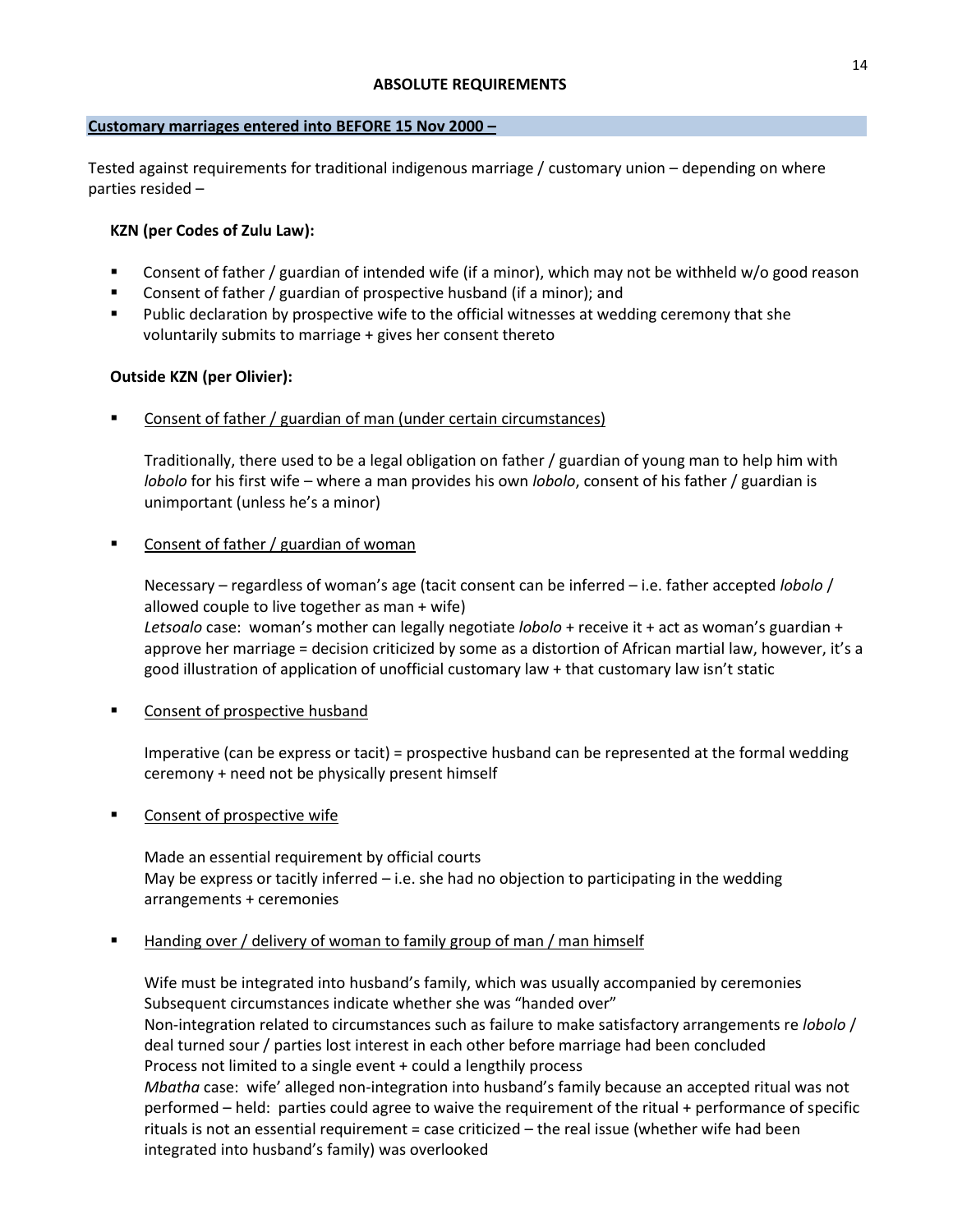## ABSOLUTE REQUIREMENTS

**Customary marriages entered into BEFORE 15 Nov 2000 –**

Tested against requirements for traditional indigenous marriage / customary union – depending on where parties resided –

**KZN (per Codes of Zulu Law):**

- Consent of father / guardian of intended wife (if a minor), which may not be withheld w/o good reason
- Consent of father / guardian of prospective husband (if a minor); and
- Public declaration by prospective wife to the official witnesses at wedding ceremony that she voluntarily submits to marriage + gives her consent thereto

**Outside KZN (per Olivier):**

- Consent of father / guardian of man (under certain circumstances)

  Traditionally, there used to be a legal obligation on father / guardian of young man to help him with *lobolo* for his first wife – where a man provides his own *lobolo*, consent of his father / guardian is unimportant (unless he's a minor)

- Consent of father / guardian of woman

  Necessary – regardless of woman's age (tacit consent can be inferred – i.e. father accepted *lobolo* / allowed couple to live together as man + wife)
  *Letsoalo* case: woman's mother can legally negotiate *lobolo* + receive it + act as woman's guardian + approve her marriage = decision criticized by some as a distortion of African martial law, however, it's a good illustration of application of unofficial customary law + that customary law isn't static

- Consent of prospective husband

  Imperative (can be express or tacit) = prospective husband can be represented at the formal wedding ceremony + need not be physically present himself

- Consent of prospective wife

  Made an essential requirement by official courts
  May be express or tacitly inferred – i.e. she had no objection to participating in the wedding arrangements + ceremonies

- Handing over / delivery of woman to family group of man / man himself

  Wife must be integrated into husband's family, which was usually accompanied by ceremonies
  Subsequent circumstances indicate whether she was "handed over"
  Non-integration related to circumstances such as failure to make satisfactory arrangements re *lobolo* / deal turned sour / parties lost interest in each other before marriage had been concluded
  Process not limited to a single event + could a lengthily process
  *Mbatha* case: wife' alleged non-integration into husband's family because an accepted ritual was not performed – held: parties could agree to waive the requirement of the ritual + performance of specific rituals is not an essential requirement = case criticized – the real issue (whether wife had been integrated into husband's family) was overlooked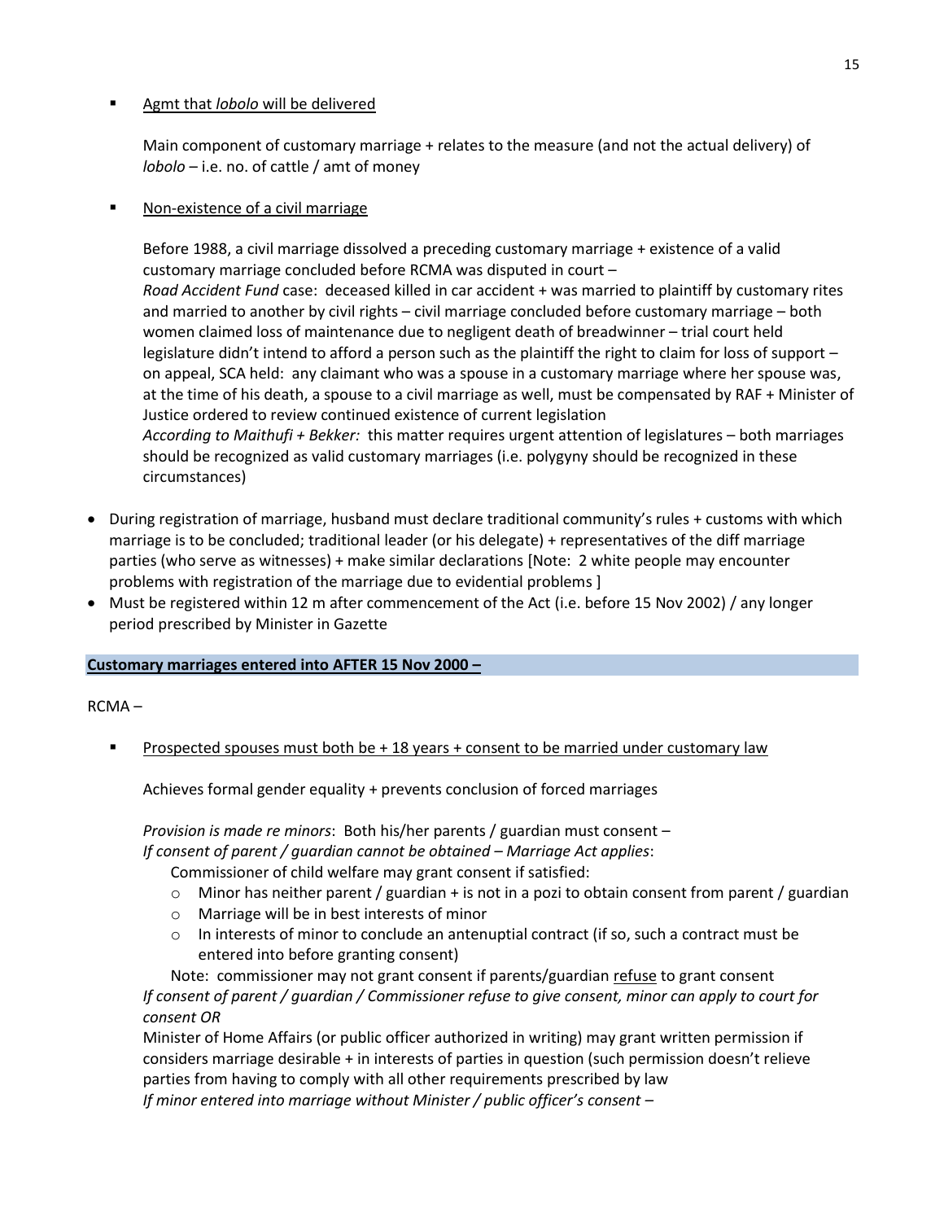- Agmt that *lobolo* will be delivered

  Main component of customary marriage + relates to the measure (and not the actual delivery) of *lobolo* – i.e. no. of cattle / amt of money

- Non-existence of a civil marriage

  Before 1988, a civil marriage dissolved a preceding customary marriage + existence of a valid customary marriage concluded before RCMA was disputed in court –
  *Road Accident Fund* case: deceased killed in car accident + was married to plaintiff by customary rites and married to another by civil rights – civil marriage concluded before customary marriage – both women claimed loss of maintenance due to negligent death of breadwinner – trial court held legislature didn't intend to afford a person such as the plaintiff the right to claim for loss of support – on appeal, SCA held: any claimant who was a spouse in a customary marriage where her spouse was, at the time of his death, a spouse to a civil marriage as well, must be compensated by RAF + Minister of Justice ordered to review continued existence of current legislation
  *According to Maithufi + Bekker:* this matter requires urgent attention of legislatures – both marriages should be recognized as valid customary marriages (i.e. polygyny should be recognized in these circumstances)

- During registration of marriage, husband must declare traditional community's rules + customs with which marriage is to be concluded; traditional leader (or his delegate) + representatives of the diff marriage parties (who serve as witnesses) + make similar declarations [Note: 2 white people may encounter problems with registration of the marriage due to evidential problems ]
- Must be registered within 12 m after commencement of the Act (i.e. before 15 Nov 2002) / any longer period prescribed by Minister in Gazette

**Customary marriages entered into AFTER 15 Nov 2000 –**

RCMA –

- Prospected spouses must both be + 18 years + consent to be married under customary law

  Achieves formal gender equality + prevents conclusion of forced marriages

  *Provision is made re minors*: Both his/her parents / guardian must consent –
  *If consent of parent / guardian cannot be obtained – Marriage Act applies*:
  Commissioner of child welfare may grant consent if satisfied:
  - Minor has neither parent / guardian + is not in a pozi to obtain consent from parent / guardian
  - Marriage will be in best interests of minor
  - In interests of minor to conclude an antenuptial contract (if so, such a contract must be entered into before granting consent)

  Note: commissioner may not grant consent if parents/guardian refuse to grant consent
  *If consent of parent / guardian / Commissioner refuse to give consent, minor can apply to court for consent OR*
  Minister of Home Affairs (or public officer authorized in writing) may grant written permission if considers marriage desirable + in interests of parties in question (such permission doesn't relieve parties from having to comply with all other requirements prescribed by law
  *If minor entered into marriage without Minister / public officer's consent –*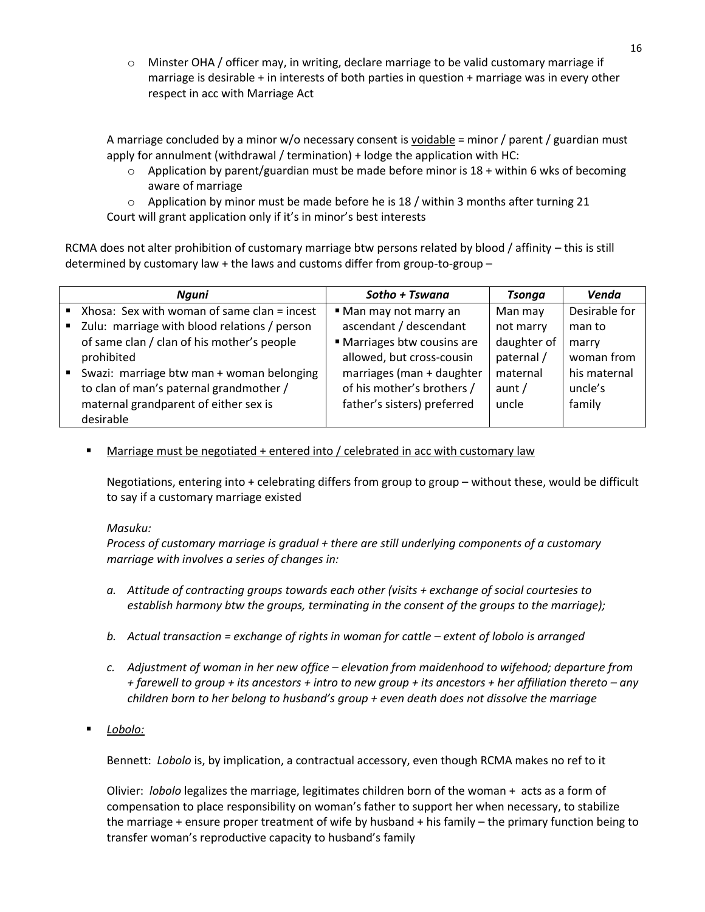- Minster OHA / officer may, in writing, declare marriage to be valid customary marriage if marriage is desirable + in interests of both parties in question + marriage was in every other respect in acc with Marriage Act

A marriage concluded by a minor w/o necessary consent is <u>voidable</u> = minor / parent / guardian must apply for annulment (withdrawal / termination) + lodge the application with HC:

- Application by parent/guardian must be made before minor is 18 + within 6 wks of becoming aware of marriage
- Application by minor must be made before he is 18 / within 3 months after turning 21

Court will grant application only if it's in minor's best interests

RCMA does not alter prohibition of customary marriage btw persons related by blood / affinity – this is still determined by customary law + the laws and customs differ from group-to-group –

| *Nguni* | *Sotho + Tswana* | *Tsonga* | *Venda* |
|---|---|---|---|
| ▪ Xhosa: Sex with woman of same clan = incest<br>▪ Zulu: marriage with blood relations / person of same clan / clan of his mother's people prohibited<br>▪ Swazi: marriage btw man + woman belonging to clan of man's paternal grandmother / maternal grandparent of either sex is desirable | ▪ Man may not marry an ascendant / descendant<br>▪ Marriages btw cousins are allowed, but cross-cousin marriages (man + daughter of his mother's brothers / father's sisters) preferred | Man may not marry daughter of paternal / maternal aunt / uncle | Desirable for man to marry woman from his maternal uncle's family |

- <u>Marriage must be negotiated + entered into / celebrated in acc with customary law</u>

  Negotiations, entering into + celebrating differs from group to group – without these, would be difficult to say if a customary marriage existed

  *Masuku:*
  *Process of customary marriage is gradual + there are still underlying components of a customary marriage with involves a series of changes in:*

  a. *Attitude of contracting groups towards each other (visits + exchange of social courtesies to establish harmony btw the groups, terminating in the consent of the groups to the marriage);*

  b. *Actual transaction = exchange of rights in woman for cattle – extent of lobolo is arranged*

  c. *Adjustment of woman in her new office – elevation from maidenhood to wifehood; departure from + farewell to group + its ancestors + intro to new group + its ancestors + her affiliation thereto – any children born to her belong to husband's group + even death does not dissolve the marriage*

- <u>*Lobolo:*</u>

  Bennett: *Lobolo* is, by implication, a contractual accessory, even though RCMA makes no ref to it

  Olivier: *lobolo* legalizes the marriage, legitimates children born of the woman + acts as a form of compensation to place responsibility on woman's father to support her when necessary, to stabilize the marriage + ensure proper treatment of wife by husband + his family – the primary function being to transfer woman's reproductive capacity to husband's family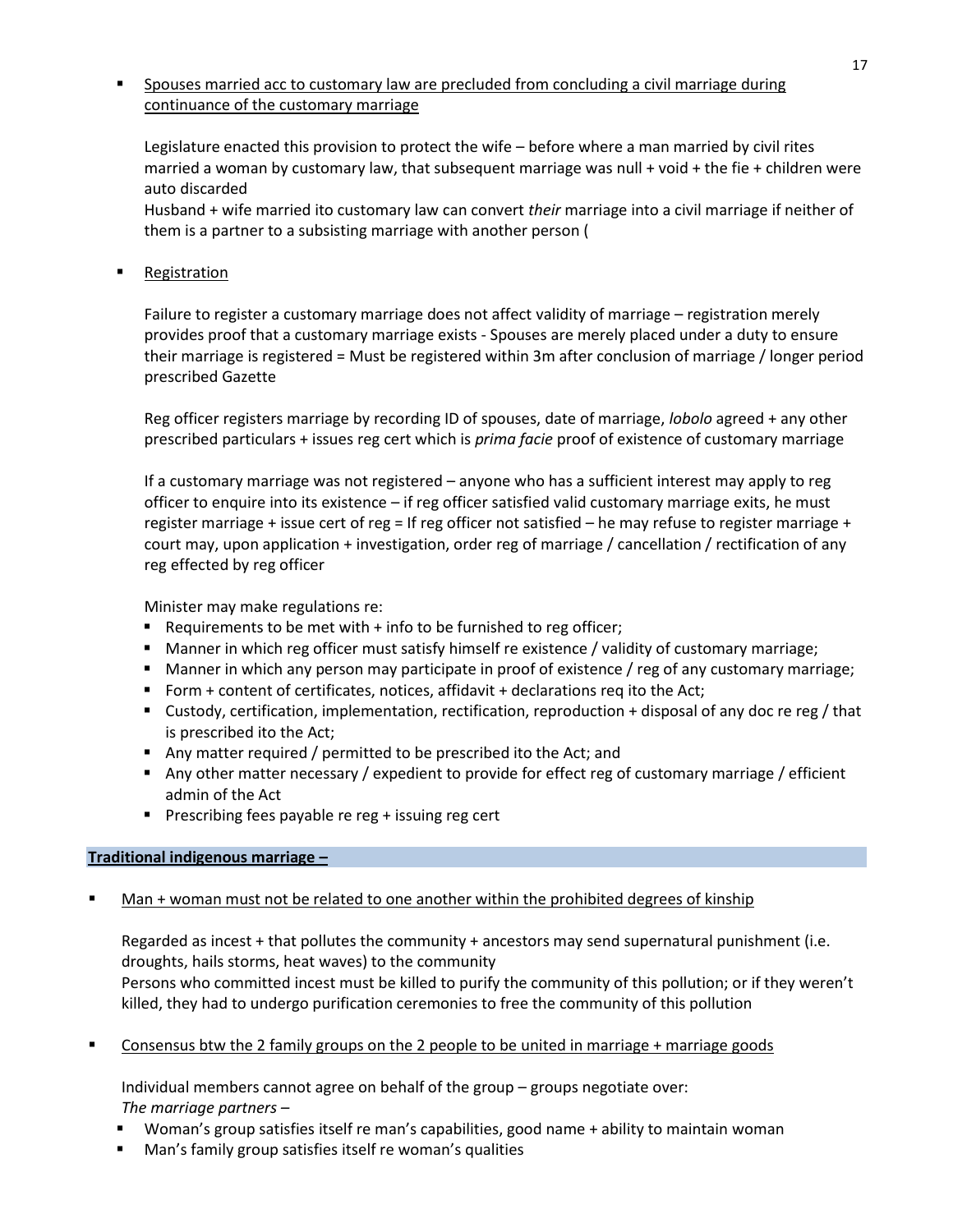- <u>Spouses married acc to customary law are precluded from concluding a civil marriage during continuance of the customary marriage</u>

  Legislature enacted this provision to protect the wife – before where a man married by civil rites married a woman by customary law, that subsequent marriage was null + void + the fie + children were auto discarded

  Husband + wife married ito customary law can convert *their* marriage into a civil marriage if neither of them is a partner to a subsisting marriage with another person (

- <u>Registration</u>

  Failure to register a customary marriage does not affect validity of marriage – registration merely provides proof that a customary marriage exists - Spouses are merely placed under a duty to ensure their marriage is registered = Must be registered within 3m after conclusion of marriage / longer period prescribed Gazette

  Reg officer registers marriage by recording ID of spouses, date of marriage, *lobolo* agreed + any other prescribed particulars + issues reg cert which is *prima facie* proof of existence of customary marriage

  If a customary marriage was not registered – anyone who has a sufficient interest may apply to reg officer to enquire into its existence – if reg officer satisfied valid customary marriage exits, he must register marriage + issue cert of reg = If reg officer not satisfied – he may refuse to register marriage + court may, upon application + investigation, order reg of marriage / cancellation / rectification of any reg effected by reg officer

  Minister may make regulations re:
  - Requirements to be met with + info to be furnished to reg officer;
  - Manner in which reg officer must satisfy himself re existence / validity of customary marriage;
  - Manner in which any person may participate in proof of existence / reg of any customary marriage;
  - Form + content of certificates, notices, affidavit + declarations req ito the Act;
  - Custody, certification, implementation, rectification, reproduction + disposal of any doc re reg / that is prescribed ito the Act;
  - Any matter required / permitted to be prescribed ito the Act; and
  - Any other matter necessary / expedient to provide for effect reg of customary marriage / efficient admin of the Act
  - Prescribing fees payable re reg + issuing reg cert

## **<u>Traditional indigenous marriage –</u>**

- <u>Man + woman must not be related to one another within the prohibited degrees of kinship</u>

  Regarded as incest + that pollutes the community + ancestors may send supernatural punishment (i.e. droughts, hails storms, heat waves) to the community

  Persons who committed incest must be killed to purify the community of this pollution; or if they weren't killed, they had to undergo purification ceremonies to free the community of this pollution

- <u>Consensus btw the 2 family groups on the 2 people to be united in marriage + marriage goods</u>

  Individual members cannot agree on behalf of the group – groups negotiate over:
  *The marriage partners* –
  - Woman's group satisfies itself re man's capabilities, good name + ability to maintain woman
  - Man's family group satisfies itself re woman's qualities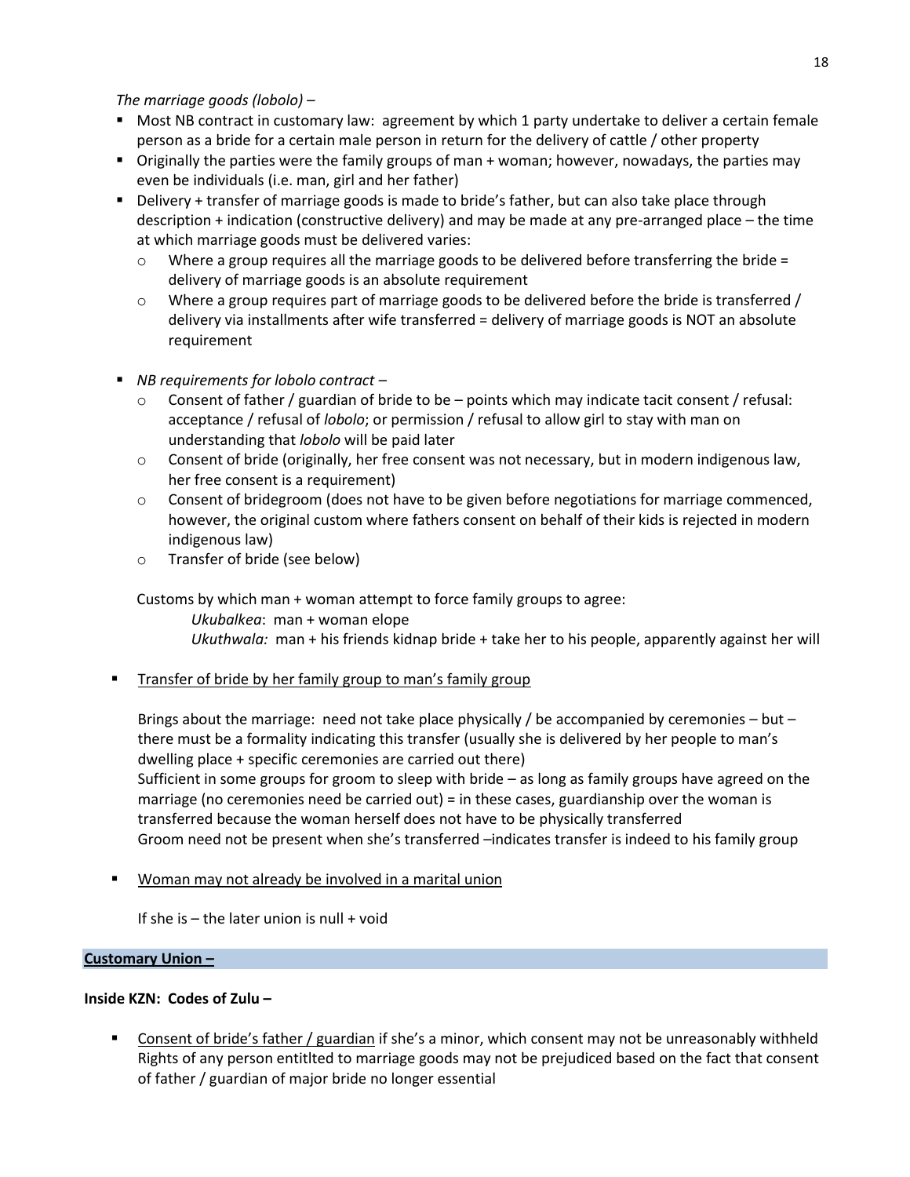*The marriage goods (lobolo)* –

- Most NB contract in customary law: agreement by which 1 party undertake to deliver a certain female person as a bride for a certain male person in return for the delivery of cattle / other property
- Originally the parties were the family groups of man + woman; however, nowadays, the parties may even be individuals (i.e. man, girl and her father)
- Delivery + transfer of marriage goods is made to bride's father, but can also take place through description + indication (constructive delivery) and may be made at any pre-arranged place – the time at which marriage goods must be delivered varies:
  - Where a group requires all the marriage goods to be delivered before transferring the bride = delivery of marriage goods is an absolute requirement
  - Where a group requires part of marriage goods to be delivered before the bride is transferred / delivery via installments after wife transferred = delivery of marriage goods is NOT an absolute requirement

- *NB requirements for lobolo contract* –
  - Consent of father / guardian of bride to be – points which may indicate tacit consent / refusal: acceptance / refusal of *lobolo*; or permission / refusal to allow girl to stay with man on understanding that *lobolo* will be paid later
  - Consent of bride (originally, her free consent was not necessary, but in modern indigenous law, her free consent is a requirement)
  - Consent of bridegroom (does not have to be given before negotiations for marriage commenced, however, the original custom where fathers consent on behalf of their kids is rejected in modern indigenous law)
  - Transfer of bride (see below)

  Customs by which man + woman attempt to force family groups to agree:

  *Ukubalkea*: man + woman elope

  *Ukuthwala:* man + his friends kidnap bride + take her to his people, apparently against her will

- <u>Transfer of bride by her family group to man's family group</u>

  Brings about the marriage: need not take place physically / be accompanied by ceremonies – but – there must be a formality indicating this transfer (usually she is delivered by her people to man's dwelling place + specific ceremonies are carried out there)

  Sufficient in some groups for groom to sleep with bride – as long as family groups have agreed on the marriage (no ceremonies need be carried out) = in these cases, guardianship over the woman is transferred because the woman herself does not have to be physically transferred

  Groom need not be present when she's transferred –indicates transfer is indeed to his family group

- <u>Woman may not already be involved in a marital union</u>

  If she is – the later union is null + void

**<u>Customary Union –</u>**

**Inside KZN: Codes of Zulu –**

- <u>Consent of bride's father / guardian</u> if she's a minor, which consent may not be unreasonably withheld
  Rights of any person entitlted to marriage goods may not be prejudiced based on the fact that consent of father / guardian of major bride no longer essential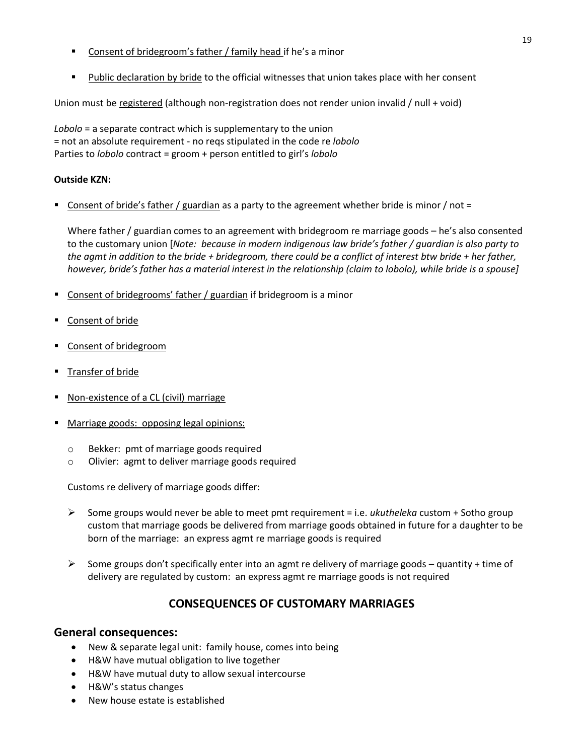- <u>Consent of bridegroom's father / family head</u> if he's a minor

- <u>Public declaration by bride</u> to the official witnesses that union takes place with her consent

Union must be <u>registered</u> (although non-registration does not render union invalid / null + void)

*Lobolo* = a separate contract which is supplementary to the union
= not an absolute requirement - no reqs stipulated in the code re *lobolo*
Parties to *lobolo* contract = groom + person entitled to girl's *lobolo*

**Outside KZN:**

- <u>Consent of bride's father / guardian</u> as a party to the agreement whether bride is minor / not =

  Where father / guardian comes to an agreement with bridegroom re marriage goods – he's also consented to the customary union [*Note: because in modern indigenous law bride's father / guardian is also party to the agmt in addition to the bride + bridegroom, there could be a conflict of interest btw bride + her father, however, bride's father has a material interest in the relationship (claim to lobolo), while bride is a spouse]*

- <u>Consent of bridegrooms' father / guardian</u> if bridegroom is a minor

- <u>Consent of bride</u>

- <u>Consent of bridegroom</u>

- <u>Transfer of bride</u>

- <u>Non-existence of a CL (civil) marriage</u>

- <u>Marriage goods: opposing legal opinions:</u>

  - Bekker: pmt of marriage goods required
  - Olivier: agmt to deliver marriage goods required

  Customs re delivery of marriage goods differ:

  - Some groups would never be able to meet pmt requirement = i.e. *ukutheleka* custom + Sotho group custom that marriage goods be delivered from marriage goods obtained in future for a daughter to be born of the marriage: an express agmt re marriage goods is required

  - Some groups don't specifically enter into an agmt re delivery of marriage goods – quantity + time of delivery are regulated by custom: an express agmt re marriage goods is not required

## CONSEQUENCES OF CUSTOMARY MARRIAGES

### General consequences:

- New & separate legal unit: family house, comes into being
- H&W have mutual obligation to live together
- H&W have mutual duty to allow sexual intercourse
- H&W's status changes
- New house estate is established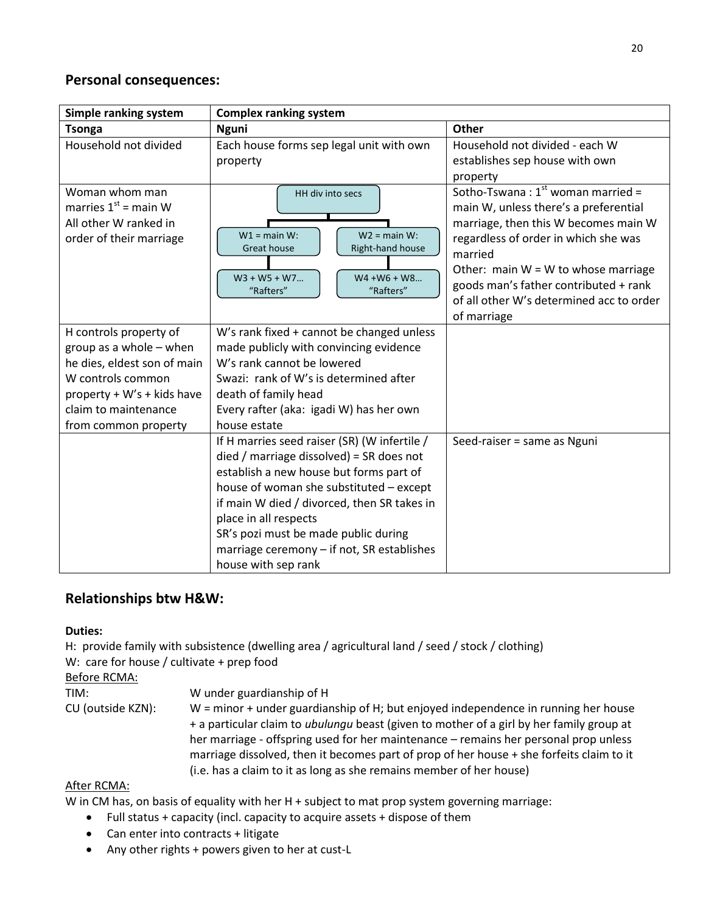## Personal consequences:

| Simple ranking system | Complex ranking system | |
|---|---|---|
| **Tsonga** | **Nguni** | **Other** |
| Household not divided | Each house forms sep legal unit with own property | Household not divided - each W establishes sep house with own property |
| Woman whom man marries 1st = main W<br>All other W ranked in order of their marriage | HH div into secs<br>W1 = main W: Great house → W3 + W5 + W7… "Rafters"<br>W2 = main W: Right-hand house → W4 +W6 + W8… "Rafters" | Sotho-Tswana : 1st woman married = main W, unless there's a preferential marriage, then this W becomes main W regardless of order in which she was married<br>Other: main W = W to whose marriage goods man's father contributed + rank of all other W's determined acc to order of marriage |
| H controls property of group as a whole – when he dies, eldest son of main W controls common property + W's + kids have claim to maintenance from common property | W's rank fixed + cannot be changed unless made publicly with convincing evidence<br>W's rank cannot be lowered<br>Swazi: rank of W's is determined after death of family head<br>Every rafter (aka: igadi W) has her own house estate | |
| | If H marries seed raiser (SR) (W infertile / died / marriage dissolved) = SR does not establish a new house but forms part of house of woman she substituted – except if main W died / divorced, then SR takes in place in all respects<br>SR's pozi must be made public during marriage ceremony – if not, SR establishes house with sep rank | Seed-raiser = same as Nguni |

## Relationships btw H&W:

**Duties:**

H: provide family with subsistence (dwelling area / agricultural land / seed / stock / clothing)

W: care for house / cultivate + prep food

Before RCMA:

TIM: W under guardianship of H

CU (outside KZN): W = minor + under guardianship of H; but enjoyed independence in running her house + a particular claim to *ubulungu* beast (given to mother of a girl by her family group at her marriage - offspring used for her maintenance – remains her personal prop unless marriage dissolved, then it becomes part of prop of her house + she forfeits claim to it (i.e. has a claim to it as long as she remains member of her house)

After RCMA:

W in CM has, on basis of equality with her H + subject to mat prop system governing marriage:

- Full status + capacity (incl. capacity to acquire assets + dispose of them
- Can enter into contracts + litigate
- Any other rights + powers given to her at cust-L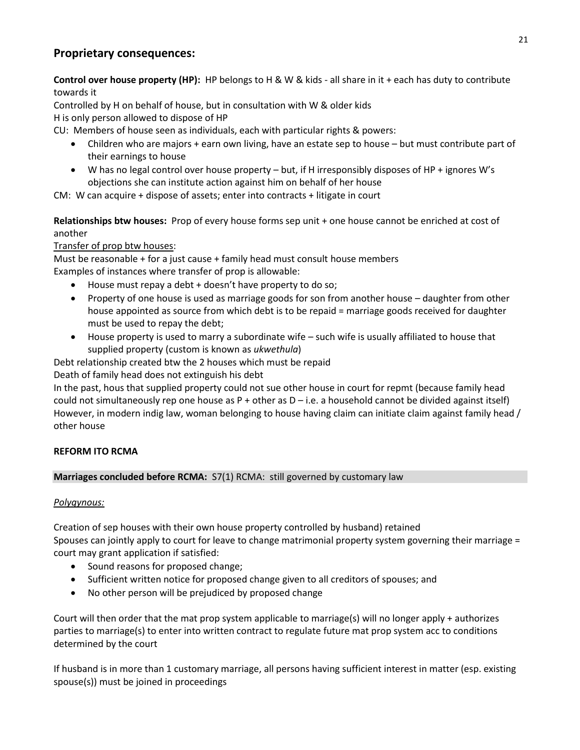## Proprietary consequences:

**Control over house property (HP):** HP belongs to H & W & kids - all share in it + each has duty to contribute towards it

Controlled by H on behalf of house, but in consultation with W & older kids

H is only person allowed to dispose of HP

CU: Members of house seen as individuals, each with particular rights & powers:

- Children who are majors + earn own living, have an estate sep to house – but must contribute part of their earnings to house
- W has no legal control over house property – but, if H irresponsibly disposes of HP + ignores W's objections she can institute action against him on behalf of her house

CM: W can acquire + dispose of assets; enter into contracts + litigate in court

**Relationships btw houses:** Prop of every house forms sep unit + one house cannot be enriched at cost of another

<u>Transfer of prop btw houses</u>:

Must be reasonable + for a just cause + family head must consult house members

Examples of instances where transfer of prop is allowable:

- House must repay a debt + doesn't have property to do so;
- Property of one house is used as marriage goods for son from another house – daughter from other house appointed as source from which debt is to be repaid = marriage goods received for daughter must be used to repay the debt;
- House property is used to marry a subordinate wife – such wife is usually affiliated to house that supplied property (custom is known as *ukwethula*)

Debt relationship created btw the 2 houses which must be repaid

Death of family head does not extinguish his debt

In the past, hous that supplied property could not sue other house in court for repmt (because family head could not simultaneously rep one house as P + other as D – i.e. a household cannot be divided against itself)

However, in modern indig law, woman belonging to house having claim can initiate claim against family head / other house

**REFORM ITO RCMA**

**Marriages concluded before RCMA:** S7(1) RCMA: still governed by customary law

*<u>Polygynous:</u>*

Creation of sep houses with their own house property controlled by husband) retained

Spouses can jointly apply to court for leave to change matrimonial property system governing their marriage = court may grant application if satisfied:

- Sound reasons for proposed change;
- Sufficient written notice for proposed change given to all creditors of spouses; and
- No other person will be prejudiced by proposed change

Court will then order that the mat prop system applicable to marriage(s) will no longer apply + authorizes parties to marriage(s) to enter into written contract to regulate future mat prop system acc to conditions determined by the court

If husband is in more than 1 customary marriage, all persons having sufficient interest in matter (esp. existing spouse(s)) must be joined in proceedings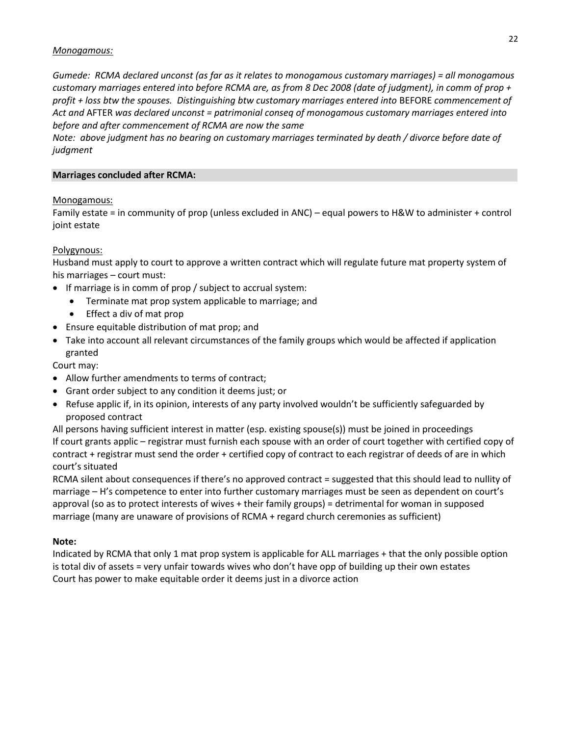*Monogamous:*

*Gumede: RCMA declared unconst (as far as it relates to monogamous customary marriages) = all monogamous customary marriages entered into before RCMA are, as from 8 Dec 2008 (date of judgment), in comm of prop + profit + loss btw the spouses. Distinguishing btw customary marriages entered into* BEFORE *commencement of Act and* AFTER *was declared unconst = patrimonial conseq of monogamous customary marriages entered into before and after commencement of RCMA are now the same*

*Note: above judgment has no bearing on customary marriages terminated by death / divorce before date of judgment*

**Marriages concluded after RCMA:**

<u>Monogamous:</u>

Family estate = in community of prop (unless excluded in ANC) – equal powers to H&W to administer + control joint estate

<u>Polygynous:</u>

Husband must apply to court to approve a written contract which will regulate future mat property system of his marriages – court must:

- If marriage is in comm of prop / subject to accrual system:
  - Terminate mat prop system applicable to marriage; and
  - Effect a div of mat prop
- Ensure equitable distribution of mat prop; and
- Take into account all relevant circumstances of the family groups which would be affected if application granted

Court may:

- Allow further amendments to terms of contract;
- Grant order subject to any condition it deems just; or
- Refuse applic if, in its opinion, interests of any party involved wouldn't be sufficiently safeguarded by proposed contract

All persons having sufficient interest in matter (esp. existing spouse(s)) must be joined in proceedings
If court grants applic – registrar must furnish each spouse with an order of court together with certified copy of contract + registrar must send the order + certified copy of contract to each registrar of deeds of are in which court's situated
RCMA silent about consequences if there's no approved contract = suggested that this should lead to nullity of marriage – H's competence to enter into further customary marriages must be seen as dependent on court's approval (so as to protect interests of wives + their family groups) = detrimental for woman in supposed marriage (many are unaware of provisions of RCMA + regard church ceremonies as sufficient)

**Note:**

Indicated by RCMA that only 1 mat prop system is applicable for ALL marriages + that the only possible option is total div of assets = very unfair towards wives who don't have opp of building up their own estates
Court has power to make equitable order it deems just in a divorce action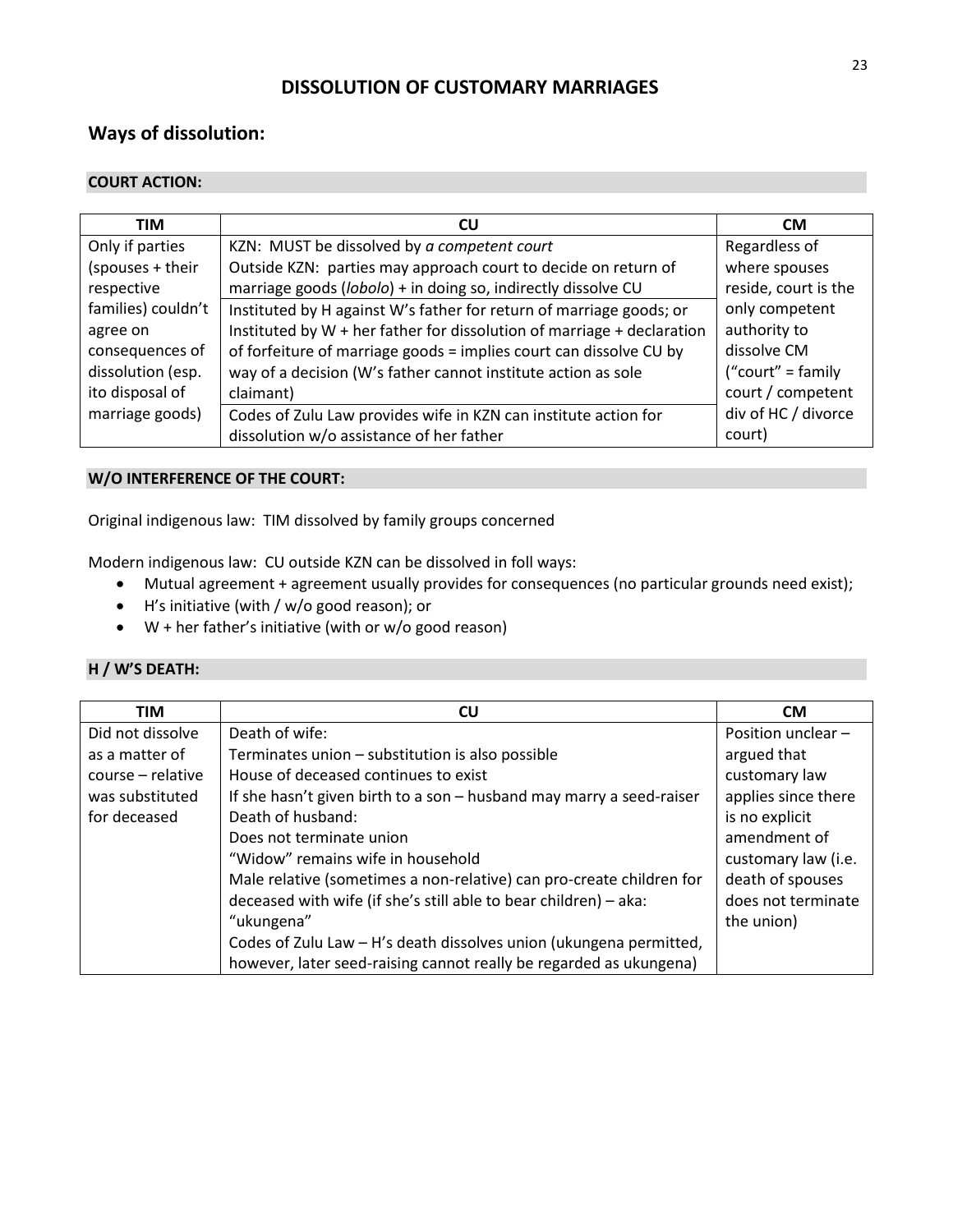# DISSOLUTION OF CUSTOMARY MARRIAGES

## Ways of dissolution:

### COURT ACTION:

| TIM | CU | CM |
|---|---|---|
| Only if parties (spouses + their respective families) couldn't agree on consequences of dissolution (esp. ito disposal of marriage goods) | KZN: MUST be dissolved by *a competent court*<br>Outside KZN: parties may approach court to decide on return of marriage goods (*lobolo*) + in doing so, indirectly dissolve CU | Regardless of where spouses reside, court is the only competent authority to dissolve CM ("court" = family court / competent div of HC / divorce court) |
| | Instituted by H against W's father for return of marriage goods; or<br>Instituted by W + her father for dissolution of marriage + declaration of forfeiture of marriage goods = implies court can dissolve CU by way of a decision (W's father cannot institute action as sole claimant) | |
| | Codes of Zulu Law provides wife in KZN can institute action for dissolution w/o assistance of her father | |

### W/O INTERFERENCE OF THE COURT:

Original indigenous law: TIM dissolved by family groups concerned

Modern indigenous law: CU outside KZN can be dissolved in foll ways:

- Mutual agreement + agreement usually provides for consequences (no particular grounds need exist);
- H's initiative (with / w/o good reason); or
- W + her father's initiative (with or w/o good reason)

### H / W'S DEATH:

| TIM | CU | CM |
|---|---|---|
| Did not dissolve as a matter of course – relative was substituted for deceased | Death of wife:<br>Terminates union – substitution is also possible<br>House of deceased continues to exist<br>If she hasn't given birth to a son – husband may marry a seed-raiser<br>Death of husband:<br>Does not terminate union<br>"Widow" remains wife in household<br>Male relative (sometimes a non-relative) can pro-create children for deceased with wife (if she's still able to bear children) – aka: "ukungena"<br>Codes of Zulu Law – H's death dissolves union (ukungena permitted, however, later seed-raising cannot really be regarded as ukungena) | Position unclear – argued that customary law applies since there is no explicit amendment of customary law (i.e. death of spouses does not terminate the union) |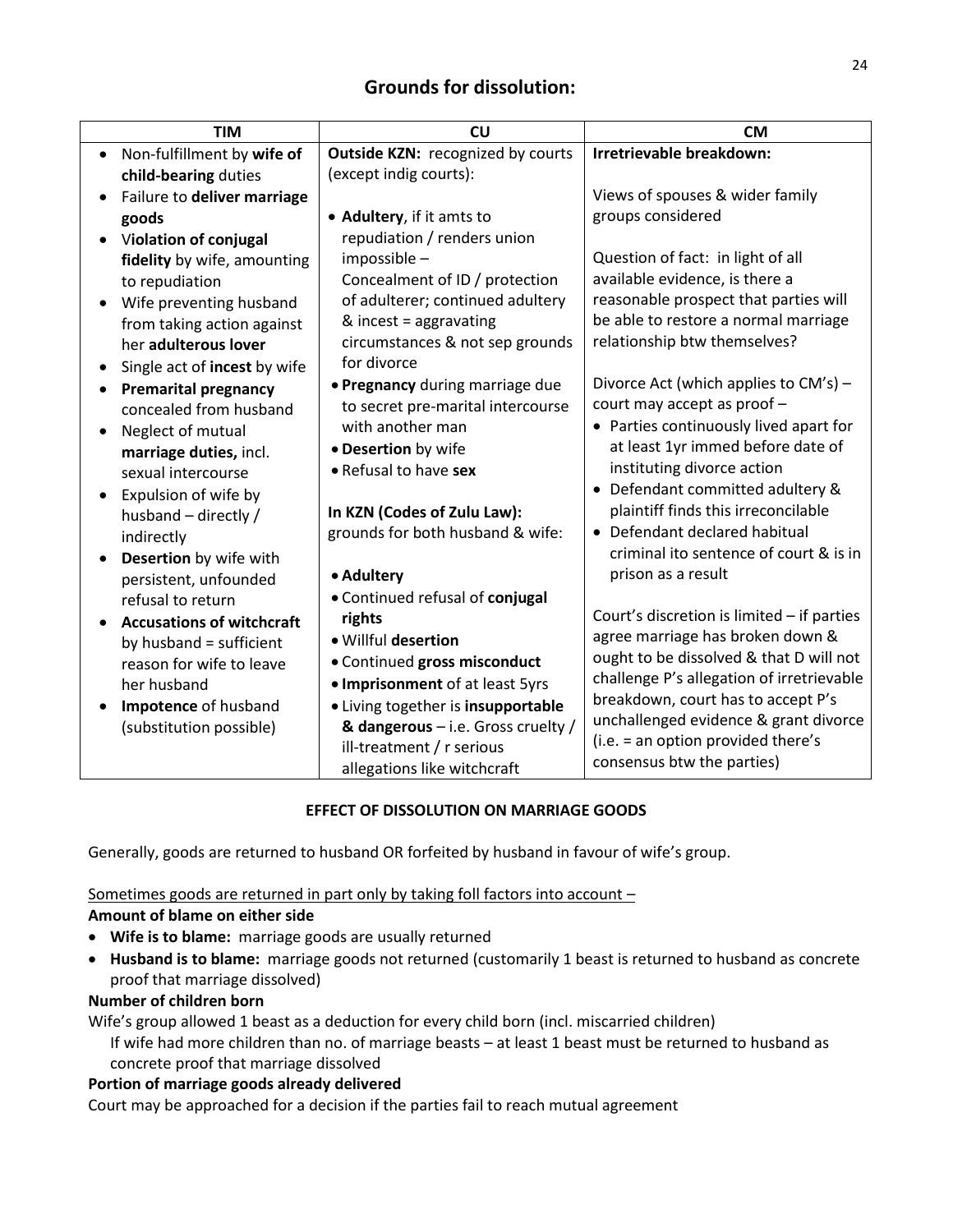## Grounds for dissolution:

| TIM | CU | CM |
|---|---|---|
| • Non-fulfillment by **wife of child-bearing** duties<br>• Failure to **deliver marriage goods**<br>• V**iolation of conjugal fidelity** by wife, amounting to repudiation<br>• Wife preventing husband from taking action against her **adulterous lover**<br>• Single act of **incest** by wife<br>• **Premarital pregnancy** concealed from husband<br>• Neglect of mutual **marriage duties,** incl. sexual intercourse<br>• Expulsion of wife by husband – directly / indirectly<br>• **Desertion** by wife with persistent, unfounded refusal to return<br>• **Accusations of witchcraft** by husband = sufficient reason for wife to leave her husband<br>• **Impotence** of husband (substitution possible) | **Outside KZN:** recognized by courts (except indig courts):<br><br>• **Adultery**, if it amts to repudiation / renders union impossible – Concealment of ID / protection of adulterer; continued adultery & incest = aggravating circumstances & not sep grounds for divorce<br>• **Pregnancy** during marriage due to secret pre-marital intercourse with another man<br>• **Desertion** by wife<br>• Refusal to have **sex**<br><br>**In KZN (Codes of Zulu Law):** grounds for both husband & wife:<br><br>• **Adultery**<br>• Continued refusal of **conjugal rights**<br>• Willful **desertion**<br>• Continued **gross misconduct**<br>• **Imprisonment** of at least 5yrs<br>• Living together is **insupportable & dangerous** – i.e. Gross cruelty / ill-treatment / r serious allegations like witchcraft | **Irretrievable breakdown:**<br><br>Views of spouses & wider family groups considered<br><br>Question of fact: in light of all available evidence, is there a reasonable prospect that parties will be able to restore a normal marriage relationship btw themselves?<br><br>Divorce Act (which applies to CM's) – court may accept as proof –<br>• Parties continuously lived apart for at least 1yr immed before date of instituting divorce action<br>• Defendant committed adultery & plaintiff finds this irreconcilable<br>• Defendant declared habitual criminal ito sentence of court & is in prison as a result<br><br>Court's discretion is limited – if parties agree marriage has broken down & ought to be dissolved & that D will not challenge P's allegation of irretrievable breakdown, court has to accept P's unchallenged evidence & grant divorce (i.e. = an option provided there's consensus btw the parties) |

### EFFECT OF DISSOLUTION ON MARRIAGE GOODS

Generally, goods are returned to husband OR forfeited by husband in favour of wife's group.

Sometimes goods are returned in part only by taking foll factors into account –

**Amount of blame on either side**

- **Wife is to blame:** marriage goods are usually returned
- **Husband is to blame:** marriage goods not returned (customarily 1 beast is returned to husband as concrete proof that marriage dissolved)

**Number of children born**

Wife's group allowed 1 beast as a deduction for every child born (incl. miscarried children)

If wife had more children than no. of marriage beasts – at least 1 beast must be returned to husband as concrete proof that marriage dissolved

**Portion of marriage goods already delivered**

Court may be approached for a decision if the parties fail to reach mutual agreement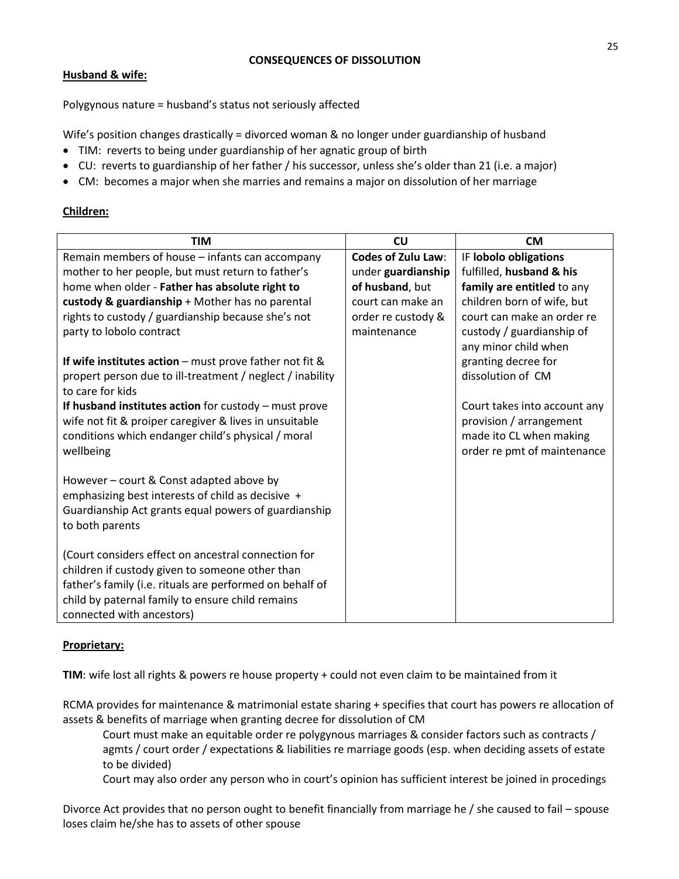## CONSEQUENCES OF DISSOLUTION

**Husband & wife:**

Polygynous nature = husband's status not seriously affected

Wife's position changes drastically = divorced woman & no longer under guardianship of husband

- TIM: reverts to being under guardianship of her agnatic group of birth
- CU: reverts to guardianship of her father / his successor, unless she's older than 21 (i.e. a major)
- CM: becomes a major when she marries and remains a major on dissolution of her marriage

**Children:**

| TIM | CU | CM |
|---|---|---|
| Remain members of house – infants can accompany mother to her people, but must return to father's home when older - **Father has absolute right to custody & guardianship** + Mother has no parental rights to custody / guardianship because she's not party to lobolo contract<br><br>**If wife institutes action** – must prove father not fit & propert person due to ill-treatment / neglect / inability to care for kids<br>**If husband institutes action** for custody – must prove wife not fit & proiper caregiver & lives in unsuitable conditions which endanger child's physical / moral wellbeing<br><br>However – court & Const adapted above by emphasizing best interests of child as decisive + Guardianship Act grants equal powers of guardianship to both parents<br><br>(Court considers effect on ancestral connection for children if custody given to someone other than father's family (i.e. rituals are performed on behalf of child by paternal family to ensure child remains connected with ancestors) | **Codes of Zulu Law**: under **guardianship of husband**, but court can make an order re custody & maintenance | IF **lobolo obligations** fulfilled, **husband & his family are entitled** to any children born of wife, but court can make an order re custody / guardianship of any minor child when granting decree for dissolution of CM<br><br>Court takes into account any provision / arrangement made ito CL when making order re pmt of maintenance |

**Proprietary:**

**TIM**: wife lost all rights & powers re house property + could not even claim to be maintained from it

RCMA provides for maintenance & matrimonial estate sharing + specifies that court has powers re allocation of assets & benefits of marriage when granting decree for dissolution of CM

> Court must make an equitable order re polygynous marriages & consider factors such as contracts / agmts / court order / expectations & liabilities re marriage goods (esp. when deciding assets of estate to be divided)
>
> Court may also order any person who in court's opinion has sufficient interest be joined in procedings

Divorce Act provides that no person ought to benefit financially from marriage he / she caused to fail – spouse loses claim he/she has to assets of other spouse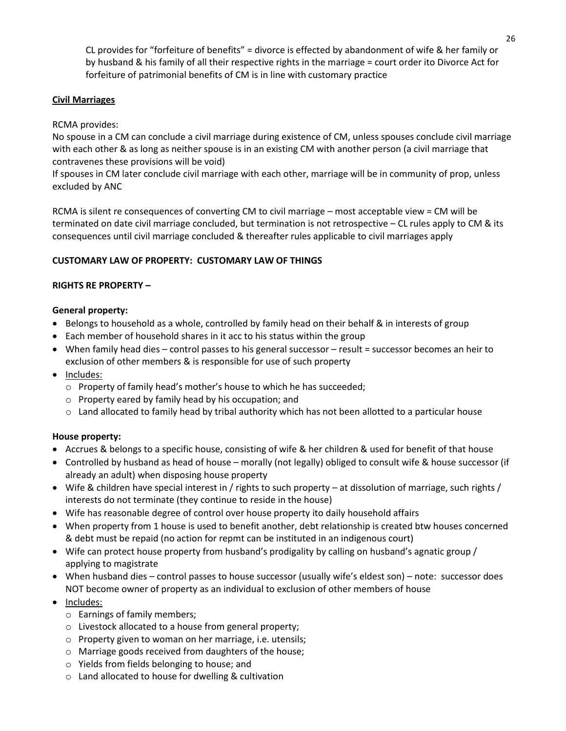CL provides for "forfeiture of benefits" = divorce is effected by abandonment of wife & her family or by husband & his family of all their respective rights in the marriage = court order ito Divorce Act for forfeiture of patrimonial benefits of CM is in line with customary practice

**Civil Marriages**

RCMA provides:

No spouse in a CM can conclude a civil marriage during existence of CM, unless spouses conclude civil marriage with each other & as long as neither spouse is in an existing CM with another person (a civil marriage that contravenes these provisions will be void)

If spouses in CM later conclude civil marriage with each other, marriage will be in community of prop, unless excluded by ANC

RCMA is silent re consequences of converting CM to civil marriage – most acceptable view = CM will be terminated on date civil marriage concluded, but termination is not retrospective – CL rules apply to CM & its consequences until civil marriage concluded & thereafter rules applicable to civil marriages apply

**CUSTOMARY LAW OF PROPERTY: CUSTOMARY LAW OF THINGS**

**RIGHTS RE PROPERTY –**

**General property:**

- Belongs to household as a whole, controlled by family head on their behalf & in interests of group
- Each member of household shares in it acc to his status within the group
- When family head dies – control passes to his general successor – result = successor becomes an heir to exclusion of other members & is responsible for use of such property
- Includes:
  - Property of family head's mother's house to which he has succeeded;
  - Property eared by family head by his occupation; and
  - Land allocated to family head by tribal authority which has not been allotted to a particular house

**House property:**

- Accrues & belongs to a specific house, consisting of wife & her children & used for benefit of that house
- Controlled by husband as head of house – morally (not legally) obliged to consult wife & house successor (if already an adult) when disposing house property
- Wife & children have special interest in / rights to such property – at dissolution of marriage, such rights / interests do not terminate (they continue to reside in the house)
- Wife has reasonable degree of control over house property ito daily household affairs
- When property from 1 house is used to benefit another, debt relationship is created btw houses concerned & debt must be repaid (no action for repmt can be instituted in an indigenous court)
- Wife can protect house property from husband's prodigality by calling on husband's agnatic group / applying to magistrate
- When husband dies – control passes to house successor (usually wife's eldest son) – note: successor does NOT become owner of property as an individual to exclusion of other members of house
- Includes:
  - Earnings of family members;
  - Livestock allocated to a house from general property;
  - Property given to woman on her marriage, i.e. utensils;
  - Marriage goods received from daughters of the house;
  - Yields from fields belonging to house; and
  - Land allocated to house for dwelling & cultivation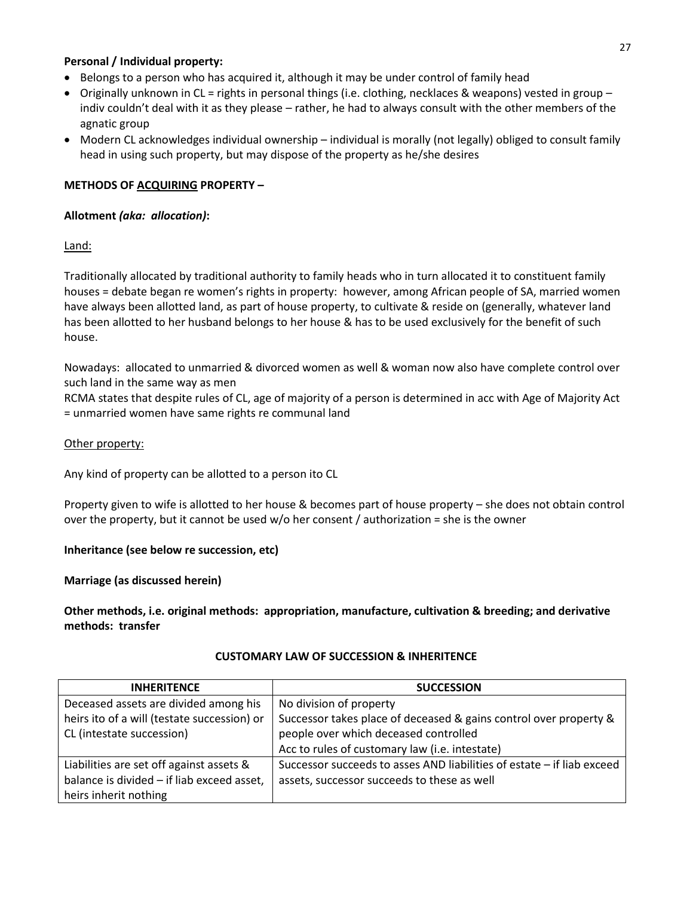**Personal / Individual property:**

- Belongs to a person who has acquired it, although it may be under control of family head
- Originally unknown in CL = rights in personal things (i.e. clothing, necklaces & weapons) vested in group – indiv couldn't deal with it as they please – rather, he had to always consult with the other members of the agnatic group
- Modern CL acknowledges individual ownership – individual is morally (not legally) obliged to consult family head in using such property, but may dispose of the property as he/she desires

**METHODS OF <u>ACQUIRING</u> PROPERTY –**

**Allotment *(aka: allocation)*:**

<u>Land:</u>

Traditionally allocated by traditional authority to family heads who in turn allocated it to constituent family houses = debate began re women's rights in property: however, among African people of SA, married women have always been allotted land, as part of house property, to cultivate & reside on (generally, whatever land has been allotted to her husband belongs to her house & has to be used exclusively for the benefit of such house.

Nowadays: allocated to unmarried & divorced women as well & woman now also have complete control over such land in the same way as men
RCMA states that despite rules of CL, age of majority of a person is determined in acc with Age of Majority Act = unmarried women have same rights re communal land

<u>Other property:</u>

Any kind of property can be allotted to a person ito CL

Property given to wife is allotted to her house & becomes part of house property – she does not obtain control over the property, but it cannot be used w/o her consent / authorization = she is the owner

**Inheritance (see below re succession, etc)**

**Marriage (as discussed herein)**

**Other methods, i.e. original methods: appropriation, manufacture, cultivation & breeding; and derivative methods: transfer**

**CUSTOMARY LAW OF SUCCESSION & INHERITENCE**

| INHERITENCE | SUCCESSION |
|---|---|
| Deceased assets are divided among his heirs ito of a will (testate succession) or CL (intestate succession) | No division of property<br>Successor takes place of deceased & gains control over property & people over which deceased controlled<br>Acc to rules of customary law (i.e. intestate) |
| Liabilities are set off against assets & balance is divided – if liab exceed asset, heirs inherit nothing | Successor succeeds to asses AND liabilities of estate – if liab exceed assets, successor succeeds to these as well |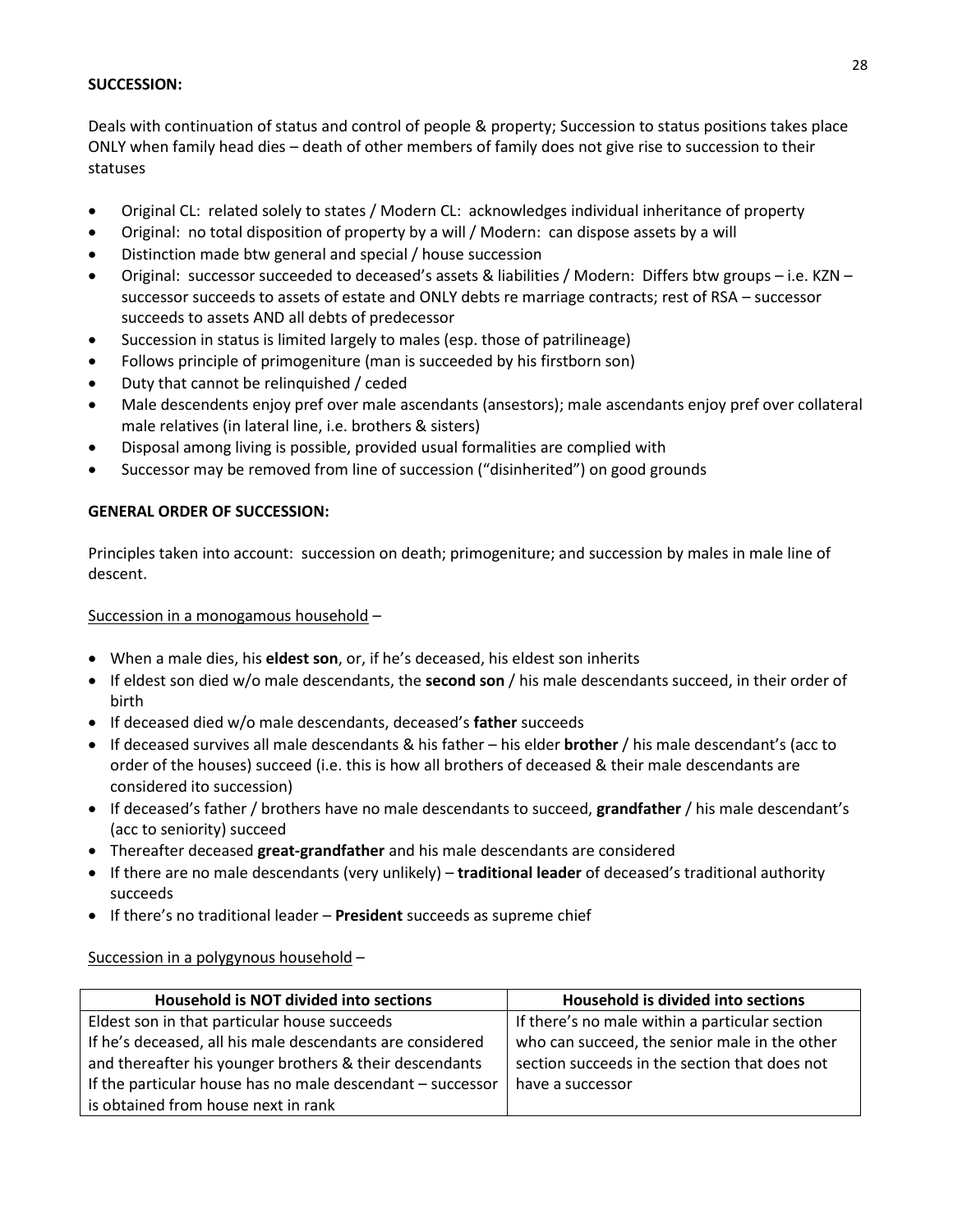**SUCCESSION:**

Deals with continuation of status and control of people & property; Succession to status positions takes place ONLY when family head dies – death of other members of family does not give rise to succession to their statuses

- Original CL: related solely to states / Modern CL: acknowledges individual inheritance of property
- Original: no total disposition of property by a will / Modern: can dispose assets by a will
- Distinction made btw general and special / house succession
- Original: successor succeeded to deceased's assets & liabilities / Modern: Differs btw groups – i.e. KZN – successor succeeds to assets of estate and ONLY debts re marriage contracts; rest of RSA – successor succeeds to assets AND all debts of predecessor
- Succession in status is limited largely to males (esp. those of patrilineage)
- Follows principle of primogeniture (man is succeeded by his firstborn son)
- Duty that cannot be relinquished / ceded
- Male descendents enjoy pref over male ascendants (ansestors); male ascendants enjoy pref over collateral male relatives (in lateral line, i.e. brothers & sisters)
- Disposal among living is possible, provided usual formalities are complied with
- Successor may be removed from line of succession ("disinherited") on good grounds

**GENERAL ORDER OF SUCCESSION:**

Principles taken into account: succession on death; primogeniture; and succession by males in male line of descent.

Succession in a monogamous household –

- When a male dies, his **eldest son**, or, if he's deceased, his eldest son inherits
- If eldest son died w/o male descendants, the **second son** / his male descendants succeed, in their order of birth
- If deceased died w/o male descendants, deceased's **father** succeeds
- If deceased survives all male descendants & his father – his elder **brother** / his male descendant's (acc to order of the houses) succeed (i.e. this is how all brothers of deceased & their male descendants are considered ito succession)
- If deceased's father / brothers have no male descendants to succeed, **grandfather** / his male descendant's (acc to seniority) succeed
- Thereafter deceased **great-grandfather** and his male descendants are considered
- If there are no male descendants (very unlikely) – **traditional leader** of deceased's traditional authority succeeds
- If there's no traditional leader – **President** succeeds as supreme chief

Succession in a polygynous household –

| Household is NOT divided into sections | Household is divided into sections |
|---|---|
| Eldest son in that particular house succeeds<br>If he's deceased, all his male descendants are considered and thereafter his younger brothers & their descendants<br>If the particular house has no male descendant – successor is obtained from house next in rank | If there's no male within a particular section who can succeed, the senior male in the other section succeeds in the section that does not have a successor |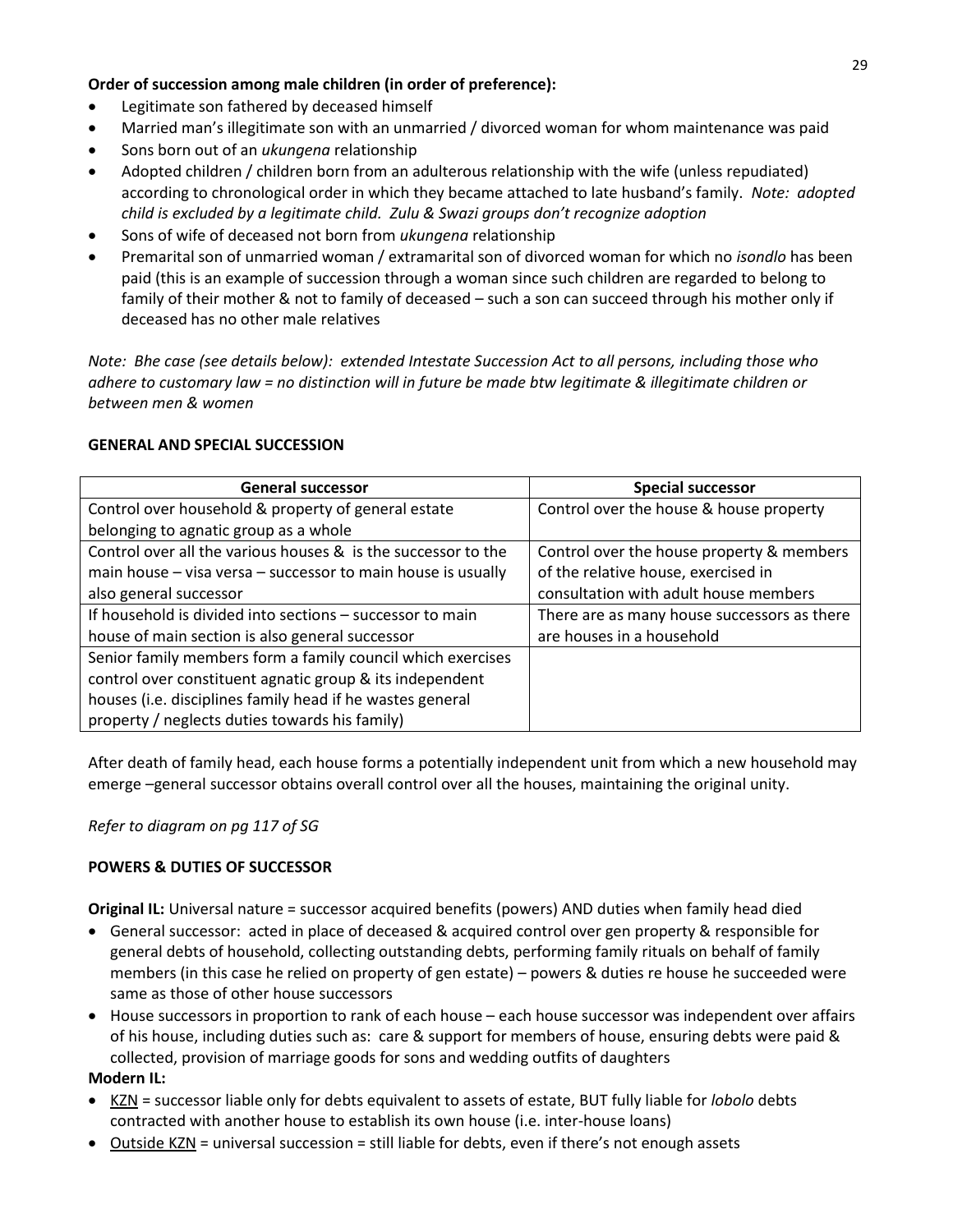**Order of succession among male children (in order of preference):**

- Legitimate son fathered by deceased himself
- Married man's illegitimate son with an unmarried / divorced woman for whom maintenance was paid
- Sons born out of an *ukungena* relationship
- Adopted children / children born from an adulterous relationship with the wife (unless repudiated) according to chronological order in which they became attached to late husband's family. *Note: adopted child is excluded by a legitimate child. Zulu & Swazi groups don't recognize adoption*
- Sons of wife of deceased not born from *ukungena* relationship
- Premarital son of unmarried woman / extramarital son of divorced woman for which no *isondlo* has been paid (this is an example of succession through a woman since such children are regarded to belong to family of their mother & not to family of deceased – such a son can succeed through his mother only if deceased has no other male relatives

*Note: Bhe case (see details below): extended Intestate Succession Act to all persons, including those who adhere to customary law = no distinction will in future be made btw legitimate & illegitimate children or between men & women*

**GENERAL AND SPECIAL SUCCESSION**

| **General successor** | **Special successor** |
|---|---|
| Control over household & property of general estate belonging to agnatic group as a whole | Control over the house & house property |
| Control over all the various houses & is the successor to the main house – visa versa – successor to main house is usually also general successor | Control over the house property & members of the relative house, exercised in consultation with adult house members |
| If household is divided into sections – successor to main house of main section is also general successor | There are as many house successors as there are houses in a household |
| Senior family members form a family council which exercises control over constituent agnatic group & its independent houses (i.e. disciplines family head if he wastes general property / neglects duties towards his family) | |

After death of family head, each house forms a potentially independent unit from which a new household may emerge –general successor obtains overall control over all the houses, maintaining the original unity.

*Refer to diagram on pg 117 of SG*

**POWERS & DUTIES OF SUCCESSOR**

**Original IL:** Universal nature = successor acquired benefits (powers) AND duties when family head died

- General successor: acted in place of deceased & acquired control over gen property & responsible for general debts of household, collecting outstanding debts, performing family rituals on behalf of family members (in this case he relied on property of gen estate) – powers & duties re house he succeeded were same as those of other house successors
- House successors in proportion to rank of each house – each house successor was independent over affairs of his house, including duties such as: care & support for members of house, ensuring debts were paid & collected, provision of marriage goods for sons and wedding outfits of daughters

**Modern IL:**

- <u>KZN</u> = successor liable only for debts equivalent to assets of estate, BUT fully liable for *lobolo* debts contracted with another house to establish its own house (i.e. inter-house loans)
- <u>Outside KZN</u> = universal succession = still liable for debts, even if there's not enough assets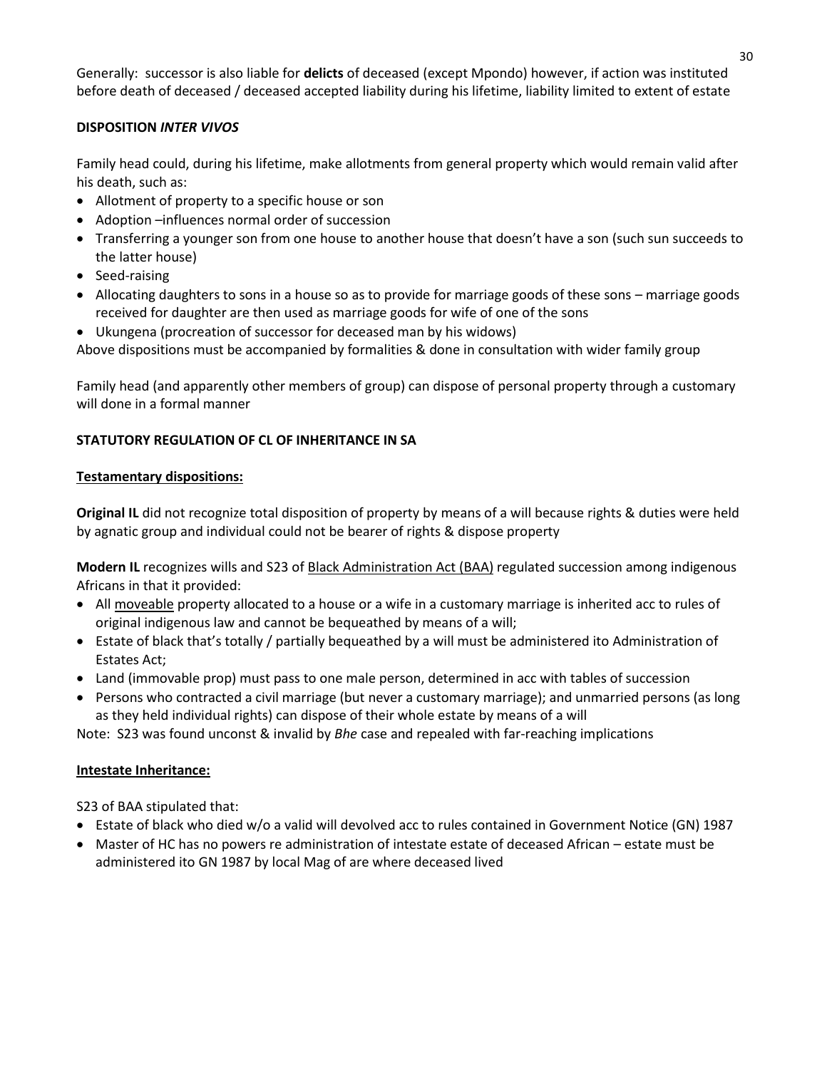Generally: successor is also liable for **delicts** of deceased (except Mpondo) however, if action was instituted before death of deceased / deceased accepted liability during his lifetime, liability limited to extent of estate

**DISPOSITION *INTER VIVOS***

Family head could, during his lifetime, make allotments from general property which would remain valid after his death, such as:

- Allotment of property to a specific house or son
- Adoption –influences normal order of succession
- Transferring a younger son from one house to another house that doesn't have a son (such sun succeeds to the latter house)
- Seed-raising
- Allocating daughters to sons in a house so as to provide for marriage goods of these sons – marriage goods received for daughter are then used as marriage goods for wife of one of the sons
- Ukungena (procreation of successor for deceased man by his widows)

Above dispositions must be accompanied by formalities & done in consultation with wider family group

Family head (and apparently other members of group) can dispose of personal property through a customary will done in a formal manner

**STATUTORY REGULATION OF CL OF INHERITANCE IN SA**

<u>**Testamentary dispositions:**</u>

**Original IL** did not recognize total disposition of property by means of a will because rights & duties were held by agnatic group and individual could not be bearer of rights & dispose property

**Modern IL** recognizes wills and S23 of <u>Black Administration Act (BAA)</u> regulated succession among indigenous Africans in that it provided:

- All <u>moveable</u> property allocated to a house or a wife in a customary marriage is inherited acc to rules of original indigenous law and cannot be bequeathed by means of a will;
- Estate of black that's totally / partially bequeathed by a will must be administered ito Administration of Estates Act;
- Land (immovable prop) must pass to one male person, determined in acc with tables of succession
- Persons who contracted a civil marriage (but never a customary marriage); and unmarried persons (as long as they held individual rights) can dispose of their whole estate by means of a will

Note: S23 was found unconst & invalid by *Bhe* case and repealed with far-reaching implications

<u>**Intestate Inheritance:**</u>

S23 of BAA stipulated that:

- Estate of black who died w/o a valid will devolved acc to rules contained in Government Notice (GN) 1987
- Master of HC has no powers re administration of intestate estate of deceased African – estate must be administered ito GN 1987 by local Mag of are where deceased lived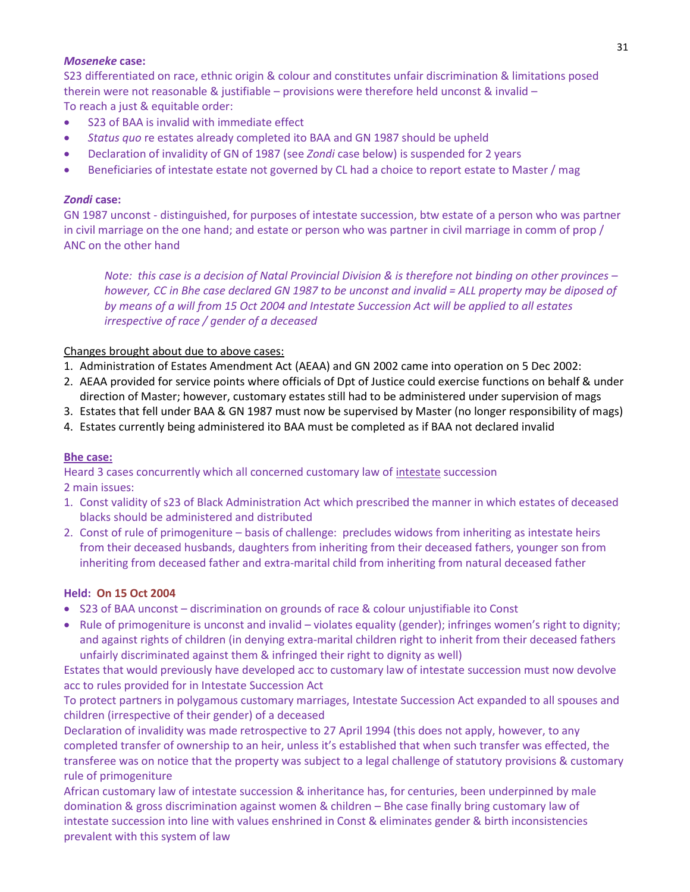***Moseneke*** **case:**

S23 differentiated on race, ethnic origin & colour and constitutes unfair discrimination & limitations posed therein were not reasonable & justifiable – provisions were therefore held unconst & invalid –
To reach a just & equitable order:

- S23 of BAA is invalid with immediate effect
- *Status quo* re estates already completed ito BAA and GN 1987 should be upheld
- Declaration of invalidity of GN of 1987 (see *Zondi* case below) is suspended for 2 years
- Beneficiaries of intestate estate not governed by CL had a choice to report estate to Master / mag

***Zondi*** **case:**

GN 1987 unconst - distinguished, for purposes of intestate succession, btw estate of a person who was partner in civil marriage on the one hand; and estate or person who was partner in civil marriage in comm of prop / ANC on the other hand

> *Note: this case is a decision of Natal Provincial Division & is therefore not binding on other provinces – however, CC in Bhe case declared GN 1987 to be unconst and invalid = ALL property may be diposed of by means of a will from 15 Oct 2004 and Intestate Succession Act will be applied to all estates irrespective of race / gender of a deceased*

<u>Changes brought about due to above cases:</u>

1. Administration of Estates Amendment Act (AEAA) and GN 2002 came into operation on 5 Dec 2002:
2. AEAA provided for service points where officials of Dpt of Justice could exercise functions on behalf & under direction of Master; however, customary estates still had to be administered under supervision of mags
3. Estates that fell under BAA & GN 1987 must now be supervised by Master (no longer responsibility of mags)
4. Estates currently being administered ito BAA must be completed as if BAA not declared invalid

**<u>Bhe case:</u>**

Heard 3 cases concurrently which all concerned customary law of <u>intestate</u> succession
2 main issues:

1. Const validity of s23 of Black Administration Act which prescribed the manner in which estates of deceased blacks should be administered and distributed
2. Const of rule of primogeniture – basis of challenge: precludes widows from inheriting as intestate heirs from their deceased husbands, daughters from inheriting from their deceased fathers, younger son from inheriting from deceased father and extra-marital child from inheriting from natural deceased father

**Held: On 15 Oct 2004**

- S23 of BAA unconst – discrimination on grounds of race & colour unjustifiable ito Const
- Rule of primogeniture is unconst and invalid – violates equality (gender); infringes women's right to dignity; and against rights of children (in denying extra-marital children right to inherit from their deceased fathers unfairly discriminated against them & infringed their right to dignity as well)

Estates that would previously have developed acc to customary law of intestate succession must now devolve acc to rules provided for in Intestate Succession Act

To protect partners in polygamous customary marriages, Intestate Succession Act expanded to all spouses and children (irrespective of their gender) of a deceased

Declaration of invalidity was made retrospective to 27 April 1994 (this does not apply, however, to any completed transfer of ownership to an heir, unless it's established that when such transfer was effected, the transferee was on notice that the property was subject to a legal challenge of statutory provisions & customary rule of primogeniture

African customary law of intestate succession & inheritance has, for centuries, been underpinned by male domination & gross discrimination against women & children – Bhe case finally bring customary law of intestate succession into line with values enshrined in Const & eliminates gender & birth inconsistencies prevalent with this system of law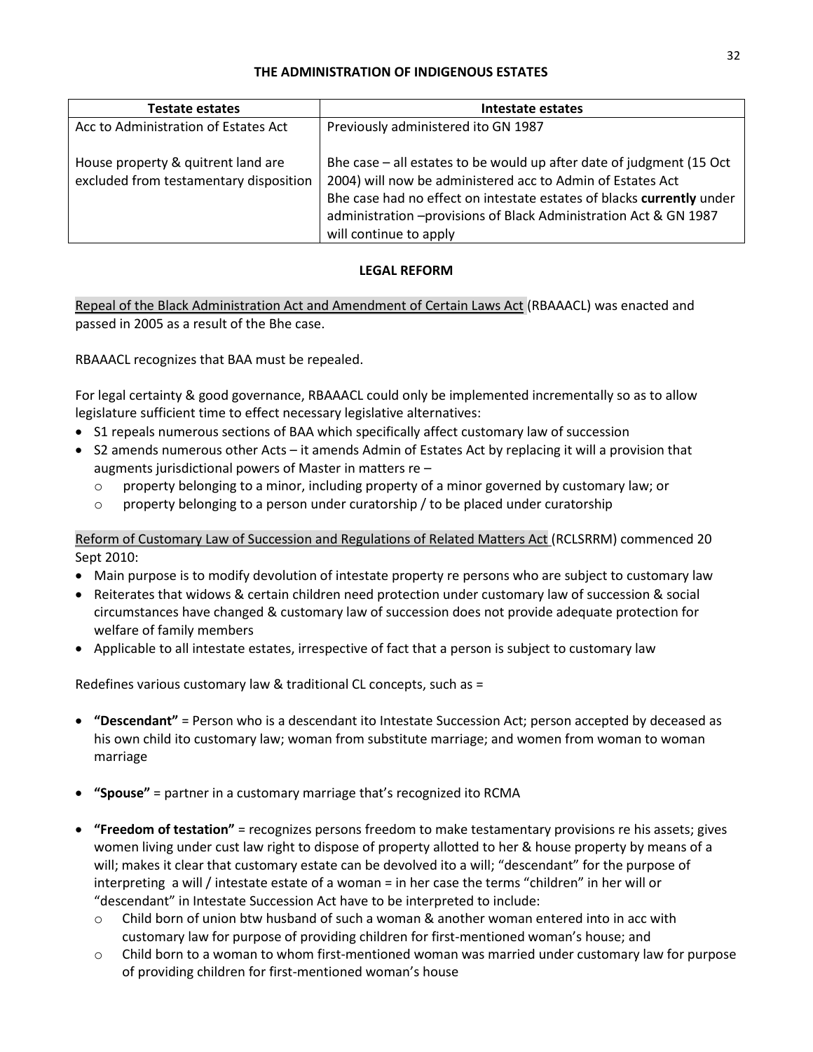## THE ADMINISTRATION OF INDIGENOUS ESTATES

| Testate estates | Intestate estates |
|---|---|
| Acc to Administration of Estates Act<br><br>House property & quitrent land are excluded from testamentary disposition | Previously administered ito GN 1987<br><br>Bhe case – all estates to be would up after date of judgment (15 Oct 2004) will now be administered acc to Admin of Estates Act<br>Bhe case had no effect on intestate estates of blacks **currently** under administration –provisions of Black Administration Act & GN 1987 will continue to apply |

## LEGAL REFORM

Repeal of the Black Administration Act and Amendment of Certain Laws Act (RBAAACL) was enacted and passed in 2005 as a result of the Bhe case.

RBAAACL recognizes that BAA must be repealed.

For legal certainty & good governance, RBAAACL could only be implemented incrementally so as to allow legislature sufficient time to effect necessary legislative alternatives:

- S1 repeals numerous sections of BAA which specifically affect customary law of succession
- S2 amends numerous other Acts – it amends Admin of Estates Act by replacing it will a provision that augments jurisdictional powers of Master in matters re –
  - property belonging to a minor, including property of a minor governed by customary law; or
  - property belonging to a person under curatorship / to be placed under curatorship

Reform of Customary Law of Succession and Regulations of Related Matters Act (RCLSRRM) commenced 20 Sept 2010:

- Main purpose is to modify devolution of intestate property re persons who are subject to customary law
- Reiterates that widows & certain children need protection under customary law of succession & social circumstances have changed & customary law of succession does not provide adequate protection for welfare of family members
- Applicable to all intestate estates, irrespective of fact that a person is subject to customary law

Redefines various customary law & traditional CL concepts, such as =

- **"Descendant"** = Person who is a descendant ito Intestate Succession Act; person accepted by deceased as his own child ito customary law; woman from substitute marriage; and women from woman to woman marriage

- **"Spouse"** = partner in a customary marriage that's recognized ito RCMA

- **"Freedom of testation"** = recognizes persons freedom to make testamentary provisions re his assets; gives women living under cust law right to dispose of property allotted to her & house property by means of a will; makes it clear that customary estate can be devolved ito a will; "descendant" for the purpose of interpreting a will / intestate estate of a woman = in her case the terms "children" in her will or "descendant" in Intestate Succession Act have to be interpreted to include:
  - Child born of union btw husband of such a woman & another woman entered into in acc with customary law for purpose of providing children for first-mentioned woman's house; and
  - Child born to a woman to whom first-mentioned woman was married under customary law for purpose of providing children for first-mentioned woman's house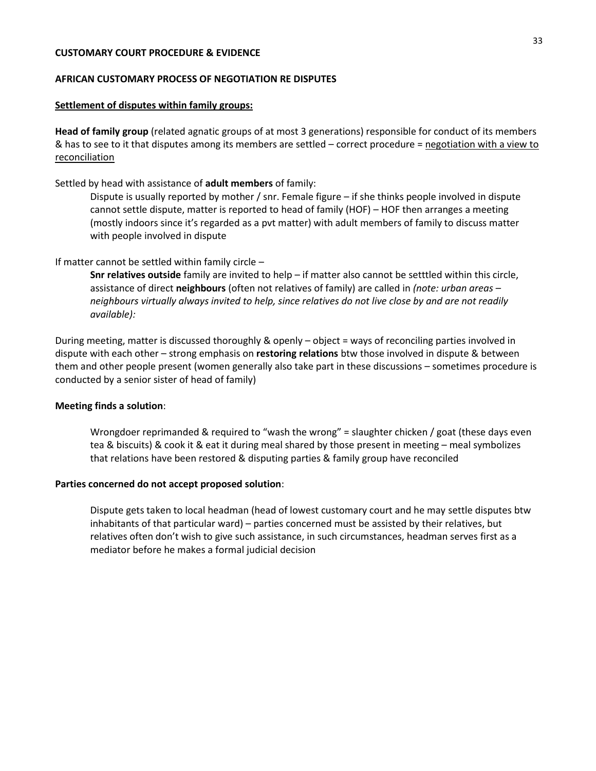**CUSTOMARY COURT PROCEDURE & EVIDENCE**

**AFRICAN CUSTOMARY PROCESS OF NEGOTIATION RE DISPUTES**

**<u>Settlement of disputes within family groups:</u>**

**Head of family group** (related agnatic groups of at most 3 generations) responsible for conduct of its members & has to see to it that disputes among its members are settled – correct procedure = <u>negotiation with a view to reconciliation</u>

Settled by head with assistance of **adult members** of family:

> Dispute is usually reported by mother / snr. Female figure – if she thinks people involved in dispute cannot settle dispute, matter is reported to head of family (HOF) – HOF then arranges a meeting (mostly indoors since it's regarded as a pvt matter) with adult members of family to discuss matter with people involved in dispute

If matter cannot be settled within family circle –

> **Snr relatives outside** family are invited to help – if matter also cannot be setttled within this circle, assistance of direct **neighbours** (often not relatives of family) are called in *(note: urban areas – neighbours virtually always invited to help, since relatives do not live close by and are not readily available):*

During meeting, matter is discussed thoroughly & openly – object = ways of reconciling parties involved in dispute with each other – strong emphasis on **restoring relations** btw those involved in dispute & between them and other people present (women generally also take part in these discussions – sometimes procedure is conducted by a senior sister of head of family)

**Meeting finds a solution**:

> Wrongdoer reprimanded & required to "wash the wrong" = slaughter chicken / goat (these days even tea & biscuits) & cook it & eat it during meal shared by those present in meeting – meal symbolizes that relations have been restored & disputing parties & family group have reconciled

**Parties concerned do not accept proposed solution**:

> Dispute gets taken to local headman (head of lowest customary court and he may settle disputes btw inhabitants of that particular ward) – parties concerned must be assisted by their relatives, but relatives often don't wish to give such assistance, in such circumstances, headman serves first as a mediator before he makes a formal judicial decision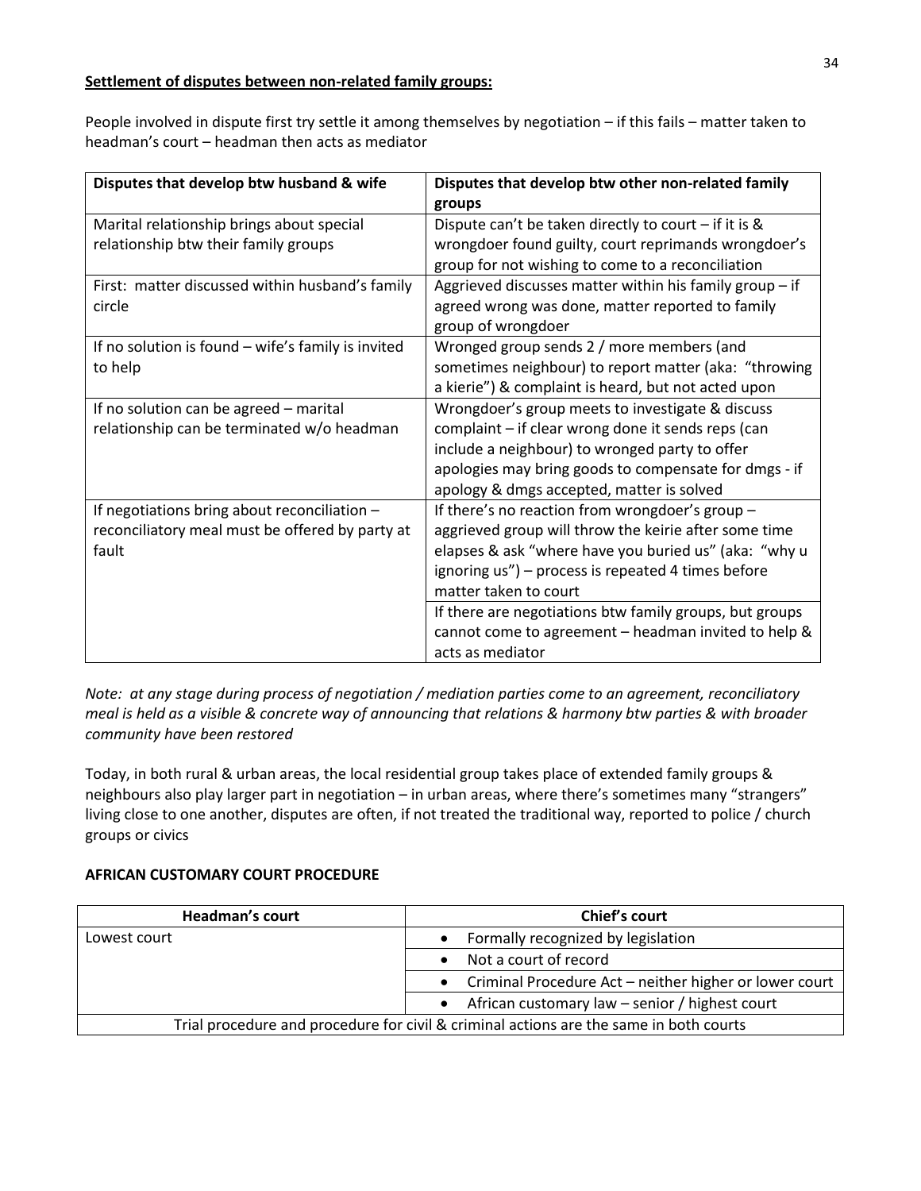**Settlement of disputes between non-related family groups:**

People involved in dispute first try settle it among themselves by negotiation – if this fails – matter taken to headman's court – headman then acts as mediator

| Disputes that develop btw husband & wife | Disputes that develop btw other non-related family groups |
|---|---|
| Marital relationship brings about special relationship btw their family groups | Dispute can't be taken directly to court – if it is & wrongdoer found guilty, court reprimands wrongdoer's group for not wishing to come to a reconciliation |
| First: matter discussed within husband's family circle | Aggrieved discusses matter within his family group – if agreed wrong was done, matter reported to family group of wrongdoer |
| If no solution is found – wife's family is invited to help | Wronged group sends 2 / more members (and sometimes neighbour) to report matter (aka: "throwing a kierie") & complaint is heard, but not acted upon |
| If no solution can be agreed – marital relationship can be terminated w/o headman | Wrongdoer's group meets to investigate & discuss complaint – if clear wrong done it sends reps (can include a neighbour) to wronged party to offer apologies may bring goods to compensate for dmgs - if apology & dmgs accepted, matter is solved |
| If negotiations bring about reconciliation – reconciliatory meal must be offered by party at fault | If there's no reaction from wrongdoer's group – aggrieved group will throw the keirie after some time elapses & ask "where have you buried us" (aka: "why u ignoring us") – process is repeated 4 times before matter taken to court |
| | If there are negotiations btw family groups, but groups cannot come to agreement – headman invited to help & acts as mediator |

*Note: at any stage during process of negotiation / mediation parties come to an agreement, reconciliatory meal is held as a visible & concrete way of announcing that relations & harmony btw parties & with broader community have been restored*

Today, in both rural & urban areas, the local residential group takes place of extended family groups & neighbours also play larger part in negotiation – in urban areas, where there's sometimes many "strangers" living close to one another, disputes are often, if not treated the traditional way, reported to police / church groups or civics

**AFRICAN CUSTOMARY COURT PROCEDURE**

| Headman's court | Chief's court |
|---|---|
| Lowest court | • Formally recognized by legislation |
| | • Not a court of record |
| | • Criminal Procedure Act – neither higher or lower court |
| | • African customary law – senior / highest court |
| Trial procedure and procedure for civil & criminal actions are the same in both courts | |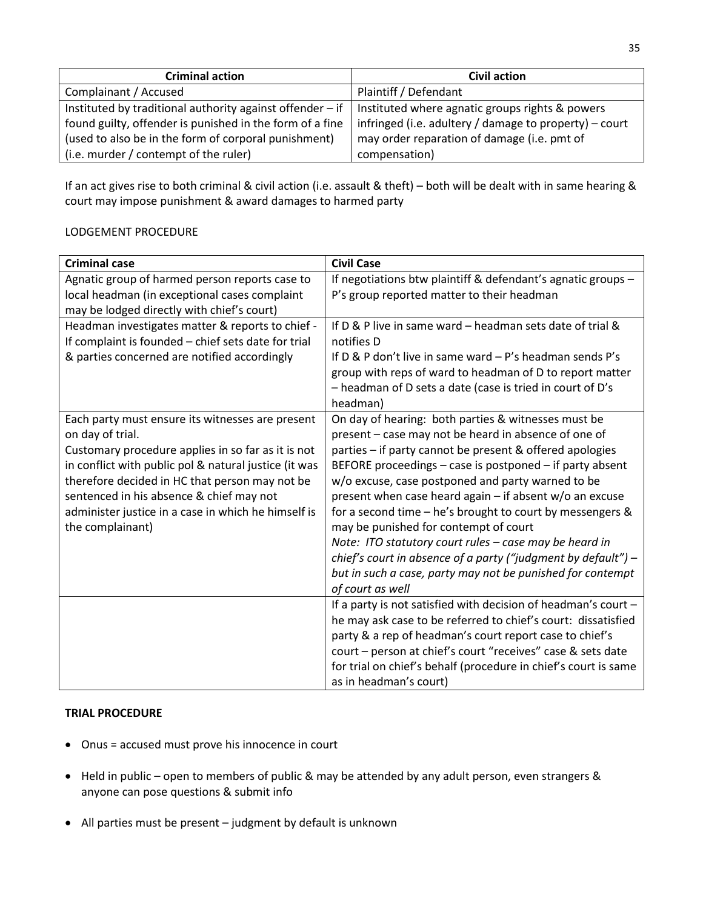| Criminal action | Civil action |
| --- | --- |
| Complainant / Accused | Plaintiff / Defendant |
| Instituted by traditional authority against offender – if found guilty, offender is punished in the form of a fine (used to also be in the form of corporal punishment) (i.e. murder / contempt of the ruler) | Instituted where agnatic groups rights & powers infringed (i.e. adultery / damage to property) – court may order reparation of damage (i.e. pmt of compensation) |

If an act gives rise to both criminal & civil action (i.e. assault & theft) – both will be dealt with in same hearing & court may impose punishment & award damages to harmed party

LODGEMENT PROCEDURE

| Criminal case | Civil Case |
| --- | --- |
| Agnatic group of harmed person reports case to local headman (in exceptional cases complaint may be lodged directly with chief's court) | If negotiations btw plaintiff & defendant's agnatic groups – P's group reported matter to their headman |
| Headman investigates matter & reports to chief - If complaint is founded – chief sets date for trial & parties concerned are notified accordingly | If D & P live in same ward – headman sets date of trial & notifies D<br>If D & P don't live in same ward – P's headman sends P's group with reps of ward to headman of D to report matter – headman of D sets a date (case is tried in court of D's headman) |
| Each party must ensure its witnesses are present on day of trial.<br>Customary procedure applies in so far as it is not in conflict with public pol & natural justice (it was therefore decided in HC that person may not be sentenced in his absence & chief may not administer justice in a case in which he himself is the complainant) | On day of hearing: both parties & witnesses must be present – case may not be heard in absence of one of parties – if party cannot be present & offered apologies BEFORE proceedings – case is postponed – if party absent w/o excuse, case postponed and party warned to be present when case heard again – if absent w/o an excuse for a second time – he's brought to court by messengers & may be punished for contempt of court<br>*Note: ITO statutory court rules – case may be heard in chief's court in absence of a party ("judgment by default") – but in such a case, party may not be punished for contempt of court as well* |
| | If a party is not satisfied with decision of headman's court – he may ask case to be referred to chief's court: dissatisfied party & a rep of headman's court report case to chief's court – person at chief's court "receives" case & sets date for trial on chief's behalf (procedure in chief's court is same as in headman's court) |

**TRIAL PROCEDURE**

- Onus = accused must prove his innocence in court
- Held in public – open to members of public & may be attended by any adult person, even strangers & anyone can pose questions & submit info
- All parties must be present – judgment by default is unknown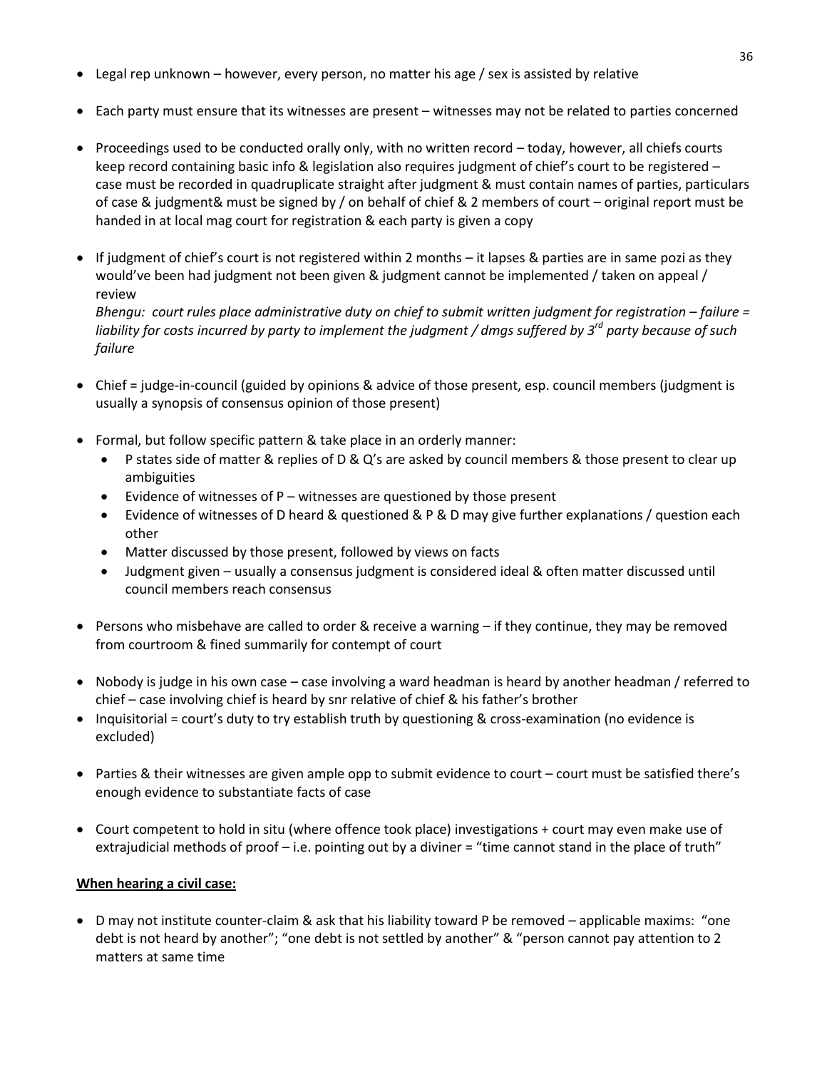- Legal rep unknown – however, every person, no matter his age / sex is assisted by relative

- Each party must ensure that its witnesses are present – witnesses may not be related to parties concerned

- Proceedings used to be conducted orally only, with no written record – today, however, all chiefs courts keep record containing basic info & legislation also requires judgment of chief's court to be registered – case must be recorded in quadruplicate straight after judgment & must contain names of parties, particulars of case & judgment& must be signed by / on behalf of chief & 2 members of court – original report must be handed in at local mag court for registration & each party is given a copy

- If judgment of chief's court is not registered within 2 months – it lapses & parties are in same pozi as they would've been had judgment not been given & judgment cannot be implemented / taken on appeal / review
  *Bhengu: court rules place administrative duty on chief to submit written judgment for registration – failure = liability for costs incurred by party to implement the judgment / dmgs suffered by 3rd party because of such failure*

- Chief = judge-in-council (guided by opinions & advice of those present, esp. council members (judgment is usually a synopsis of consensus opinion of those present)

- Formal, but follow specific pattern & take place in an orderly manner:
  - P states side of matter & replies of D & Q's are asked by council members & those present to clear up ambiguities
  - Evidence of witnesses of P – witnesses are questioned by those present
  - Evidence of witnesses of D heard & questioned & P & D may give further explanations / question each other
  - Matter discussed by those present, followed by views on facts
  - Judgment given – usually a consensus judgment is considered ideal & often matter discussed until council members reach consensus

- Persons who misbehave are called to order & receive a warning – if they continue, they may be removed from courtroom & fined summarily for contempt of court

- Nobody is judge in his own case – case involving a ward headman is heard by another headman / referred to chief – case involving chief is heard by snr relative of chief & his father's brother
- Inquisitorial = court's duty to try establish truth by questioning & cross-examination (no evidence is excluded)

- Parties & their witnesses are given ample opp to submit evidence to court – court must be satisfied there's enough evidence to substantiate facts of case

- Court competent to hold in situ (where offence took place) investigations + court may even make use of extrajudicial methods of proof – i.e. pointing out by a diviner = "time cannot stand in the place of truth"

**<u>When hearing a civil case:</u>**

- D may not institute counter-claim & ask that his liability toward P be removed – applicable maxims: "one debt is not heard by another"; "one debt is not settled by another" & "person cannot pay attention to 2 matters at same time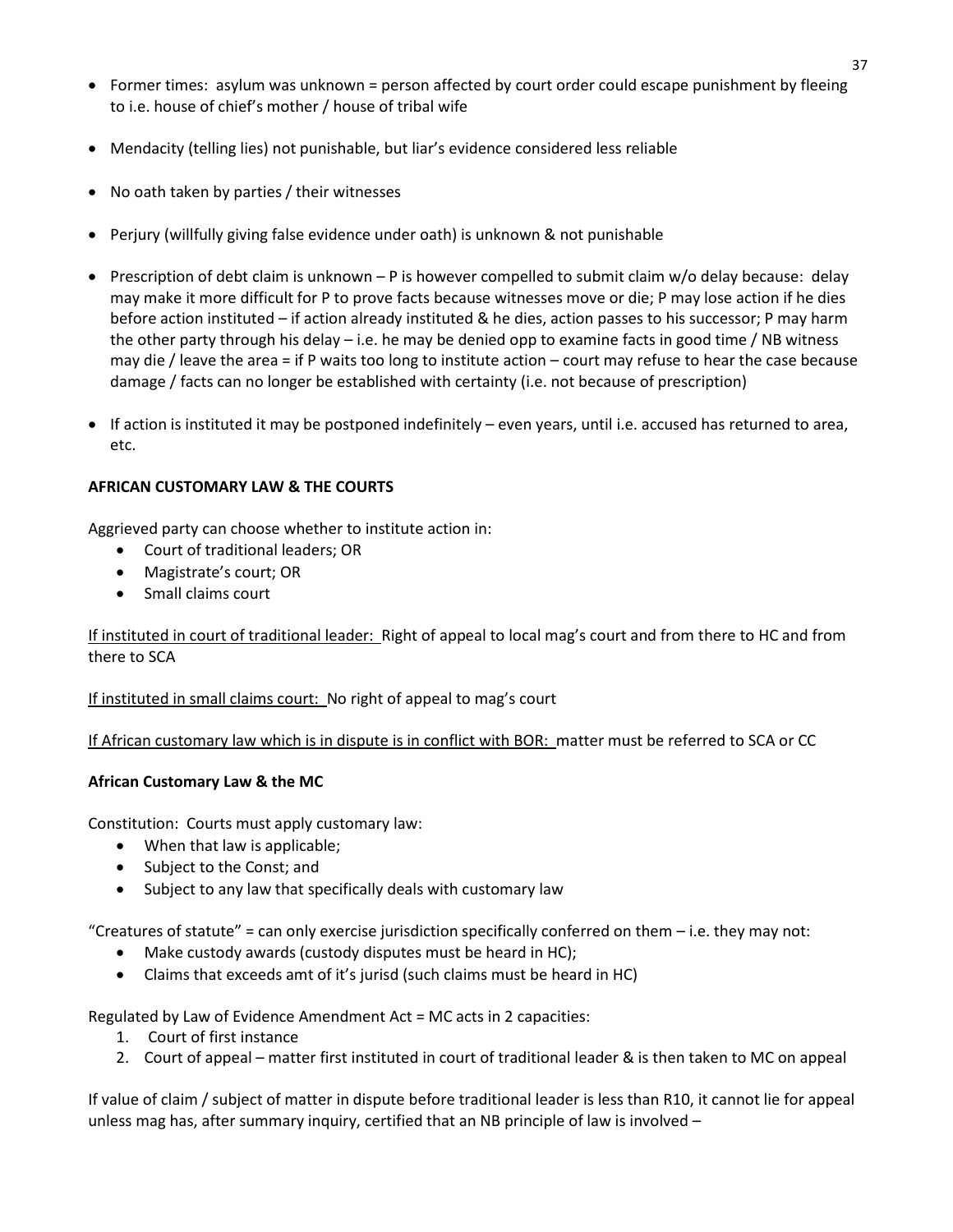- Former times: asylum was unknown = person affected by court order could escape punishment by fleeing to i.e. house of chief's mother / house of tribal wife

- Mendacity (telling lies) not punishable, but liar's evidence considered less reliable

- No oath taken by parties / their witnesses

- Perjury (willfully giving false evidence under oath) is unknown & not punishable

- Prescription of debt claim is unknown – P is however compelled to submit claim w/o delay because: delay may make it more difficult for P to prove facts because witnesses move or die; P may lose action if he dies before action instituted – if action already instituted & he dies, action passes to his successor; P may harm the other party through his delay – i.e. he may be denied opp to examine facts in good time / NB witness may die / leave the area = if P waits too long to institute action – court may refuse to hear the case because damage / facts can no longer be established with certainty (i.e. not because of prescription)

- If action is instituted it may be postponed indefinitely – even years, until i.e. accused has returned to area, etc.

**AFRICAN CUSTOMARY LAW & THE COURTS**

Aggrieved party can choose whether to institute action in:

- Court of traditional leaders; OR
- Magistrate's court; OR
- Small claims court

<u>If instituted in court of traditional leader:</u> Right of appeal to local mag's court and from there to HC and from there to SCA

<u>If instituted in small claims court:</u> No right of appeal to mag's court

<u>If African customary law which is in dispute is in conflict with BOR:</u> matter must be referred to SCA or CC

**African Customary Law & the MC**

Constitution: Courts must apply customary law:

- When that law is applicable;
- Subject to the Const; and
- Subject to any law that specifically deals with customary law

"Creatures of statute" = can only exercise jurisdiction specifically conferred on them – i.e. they may not:

- Make custody awards (custody disputes must be heard in HC);
- Claims that exceeds amt of it's jurisd (such claims must be heard in HC)

Regulated by Law of Evidence Amendment Act = MC acts in 2 capacities:

1. Court of first instance
2. Court of appeal – matter first instituted in court of traditional leader & is then taken to MC on appeal

If value of claim / subject of matter in dispute before traditional leader is less than R10, it cannot lie for appeal unless mag has, after summary inquiry, certified that an NB principle of law is involved –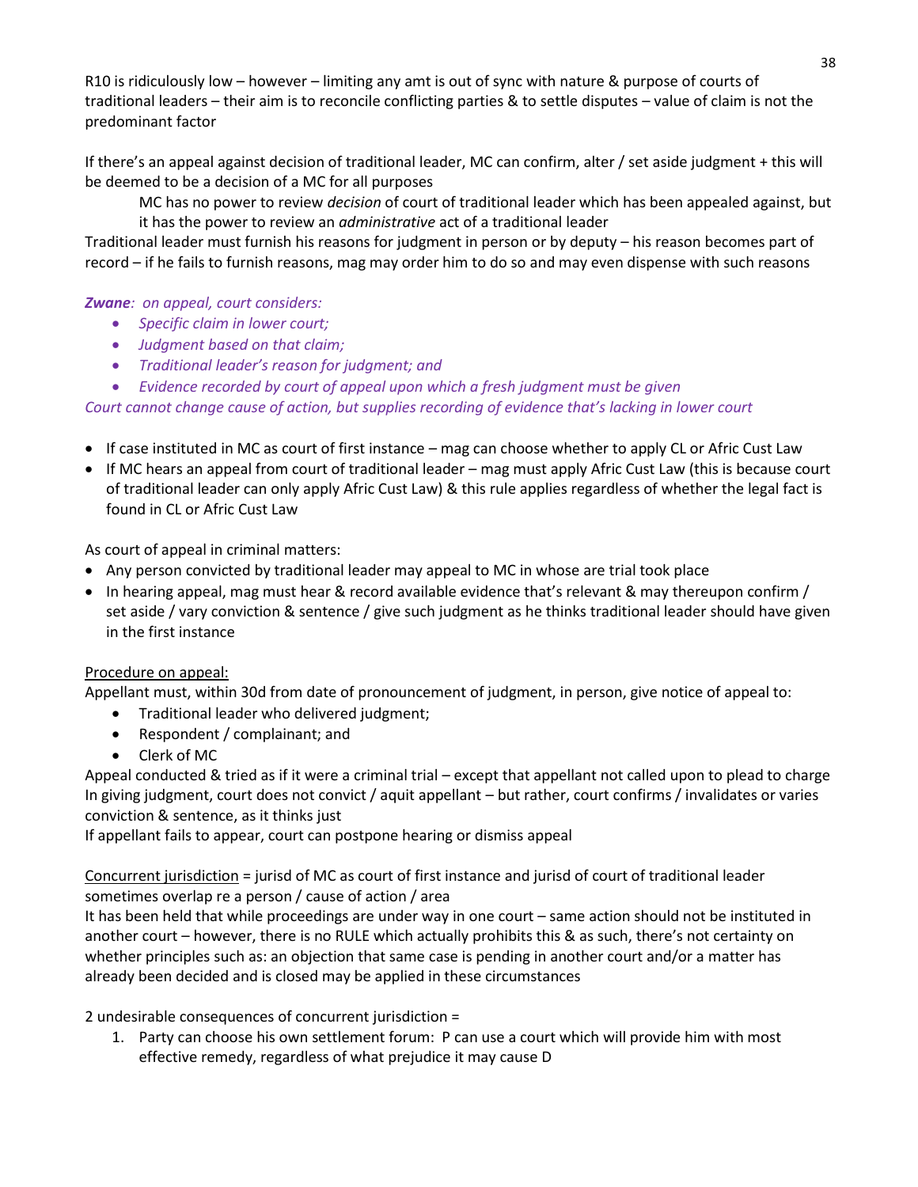R10 is ridiculously low – however – limiting any amt is out of sync with nature & purpose of courts of traditional leaders – their aim is to reconcile conflicting parties & to settle disputes – value of claim is not the predominant factor

If there's an appeal against decision of traditional leader, MC can confirm, alter / set aside judgment + this will be deemed to be a decision of a MC for all purposes

> MC has no power to review *decision* of court of traditional leader which has been appealed against, but it has the power to review an *administrative* act of a traditional leader

Traditional leader must furnish his reasons for judgment in person or by deputy – his reason becomes part of record – if he fails to furnish reasons, mag may order him to do so and may even dispense with such reasons

***Zwane**: on appeal, court considers:*

- *Specific claim in lower court;*
- *Judgment based on that claim;*
- *Traditional leader's reason for judgment; and*
- *Evidence recorded by court of appeal upon which a fresh judgment must be given*

*Court cannot change cause of action, but supplies recording of evidence that's lacking in lower court*

- If case instituted in MC as court of first instance – mag can choose whether to apply CL or Afric Cust Law
- If MC hears an appeal from court of traditional leader – mag must apply Afric Cust Law (this is because court of traditional leader can only apply Afric Cust Law) & this rule applies regardless of whether the legal fact is found in CL or Afric Cust Law

As court of appeal in criminal matters:

- Any person convicted by traditional leader may appeal to MC in whose are trial took place
- In hearing appeal, mag must hear & record available evidence that's relevant & may thereupon confirm / set aside / vary conviction & sentence / give such judgment as he thinks traditional leader should have given in the first instance

<u>Procedure on appeal:</u>

Appellant must, within 30d from date of pronouncement of judgment, in person, give notice of appeal to:

- Traditional leader who delivered judgment;
- Respondent / complainant; and
- Clerk of MC

Appeal conducted & tried as if it were a criminal trial – except that appellant not called upon to plead to charge
In giving judgment, court does not convict / aquit appellant – but rather, court confirms / invalidates or varies conviction & sentence, as it thinks just
If appellant fails to appear, court can postpone hearing or dismiss appeal

<u>Concurrent jurisdiction</u> = jurisd of MC as court of first instance and jurisd of court of traditional leader sometimes overlap re a person / cause of action / area
It has been held that while proceedings are under way in one court – same action should not be instituted in another court – however, there is no RULE which actually prohibits this & as such, there's not certainty on whether principles such as: an objection that same case is pending in another court and/or a matter has already been decided and is closed may be applied in these circumstances

2 undesirable consequences of concurrent jurisdiction =

1. Party can choose his own settlement forum: P can use a court which will provide him with most effective remedy, regardless of what prejudice it may cause D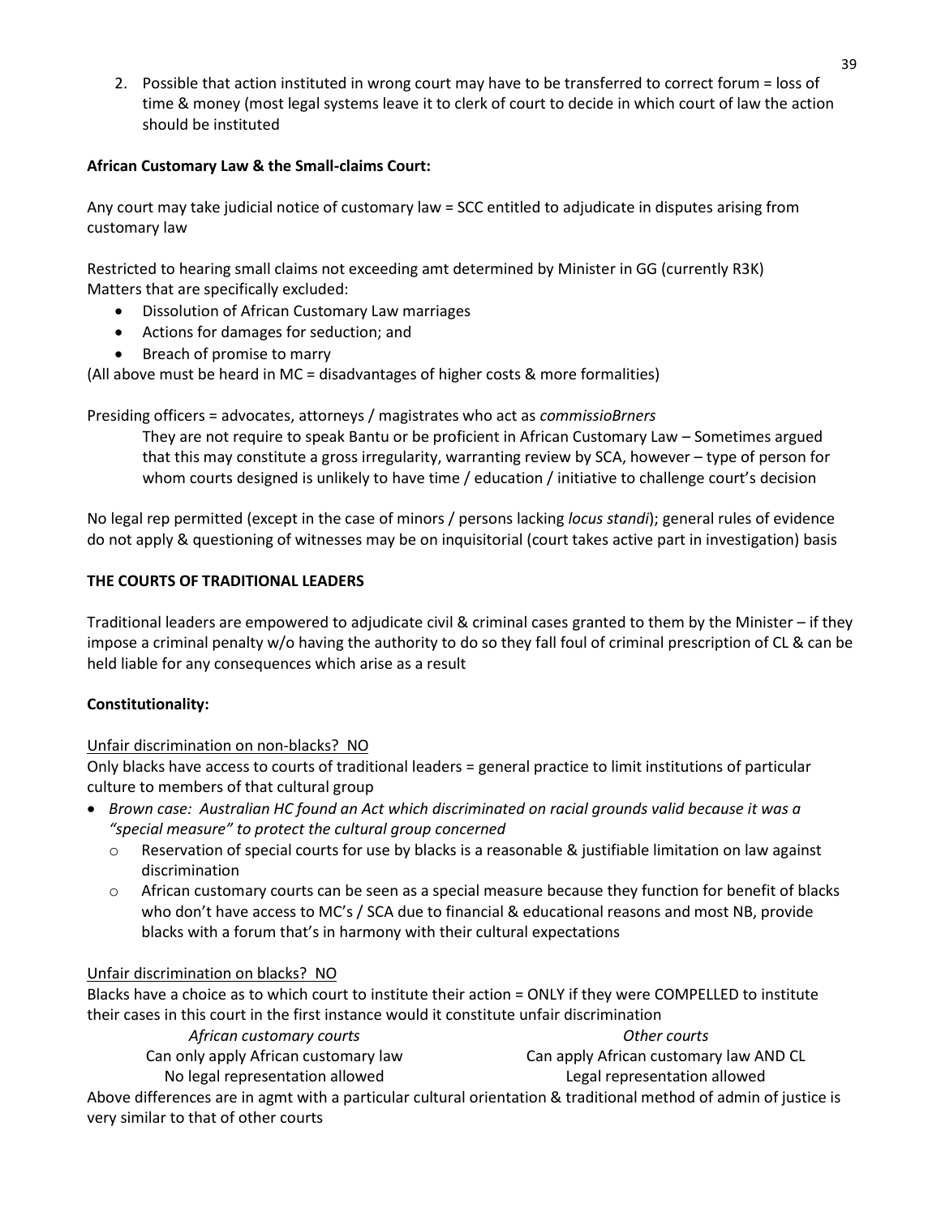2. Possible that action instituted in wrong court may have to be transferred to correct forum = loss of time & money (most legal systems leave it to clerk of court to decide in which court of law the action should be instituted

**African Customary Law & the Small-claims Court:**

Any court may take judicial notice of customary law = SCC entitled to adjudicate in disputes arising from customary law

Restricted to hearing small claims not exceeding amt determined by Minister in GG (currently R3K)
Matters that are specifically excluded:

- Dissolution of African Customary Law marriages
- Actions for damages for seduction; and
- Breach of promise to marry

(All above must be heard in MC = disadvantages of higher costs & more formalities)

Presiding officers = advocates, attorneys / magistrates who act as *commissioBrners*

They are not require to speak Bantu or be proficient in African Customary Law – Sometimes argued that this may constitute a gross irregularity, warranting review by SCA, however – type of person for whom courts designed is unlikely to have time / education / initiative to challenge court's decision

No legal rep permitted (except in the case of minors / persons lacking *locus standi*); general rules of evidence do not apply & questioning of witnesses may be on inquisitorial (court takes active part in investigation) basis

**THE COURTS OF TRADITIONAL LEADERS**

Traditional leaders are empowered to adjudicate civil & criminal cases granted to them by the Minister – if they impose a criminal penalty w/o having the authority to do so they fall foul of criminal prescription of CL & can be held liable for any consequences which arise as a result

**Constitutionality:**

Unfair discrimination on non-blacks? NO

Only blacks have access to courts of traditional leaders = general practice to limit institutions of particular culture to members of that cultural group

- *Brown case: Australian HC found an Act which discriminated on racial grounds valid because it was a "special measure" to protect the cultural group concerned*
  - Reservation of special courts for use by blacks is a reasonable & justifiable limitation on law against discrimination
  - African customary courts can be seen as a special measure because they function for benefit of blacks who don't have access to MC's / SCA due to financial & educational reasons and most NB, provide blacks with a forum that's in harmony with their cultural expectations

Unfair discrimination on blacks? NO

Blacks have a choice as to which court to institute their action = ONLY if they were COMPELLED to institute their cases in this court in the first instance would it constitute unfair discrimination

| *African customary courts* | *Other courts* |
|---|---|
| Can only apply African customary law | Can apply African customary law AND CL |
| No legal representation allowed | Legal representation allowed |

Above differences are in agmt with a particular cultural orientation & traditional method of admin of justice is very similar to that of other courts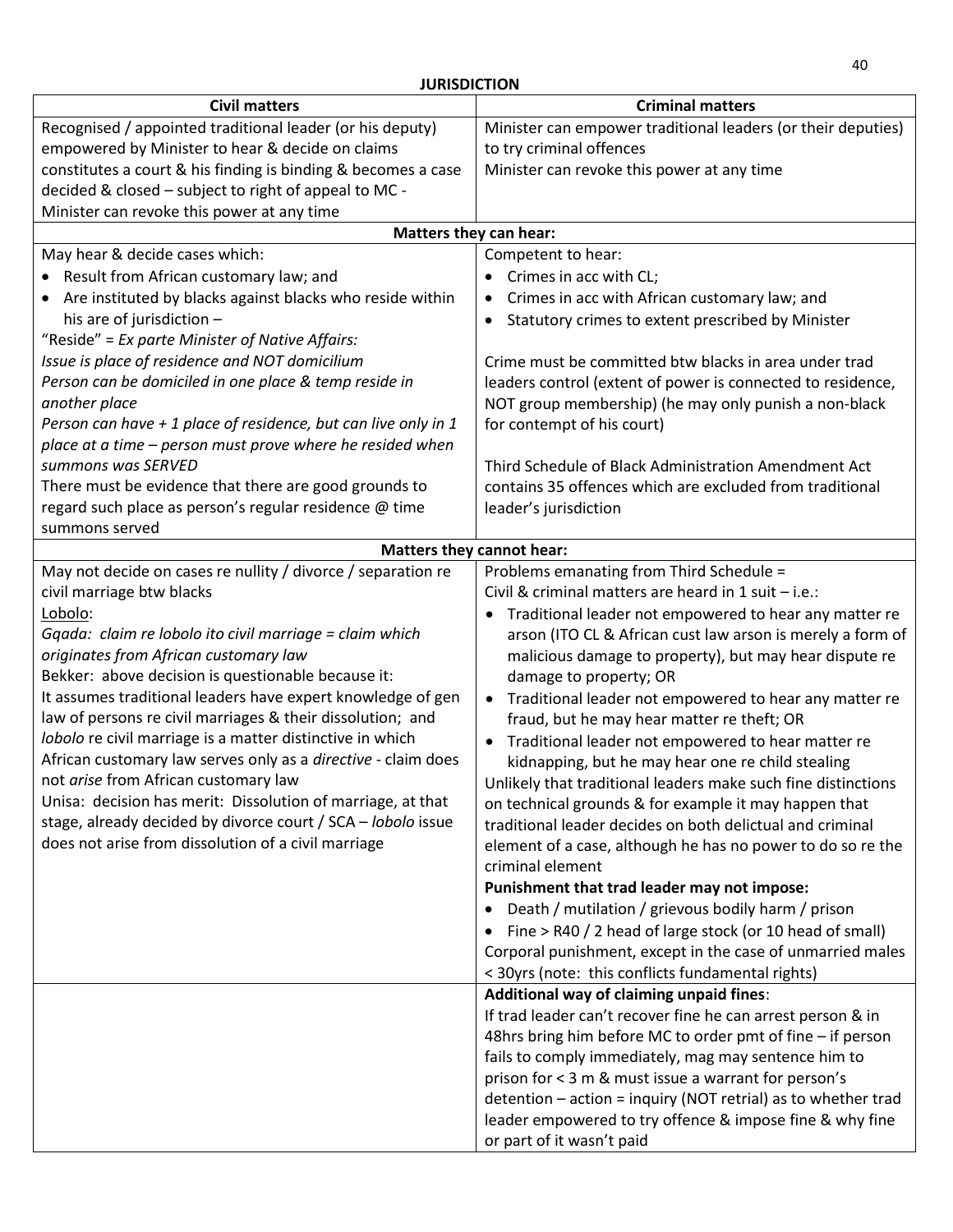**JURISDICTION**

| Civil matters | Criminal matters |
|---|---|
| Recognised / appointed traditional leader (or his deputy) empowered by Minister to hear & decide on claims constitutes a court & his finding is binding & becomes a case decided & closed – subject to right of appeal to MC - Minister can revoke this power at any time | Minister can empower traditional leaders (or their deputies) to try criminal offences<br>Minister can revoke this power at any time |
| **Matters they can hear:** | |
| May hear & decide cases which:<br>• Result from African customary law; and<br>• Are instituted by blacks against blacks who reside within his are of jurisdiction –<br>"Reside" = *Ex parte Minister of Native Affairs: Issue is place of residence and NOT domicilium*<br>*Person can be domiciled in one place & temp reside in another place*<br>*Person can have + 1 place of residence, but can live only in 1 place at a time – person must prove where he resided when summons was SERVED*<br>There must be evidence that there are good grounds to regard such place as person's regular residence @ time summons served | Competent to hear:<br>• Crimes in acc with CL;<br>• Crimes in acc with African customary law; and<br>• Statutory crimes to extent prescribed by Minister<br><br>Crime must be committed btw blacks in area under trad leaders control (extent of power is connected to residence, NOT group membership) (he may only punish a non-black for contempt of his court)<br><br>Third Schedule of Black Administration Amendment Act contains 35 offences which are excluded from traditional leader's jurisdiction |
| **Matters they cannot hear:** | |
| May not decide on cases re nullity / divorce / separation re civil marriage btw blacks<br><u>Lobolo</u>:<br>*Gqada: claim re lobolo ito civil marriage = claim which originates from African customary law*<br>Bekker: above decision is questionable because it:<br>It assumes traditional leaders have expert knowledge of gen law of persons re civil marriages & their dissolution; and *lobolo* re civil marriage is a matter distinctive in which African customary law serves only as a *directive* - claim does not *arise* from African customary law<br>Unisa: decision has merit: Dissolution of marriage, at that stage, already decided by divorce court / SCA – *lobolo* issue does not arise from dissolution of a civil marriage | Problems emanating from Third Schedule =<br>Civil & criminal matters are heard in 1 suit – i.e.:<br>• Traditional leader not empowered to hear any matter re arson (ITO CL & African cust law arson is merely a form of malicious damage to property), but may hear dispute re damage to property; OR<br>• Traditional leader not empowered to hear any matter re fraud, but he may hear matter re theft; OR<br>• Traditional leader not empowered to hear matter re kidnapping, but he may hear one re child stealing<br>Unlikely that traditional leaders make such fine distinctions on technical grounds & for example it may happen that traditional leader decides on both delictual and criminal element of a case, although he has no power to do so re the criminal element<br>**Punishment that trad leader may not impose:**<br>• Death / mutilation / grievous bodily harm / prison<br>• Fine > R40 / 2 head of large stock (or 10 head of small)<br>Corporal punishment, except in the case of unmarried males < 30yrs (note: this conflicts fundamental rights) |
| | **Additional way of claiming unpaid fines**:<br>If trad leader can't recover fine he can arrest person & in 48hrs bring him before MC to order pmt of fine – if person fails to comply immediately, mag may sentence him to prison for < 3 m & must issue a warrant for person's detention – action = inquiry (NOT retrial) as to whether trad leader empowered to try offence & impose fine & why fine or part of it wasn't paid |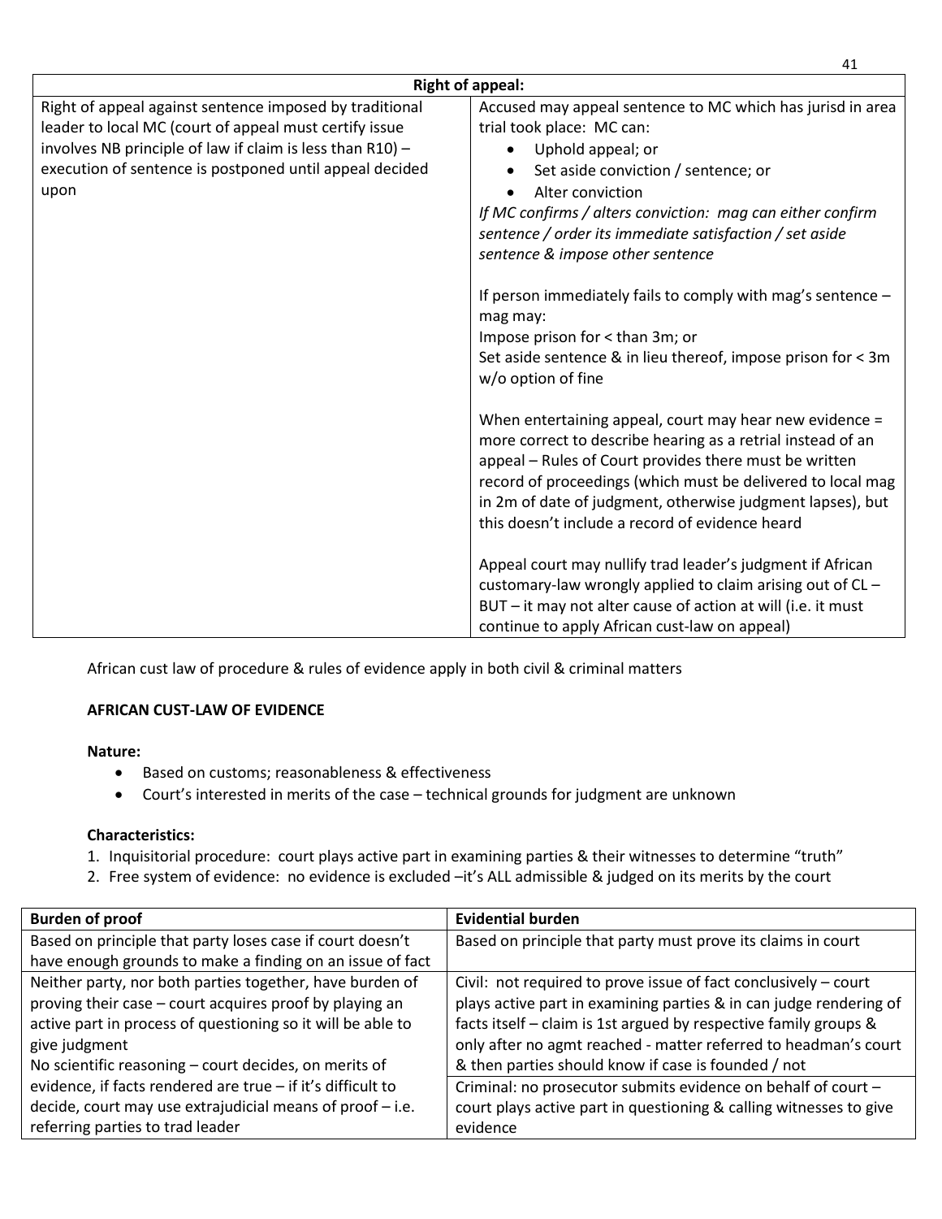| Right of appeal: | |
|---|---|
| Right of appeal against sentence imposed by traditional leader to local MC (court of appeal must certify issue involves NB principle of law if claim is less than R10) – execution of sentence is postponed until appeal decided upon | Accused may appeal sentence to MC which has jurisd in area trial took place: MC can:<br>• Uphold appeal; or<br>• Set aside conviction / sentence; or<br>• Alter conviction<br>*If MC confirms / alters conviction: mag can either confirm sentence / order its immediate satisfaction / set aside sentence & impose other sentence*<br><br>If person immediately fails to comply with mag's sentence – mag may:<br>Impose prison for < than 3m; or<br>Set aside sentence & in lieu thereof, impose prison for < 3m w/o option of fine<br><br>When entertaining appeal, court may hear new evidence = more correct to describe hearing as a retrial instead of an appeal – Rules of Court provides there must be written record of proceedings (which must be delivered to local mag in 2m of date of judgment, otherwise judgment lapses), but this doesn't include a record of evidence heard<br><br>Appeal court may nullify trad leader's judgment if African customary-law wrongly applied to claim arising out of CL – BUT – it may not alter cause of action at will (i.e. it must continue to apply African cust-law on appeal) |

African cust law of procedure & rules of evidence apply in both civil & criminal matters

**AFRICAN CUST-LAW OF EVIDENCE**

**Nature:**

- Based on customs; reasonableness & effectiveness
- Court's interested in merits of the case – technical grounds for judgment are unknown

**Characteristics:**

1. Inquisitorial procedure: court plays active part in examining parties & their witnesses to determine "truth"
2. Free system of evidence: no evidence is excluded –it's ALL admissible & judged on its merits by the court

| Burden of proof | Evidential burden |
|---|---|
| Based on principle that party loses case if court doesn't have enough grounds to make a finding on an issue of fact | Based on principle that party must prove its claims in court |
| Neither party, nor both parties together, have burden of proving their case – court acquires proof by playing an active part in process of questioning so it will be able to give judgment<br>No scientific reasoning – court decides, on merits of evidence, if facts rendered are true – if it's difficult to decide, court may use extrajudicial means of proof – i.e. referring parties to trad leader | Civil: not required to prove issue of fact conclusively – court plays active part in examining parties & in can judge rendering of facts itself – claim is 1st argued by respective family groups & only after no agmt reached - matter referred to headman's court & then parties should know if case is founded / not<br><br>Criminal: no prosecutor submits evidence on behalf of court – court plays active part in questioning & calling witnesses to give evidence |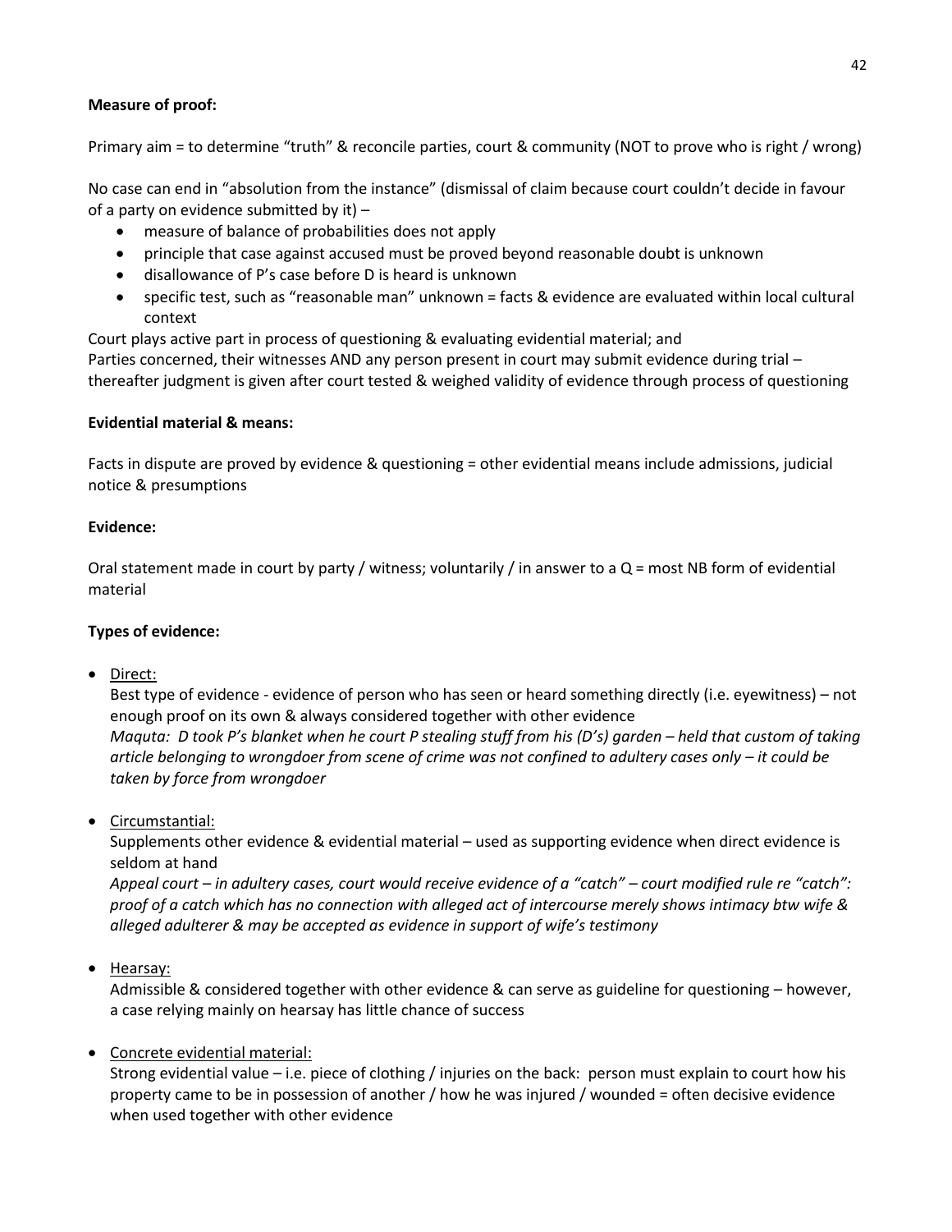**Measure of proof:**

Primary aim = to determine "truth" & reconcile parties, court & community (NOT to prove who is right / wrong)

No case can end in "absolution from the instance" (dismissal of claim because court couldn't decide in favour of a party on evidence submitted by it) –

- measure of balance of probabilities does not apply
- principle that case against accused must be proved beyond reasonable doubt is unknown
- disallowance of P's case before D is heard is unknown
- specific test, such as "reasonable man" unknown = facts & evidence are evaluated within local cultural context

Court plays active part in process of questioning & evaluating evidential material; and
Parties concerned, their witnesses AND any person present in court may submit evidence during trial – thereafter judgment is given after court tested & weighed validity of evidence through process of questioning

**Evidential material & means:**

Facts in dispute are proved by evidence & questioning = other evidential means include admissions, judicial notice & presumptions

**Evidence:**

Oral statement made in court by party / witness; voluntarily / in answer to a Q = most NB form of evidential material

**Types of evidence:**

- Direct:
  Best type of evidence - evidence of person who has seen or heard something directly (i.e. eyewitness) – not enough proof on its own & always considered together with other evidence
  *Maquta: D took P's blanket when he court P stealing stuff from his (D's) garden – held that custom of taking article belonging to wrongdoer from scene of crime was not confined to adultery cases only – it could be taken by force from wrongdoer*

- Circumstantial:
  Supplements other evidence & evidential material – used as supporting evidence when direct evidence is seldom at hand
  *Appeal court – in adultery cases, court would receive evidence of a "catch" – court modified rule re "catch": proof of a catch which has no connection with alleged act of intercourse merely shows intimacy btw wife & alleged adulterer & may be accepted as evidence in support of wife's testimony*

- Hearsay:
  Admissible & considered together with other evidence & can serve as guideline for questioning – however, a case relying mainly on hearsay has little chance of success

- Concrete evidential material:
  Strong evidential value – i.e. piece of clothing / injuries on the back: person must explain to court how his property came to be in possession of another / how he was injured / wounded = often decisive evidence when used together with other evidence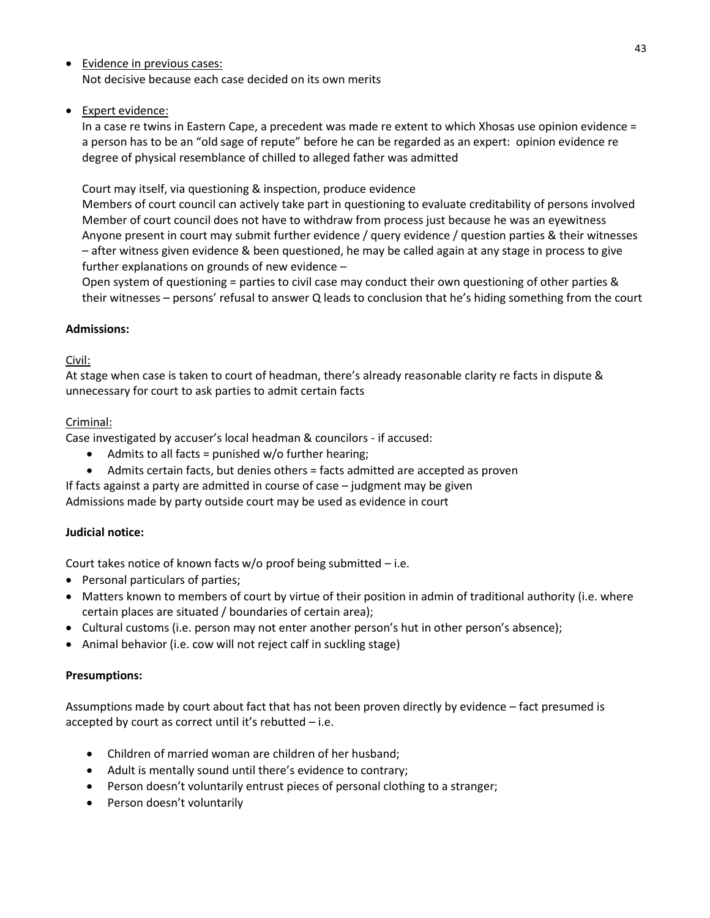- <u>Evidence in previous cases:</u>
  Not decisive because each case decided on its own merits

- <u>Expert evidence:</u>
  In a case re twins in Eastern Cape, a precedent was made re extent to which Xhosas use opinion evidence = a person has to be an "old sage of repute" before he can be regarded as an expert: opinion evidence re degree of physical resemblance of chilled to alleged father was admitted

  Court may itself, via questioning & inspection, produce evidence
  Members of court council can actively take part in questioning to evaluate creditability of persons involved
  Member of court council does not have to withdraw from process just because he was an eyewitness
  Anyone present in court may submit further evidence / query evidence / question parties & their witnesses – after witness given evidence & been questioned, he may be called again at any stage in process to give further explanations on grounds of new evidence –
  Open system of questioning = parties to civil case may conduct their own questioning of other parties & their witnesses – persons' refusal to answer Q leads to conclusion that he's hiding something from the court

**Admissions:**

<u>Civil:</u>
At stage when case is taken to court of headman, there's already reasonable clarity re facts in dispute & unnecessary for court to ask parties to admit certain facts

<u>Criminal:</u>
Case investigated by accuser's local headman & councilors - if accused:

- Admits to all facts = punished w/o further hearing;
- Admits certain facts, but denies others = facts admitted are accepted as proven

If facts against a party are admitted in course of case – judgment may be given
Admissions made by party outside court may be used as evidence in court

**Judicial notice:**

Court takes notice of known facts w/o proof being submitted – i.e.

- Personal particulars of parties;
- Matters known to members of court by virtue of their position in admin of traditional authority (i.e. where certain places are situated / boundaries of certain area);
- Cultural customs (i.e. person may not enter another person's hut in other person's absence);
- Animal behavior (i.e. cow will not reject calf in suckling stage)

**Presumptions:**

Assumptions made by court about fact that has not been proven directly by evidence – fact presumed is accepted by court as correct until it's rebutted – i.e.

- Children of married woman are children of her husband;
- Adult is mentally sound until there's evidence to contrary;
- Person doesn't voluntarily entrust pieces of personal clothing to a stranger;
- Person doesn't voluntarily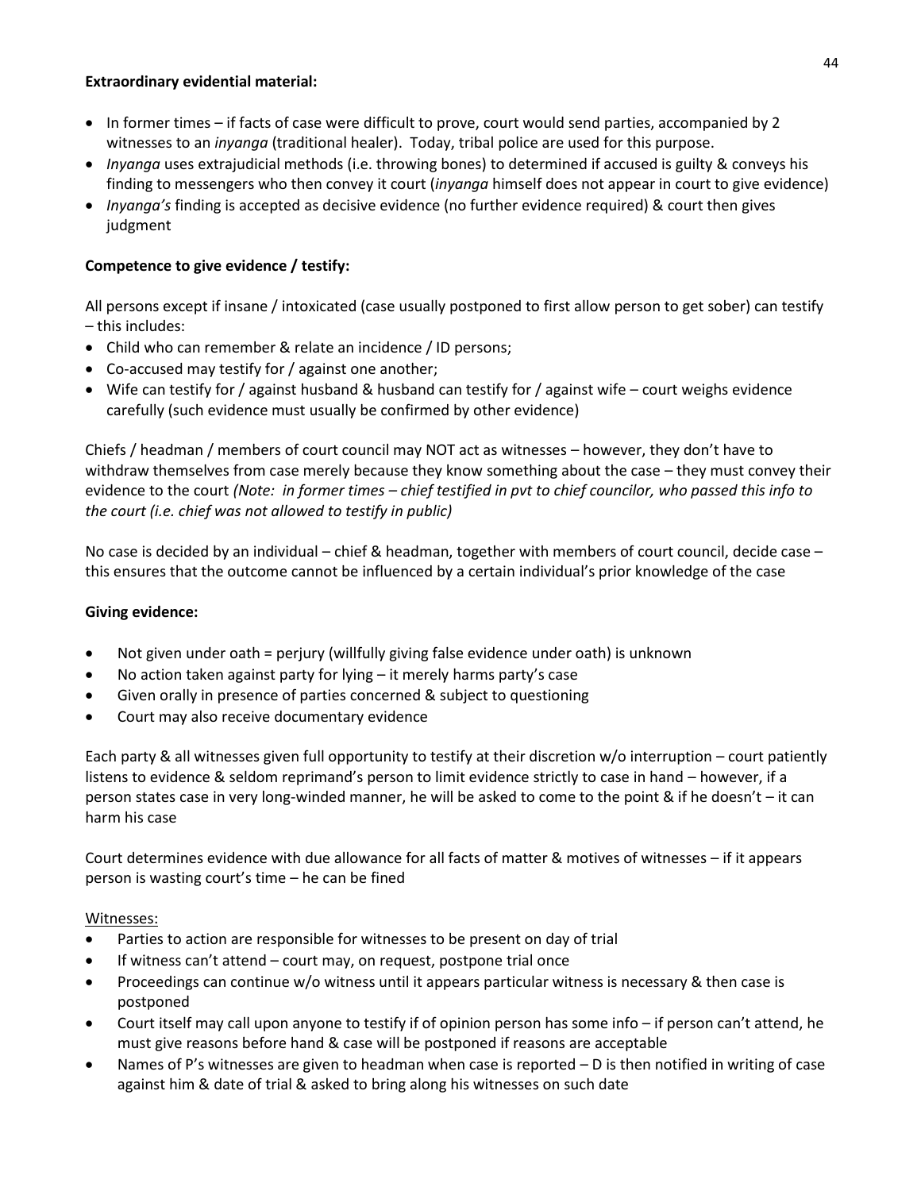**Extraordinary evidential material:**

- In former times – if facts of case were difficult to prove, court would send parties, accompanied by 2 witnesses to an *inyanga* (traditional healer). Today, tribal police are used for this purpose.
- *Inyanga* uses extrajudicial methods (i.e. throwing bones) to determined if accused is guilty & conveys his finding to messengers who then convey it court (*inyanga* himself does not appear in court to give evidence)
- *Inyanga's* finding is accepted as decisive evidence (no further evidence required) & court then gives judgment

**Competence to give evidence / testify:**

All persons except if insane / intoxicated (case usually postponed to first allow person to get sober) can testify – this includes:

- Child who can remember & relate an incidence / ID persons;
- Co-accused may testify for / against one another;
- Wife can testify for / against husband & husband can testify for / against wife – court weighs evidence carefully (such evidence must usually be confirmed by other evidence)

Chiefs / headman / members of court council may NOT act as witnesses – however, they don't have to withdraw themselves from case merely because they know something about the case – they must convey their evidence to the court *(Note: in former times – chief testified in pvt to chief councilor, who passed this info to the court (i.e. chief was not allowed to testify in public)*

No case is decided by an individual – chief & headman, together with members of court council, decide case – this ensures that the outcome cannot be influenced by a certain individual's prior knowledge of the case

**Giving evidence:**

- Not given under oath = perjury (willfully giving false evidence under oath) is unknown
- No action taken against party for lying – it merely harms party's case
- Given orally in presence of parties concerned & subject to questioning
- Court may also receive documentary evidence

Each party & all witnesses given full opportunity to testify at their discretion w/o interruption – court patiently listens to evidence & seldom reprimand's person to limit evidence strictly to case in hand – however, if a person states case in very long-winded manner, he will be asked to come to the point & if he doesn't – it can harm his case

Court determines evidence with due allowance for all facts of matter & motives of witnesses – if it appears person is wasting court's time – he can be fined

<u>Witnesses:</u>

- Parties to action are responsible for witnesses to be present on day of trial
- If witness can't attend – court may, on request, postpone trial once
- Proceedings can continue w/o witness until it appears particular witness is necessary & then case is postponed
- Court itself may call upon anyone to testify if of opinion person has some info – if person can't attend, he must give reasons before hand & case will be postponed if reasons are acceptable
- Names of P's witnesses are given to headman when case is reported – D is then notified in writing of case against him & date of trial & asked to bring along his witnesses on such date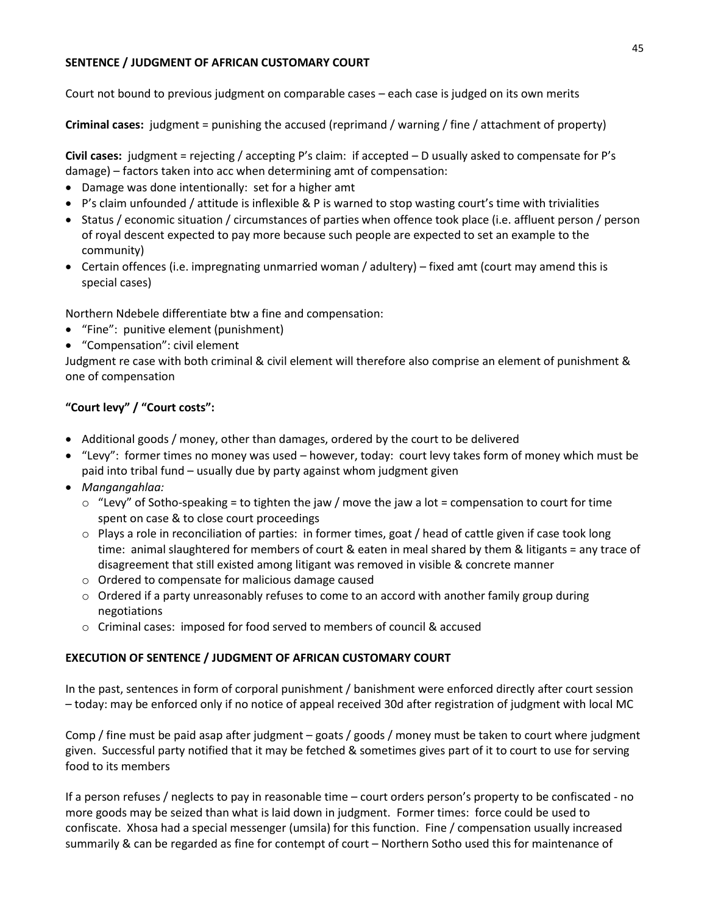**SENTENCE / JUDGMENT OF AFRICAN CUSTOMARY COURT**

Court not bound to previous judgment on comparable cases – each case is judged on its own merits

**Criminal cases:** judgment = punishing the accused (reprimand / warning / fine / attachment of property)

**Civil cases:** judgment = rejecting / accepting P's claim: if accepted – D usually asked to compensate for P's damage) – factors taken into acc when determining amt of compensation:

- Damage was done intentionally: set for a higher amt
- P's claim unfounded / attitude is inflexible & P is warned to stop wasting court's time with trivialities
- Status / economic situation / circumstances of parties when offence took place (i.e. affluent person / person of royal descent expected to pay more because such people are expected to set an example to the community)
- Certain offences (i.e. impregnating unmarried woman / adultery) – fixed amt (court may amend this is special cases)

Northern Ndebele differentiate btw a fine and compensation:

- "Fine": punitive element (punishment)
- "Compensation": civil element

Judgment re case with both criminal & civil element will therefore also comprise an element of punishment & one of compensation

**"Court levy" / "Court costs":**

- Additional goods / money, other than damages, ordered by the court to be delivered
- "Levy": former times no money was used – however, today: court levy takes form of money which must be paid into tribal fund – usually due by party against whom judgment given
- *Mangangahlaa:*
  - "Levy" of Sotho-speaking = to tighten the jaw / move the jaw a lot = compensation to court for time spent on case & to close court proceedings
  - Plays a role in reconciliation of parties: in former times, goat / head of cattle given if case took long time: animal slaughtered for members of court & eaten in meal shared by them & litigants = any trace of disagreement that still existed among litigant was removed in visible & concrete manner
  - Ordered to compensate for malicious damage caused
  - Ordered if a party unreasonably refuses to come to an accord with another family group during negotiations
  - Criminal cases: imposed for food served to members of council & accused

**EXECUTION OF SENTENCE / JUDGMENT OF AFRICAN CUSTOMARY COURT**

In the past, sentences in form of corporal punishment / banishment were enforced directly after court session – today: may be enforced only if no notice of appeal received 30d after registration of judgment with local MC

Comp / fine must be paid asap after judgment – goats / goods / money must be taken to court where judgment given. Successful party notified that it may be fetched & sometimes gives part of it to court to use for serving food to its members

If a person refuses / neglects to pay in reasonable time – court orders person's property to be confiscated - no more goods may be seized than what is laid down in judgment. Former times: force could be used to confiscate. Xhosa had a special messenger (umsila) for this function. Fine / compensation usually increased summarily & can be regarded as fine for contempt of court – Northern Sotho used this for maintenance of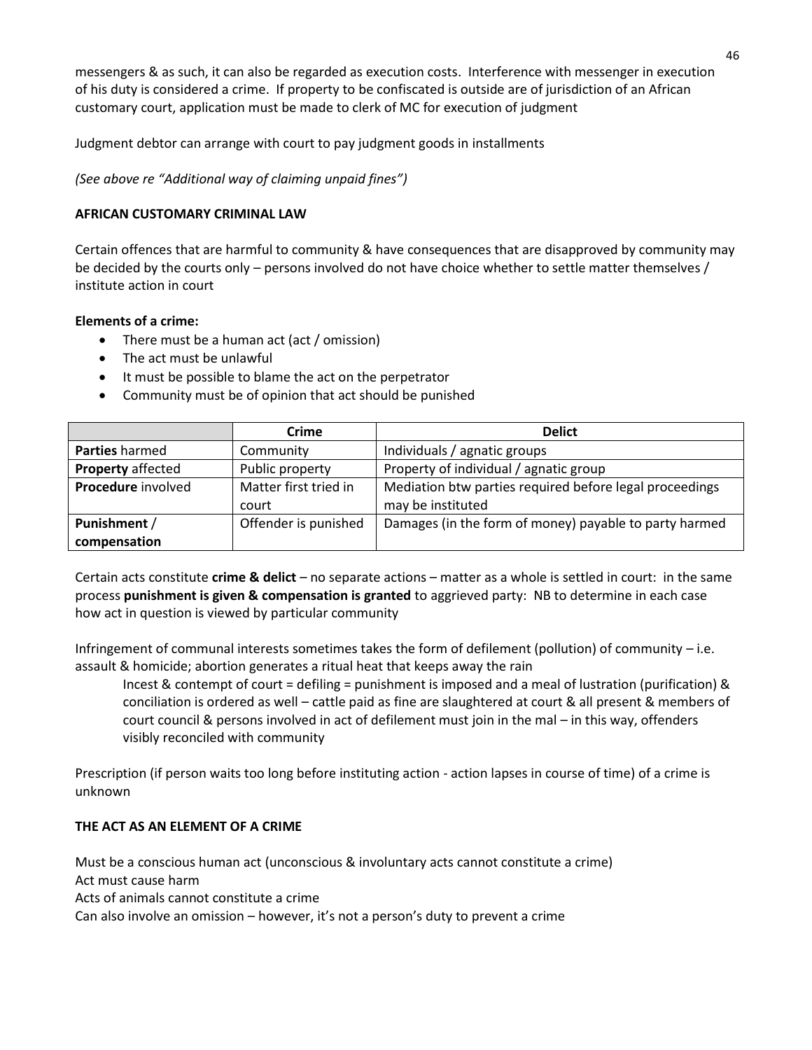messengers & as such, it can also be regarded as execution costs. Interference with messenger in execution of his duty is considered a crime. If property to be confiscated is outside are of jurisdiction of an African customary court, application must be made to clerk of MC for execution of judgment

Judgment debtor can arrange with court to pay judgment goods in installments

*(See above re "Additional way of claiming unpaid fines")*

**AFRICAN CUSTOMARY CRIMINAL LAW**

Certain offences that are harmful to community & have consequences that are disapproved by community may be decided by the courts only – persons involved do not have choice whether to settle matter themselves / institute action in court

**Elements of a crime:**

- There must be a human act (act / omission)
- The act must be unlawful
- It must be possible to blame the act on the perpetrator
- Community must be of opinion that act should be punished

| | Crime | Delict |
|---|---|---|
| **Parties** harmed | Community | Individuals / agnatic groups |
| **Property** affected | Public property | Property of individual / agnatic group |
| **Procedure** involved | Matter first tried in court | Mediation btw parties required before legal proceedings may be instituted |
| **Punishment / compensation** | Offender is punished | Damages (in the form of money) payable to party harmed |

Certain acts constitute **crime & delict** – no separate actions – matter as a whole is settled in court: in the same process **punishment is given & compensation is granted** to aggrieved party: NB to determine in each case how act in question is viewed by particular community

Infringement of communal interests sometimes takes the form of defilement (pollution) of community – i.e. assault & homicide; abortion generates a ritual heat that keeps away the rain

> Incest & contempt of court = defiling = punishment is imposed and a meal of lustration (purification) & conciliation is ordered as well – cattle paid as fine are slaughtered at court & all present & members of court council & persons involved in act of defilement must join in the mal – in this way, offenders visibly reconciled with community

Prescription (if person waits too long before instituting action - action lapses in course of time) of a crime is unknown

**THE ACT AS AN ELEMENT OF A CRIME**

Must be a conscious human act (unconscious & involuntary acts cannot constitute a crime)
Act must cause harm
Acts of animals cannot constitute a crime
Can also involve an omission – however, it's not a person's duty to prevent a crime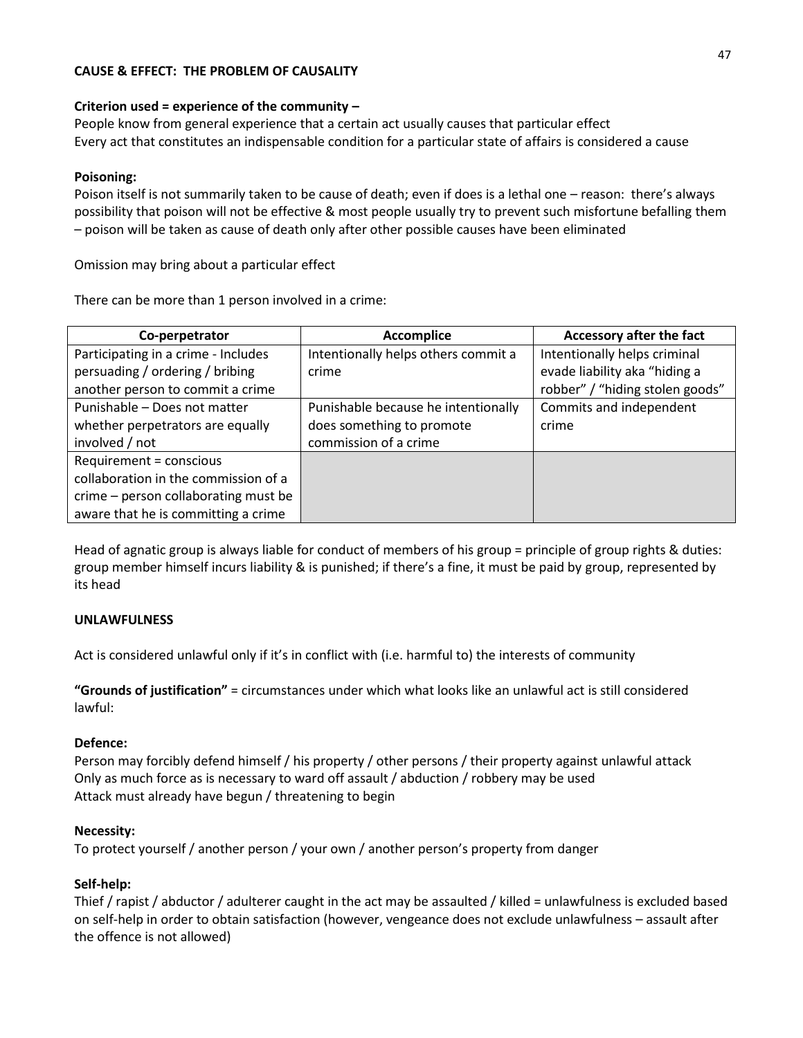**CAUSE & EFFECT: THE PROBLEM OF CAUSALITY**

**Criterion used = experience of the community –**
People know from general experience that a certain act usually causes that particular effect
Every act that constitutes an indispensable condition for a particular state of affairs is considered a cause

**Poisoning:**
Poison itself is not summarily taken to be cause of death; even if does is a lethal one – reason: there's always possibility that poison will not be effective & most people usually try to prevent such misfortune befalling them – poison will be taken as cause of death only after other possible causes have been eliminated

Omission may bring about a particular effect

There can be more than 1 person involved in a crime:

| Co-perpetrator | Accomplice | Accessory after the fact |
|---|---|---|
| Participating in a crime - Includes persuading / ordering / bribing another person to commit a crime | Intentionally helps others commit a crime | Intentionally helps criminal evade liability aka "hiding a robber" / "hiding stolen goods" |
| Punishable – Does not matter whether perpetrators are equally involved / not | Punishable because he intentionally does something to promote commission of a crime | Commits and independent crime |
| Requirement = conscious collaboration in the commission of a crime – person collaborating must be aware that he is committing a crime | | |

Head of agnatic group is always liable for conduct of members of his group = principle of group rights & duties: group member himself incurs liability & is punished; if there's a fine, it must be paid by group, represented by its head

**UNLAWFULNESS**

Act is considered unlawful only if it's in conflict with (i.e. harmful to) the interests of community

**"Grounds of justification"** = circumstances under which what looks like an unlawful act is still considered lawful:

**Defence:**
Person may forcibly defend himself / his property / other persons / their property against unlawful attack
Only as much force as is necessary to ward off assault / abduction / robbery may be used
Attack must already have begun / threatening to begin

**Necessity:**
To protect yourself / another person / your own / another person's property from danger

**Self-help:**
Thief / rapist / abductor / adulterer caught in the act may be assaulted / killed = unlawfulness is excluded based on self-help in order to obtain satisfaction (however, vengeance does not exclude unlawfulness – assault after the offence is not allowed)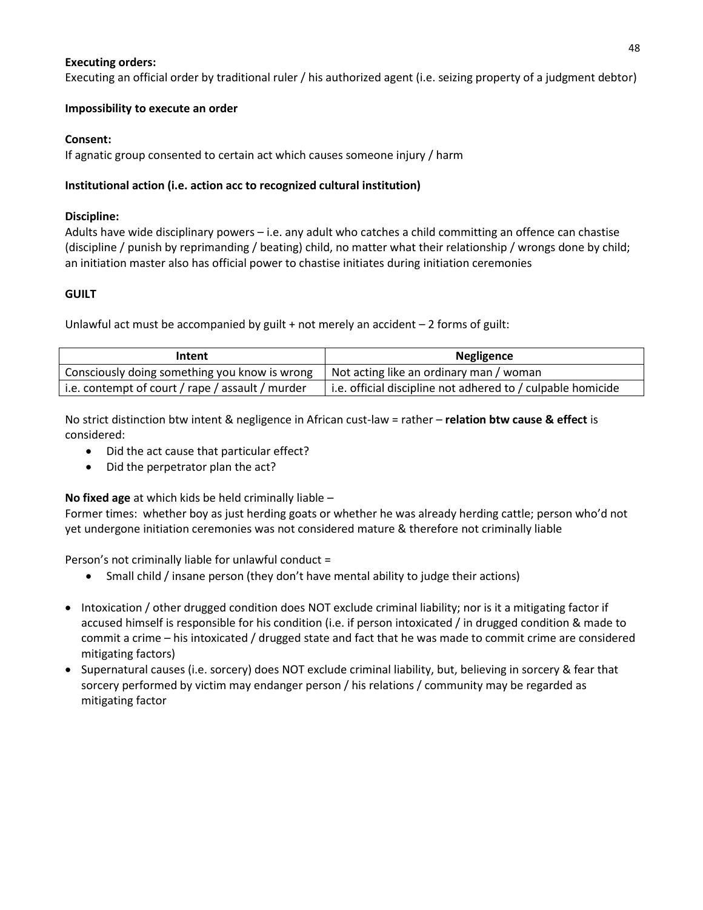**Executing orders:**
Executing an official order by traditional ruler / his authorized agent (i.e. seizing property of a judgment debtor)

**Impossibility to execute an order**

**Consent:**
If agnatic group consented to certain act which causes someone injury / harm

**Institutional action (i.e. action acc to recognized cultural institution)**

**Discipline:**
Adults have wide disciplinary powers – i.e. any adult who catches a child committing an offence can chastise (discipline / punish by reprimanding / beating) child, no matter what their relationship / wrongs done by child; an initiation master also has official power to chastise initiates during initiation ceremonies

**GUILT**

Unlawful act must be accompanied by guilt + not merely an accident – 2 forms of guilt:

| Intent | Negligence |
| --- | --- |
| Consciously doing something you know is wrong | Not acting like an ordinary man / woman |
| i.e. contempt of court / rape / assault / murder | i.e. official discipline not adhered to / culpable homicide |

No strict distinction btw intent & negligence in African cust-law = rather – **relation btw cause & effect** is considered:

- Did the act cause that particular effect?
- Did the perpetrator plan the act?

**No fixed age** at which kids be held criminally liable –
Former times: whether boy as just herding goats or whether he was already herding cattle; person who'd not yet undergone initiation ceremonies was not considered mature & therefore not criminally liable

Person's not criminally liable for unlawful conduct =

- Small child / insane person (they don't have mental ability to judge their actions)

- Intoxication / other drugged condition does NOT exclude criminal liability; nor is it a mitigating factor if accused himself is responsible for his condition (i.e. if person intoxicated / in drugged condition & made to commit a crime – his intoxicated / drugged state and fact that he was made to commit crime are considered mitigating factors)
- Supernatural causes (i.e. sorcery) does NOT exclude criminal liability, but, believing in sorcery & fear that sorcery performed by victim may endanger person / his relations / community may be regarded as mitigating factor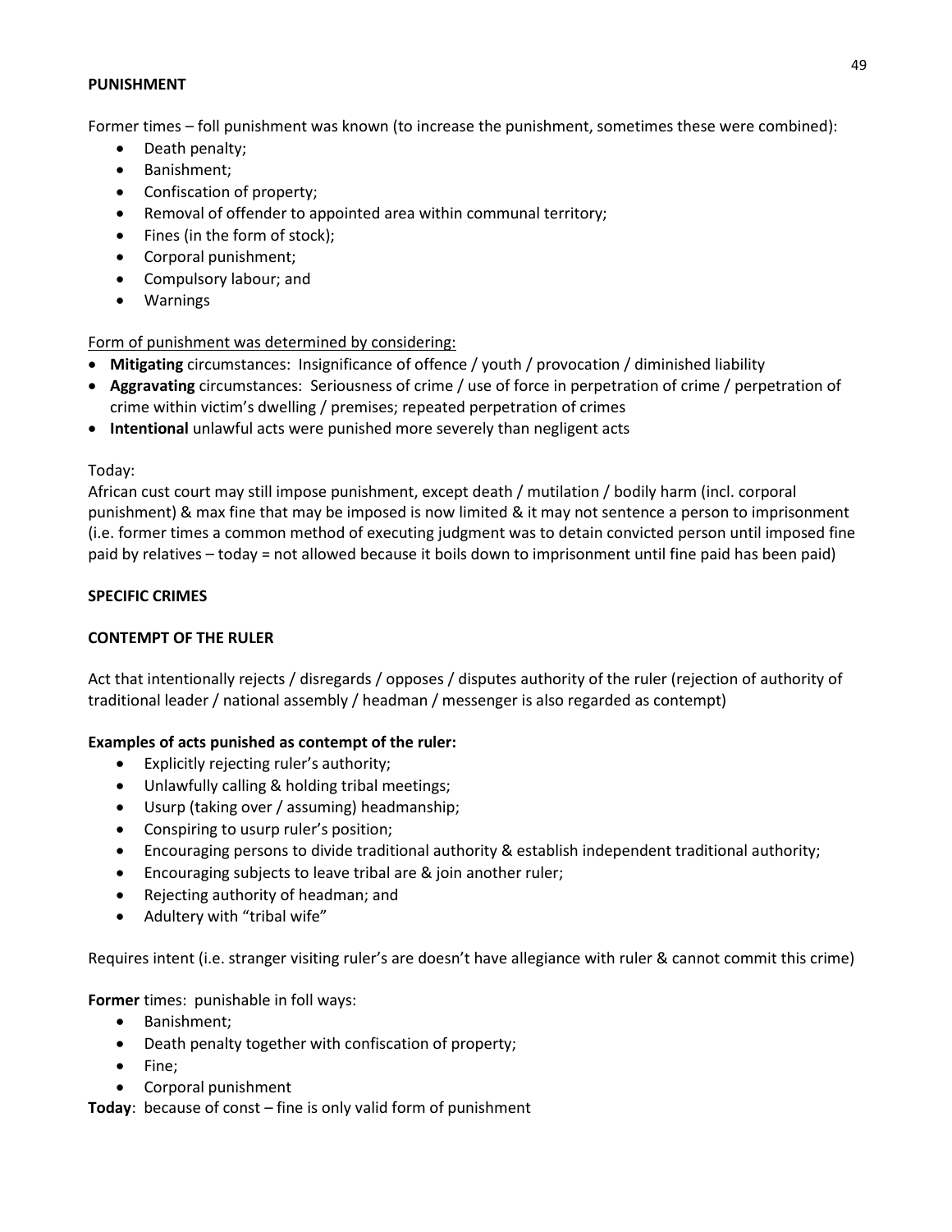**PUNISHMENT**

Former times – foll punishment was known (to increase the punishment, sometimes these were combined):

- Death penalty;
- Banishment;
- Confiscation of property;
- Removal of offender to appointed area within communal territory;
- Fines (in the form of stock);
- Corporal punishment;
- Compulsory labour; and
- Warnings

<u>Form of punishment was determined by considering:</u>

- **Mitigating** circumstances: Insignificance of offence / youth / provocation / diminished liability
- **Aggravating** circumstances: Seriousness of crime / use of force in perpetration of crime / perpetration of crime within victim's dwelling / premises; repeated perpetration of crimes
- **Intentional** unlawful acts were punished more severely than negligent acts

Today:
African cust court may still impose punishment, except death / mutilation / bodily harm (incl. corporal punishment) & max fine that may be imposed is now limited & it may not sentence a person to imprisonment (i.e. former times a common method of executing judgment was to detain convicted person until imposed fine paid by relatives – today = not allowed because it boils down to imprisonment until fine paid has been paid)

**SPECIFIC CRIMES**

**CONTEMPT OF THE RULER**

Act that intentionally rejects / disregards / opposes / disputes authority of the ruler (rejection of authority of traditional leader / national assembly / headman / messenger is also regarded as contempt)

**Examples of acts punished as contempt of the ruler:**

- Explicitly rejecting ruler's authority;
- Unlawfully calling & holding tribal meetings;
- Usurp (taking over / assuming) headmanship;
- Conspiring to usurp ruler's position;
- Encouraging persons to divide traditional authority & establish independent traditional authority;
- Encouraging subjects to leave tribal are & join another ruler;
- Rejecting authority of headman; and
- Adultery with "tribal wife"

Requires intent (i.e. stranger visiting ruler's are doesn't have allegiance with ruler & cannot commit this crime)

**Former** times: punishable in foll ways:

- Banishment;
- Death penalty together with confiscation of property;
- Fine;
- Corporal punishment

**Today**: because of const – fine is only valid form of punishment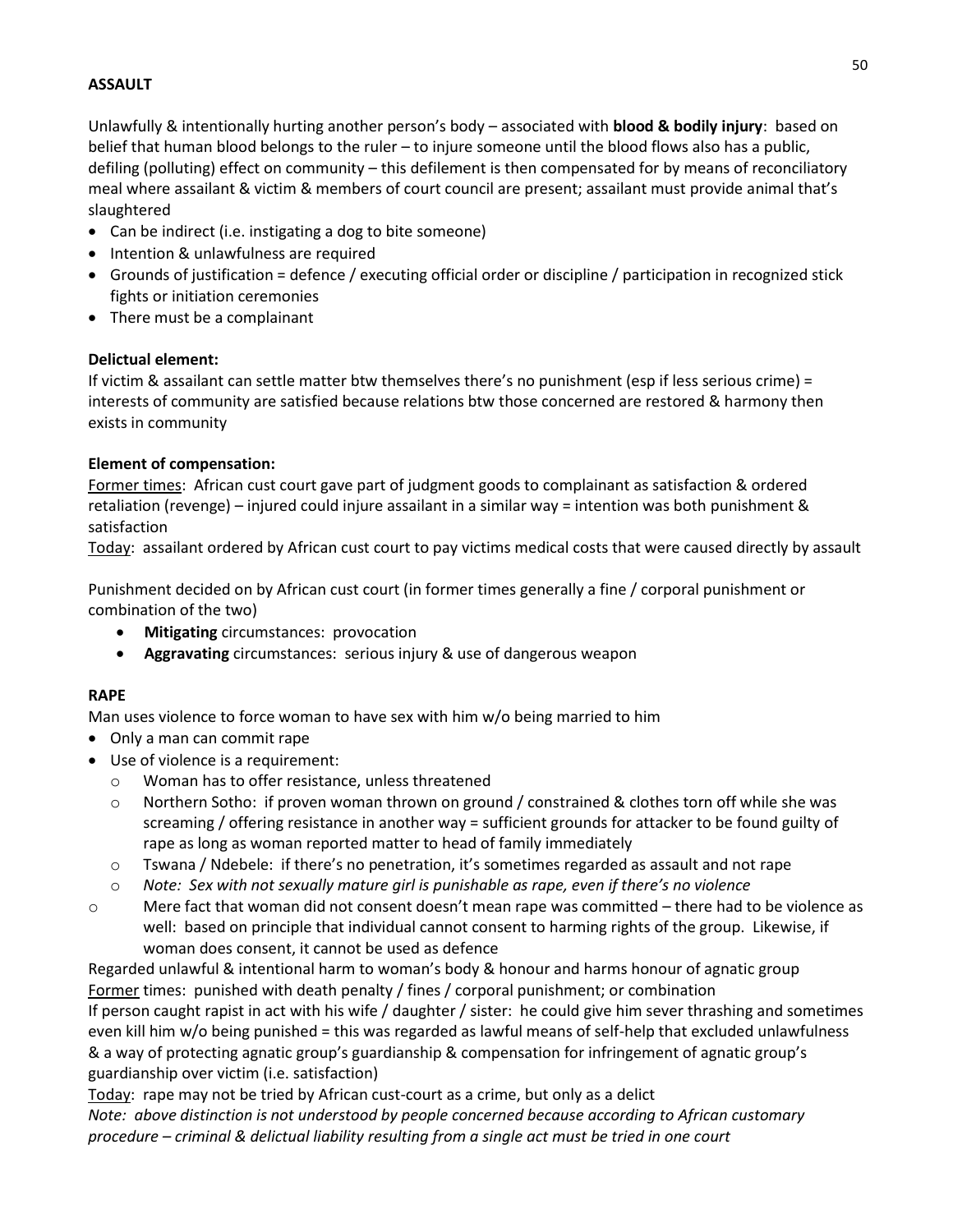**ASSAULT**

Unlawfully & intentionally hurting another person's body – associated with **blood & bodily injury**: based on belief that human blood belongs to the ruler – to injure someone until the blood flows also has a public, defiling (polluting) effect on community – this defilement is then compensated for by means of reconciliatory meal where assailant & victim & members of court council are present; assailant must provide animal that's slaughtered

- Can be indirect (i.e. instigating a dog to bite someone)
- Intention & unlawfulness are required
- Grounds of justification = defence / executing official order or discipline / participation in recognized stick fights or initiation ceremonies
- There must be a complainant

**Delictual element:**

If victim & assailant can settle matter btw themselves there's no punishment (esp if less serious crime) = interests of community are satisfied because relations btw those concerned are restored & harmony then exists in community

**Element of compensation:**

<u>Former times</u>: African cust court gave part of judgment goods to complainant as satisfaction & ordered retaliation (revenge) – injured could injure assailant in a similar way = intention was both punishment & satisfaction

<u>Today</u>: assailant ordered by African cust court to pay victims medical costs that were caused directly by assault

Punishment decided on by African cust court (in former times generally a fine / corporal punishment or combination of the two)

- **Mitigating** circumstances: provocation
- **Aggravating** circumstances: serious injury & use of dangerous weapon

**RAPE**

Man uses violence to force woman to have sex with him w/o being married to him

- Only a man can commit rape
- Use of violence is a requirement:
  - Woman has to offer resistance, unless threatened
  - Northern Sotho: if proven woman thrown on ground / constrained & clothes torn off while she was screaming / offering resistance in another way = sufficient grounds for attacker to be found guilty of rape as long as woman reported matter to head of family immediately
  - Tswana / Ndebele: if there's no penetration, it's sometimes regarded as assault and not rape
  - *Note: Sex with not sexually mature girl is punishable as rape, even if there's no violence*
  - Mere fact that woman did not consent doesn't mean rape was committed – there had to be violence as well: based on principle that individual cannot consent to harming rights of the group. Likewise, if woman does consent, it cannot be used as defence

Regarded unlawful & intentional harm to woman's body & honour and harms honour of agnatic group

<u>Former</u> times: punished with death penalty / fines / corporal punishment; or combination

If person caught rapist in act with his wife / daughter / sister: he could give him sever thrashing and sometimes even kill him w/o being punished = this was regarded as lawful means of self-help that excluded unlawfulness & a way of protecting agnatic group's guardianship & compensation for infringement of agnatic group's guardianship over victim (i.e. satisfaction)

<u>Today</u>: rape may not be tried by African cust-court as a crime, but only as a delict

*Note: above distinction is not understood by people concerned because according to African customary procedure – criminal & delictual liability resulting from a single act must be tried in one court*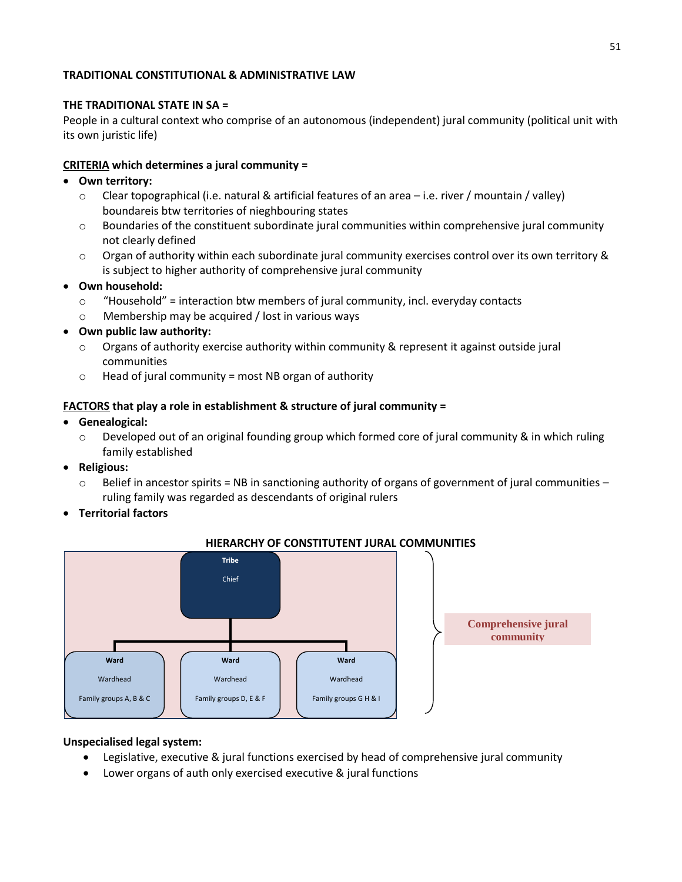**TRADITIONAL CONSTITUTIONAL & ADMINISTRATIVE LAW**

**THE TRADITIONAL STATE IN SA =**

People in a cultural context who comprise of an autonomous (independent) jural community (political unit with its own juristic life)

**<u>CRITERIA</u> which determines a jural community =**

- **Own territory:**
  - Clear topographical (i.e. natural & artificial features of an area – i.e. river / mountain / valley) boundareis btw territories of nieghbouring states
  - Boundaries of the constituent subordinate jural communities within comprehensive jural community not clearly defined
  - Organ of authority within each subordinate jural community exercises control over its own territory & is subject to higher authority of comprehensive jural community
- **Own household:**
  - "Household" = interaction btw members of jural community, incl. everyday contacts
  - Membership may be acquired / lost in various ways
- **Own public law authority:**
  - Organs of authority exercise authority within community & represent it against outside jural communities
  - Head of jural community = most NB organ of authority

**<u>FACTORS</u> that play a role in establishment & structure of jural community =**

- **Genealogical:**
  - Developed out of an original founding group which formed core of jural community & in which ruling family established
- **Religious:**
  - Belief in ancestor spirits = NB in sanctioning authority of organs of government of jural communities – ruling family was regarded as descendants of original rulers
- **Territorial factors**

**HIERARCHY OF CONSTITUTENT JURAL COMMUNITIES**

- **Tribe** – Chief
  - **Ward** – Wardhead – Family groups A, B & C
  - **Ward** – Wardhead – Family groups D, E & F
  - **Ward** – Wardhead – Family groups G H & I

Comprehensive jural community

**Unspecialised legal system:**

- Legislative, executive & jural functions exercised by head of comprehensive jural community
- Lower organs of auth only exercised executive & jural functions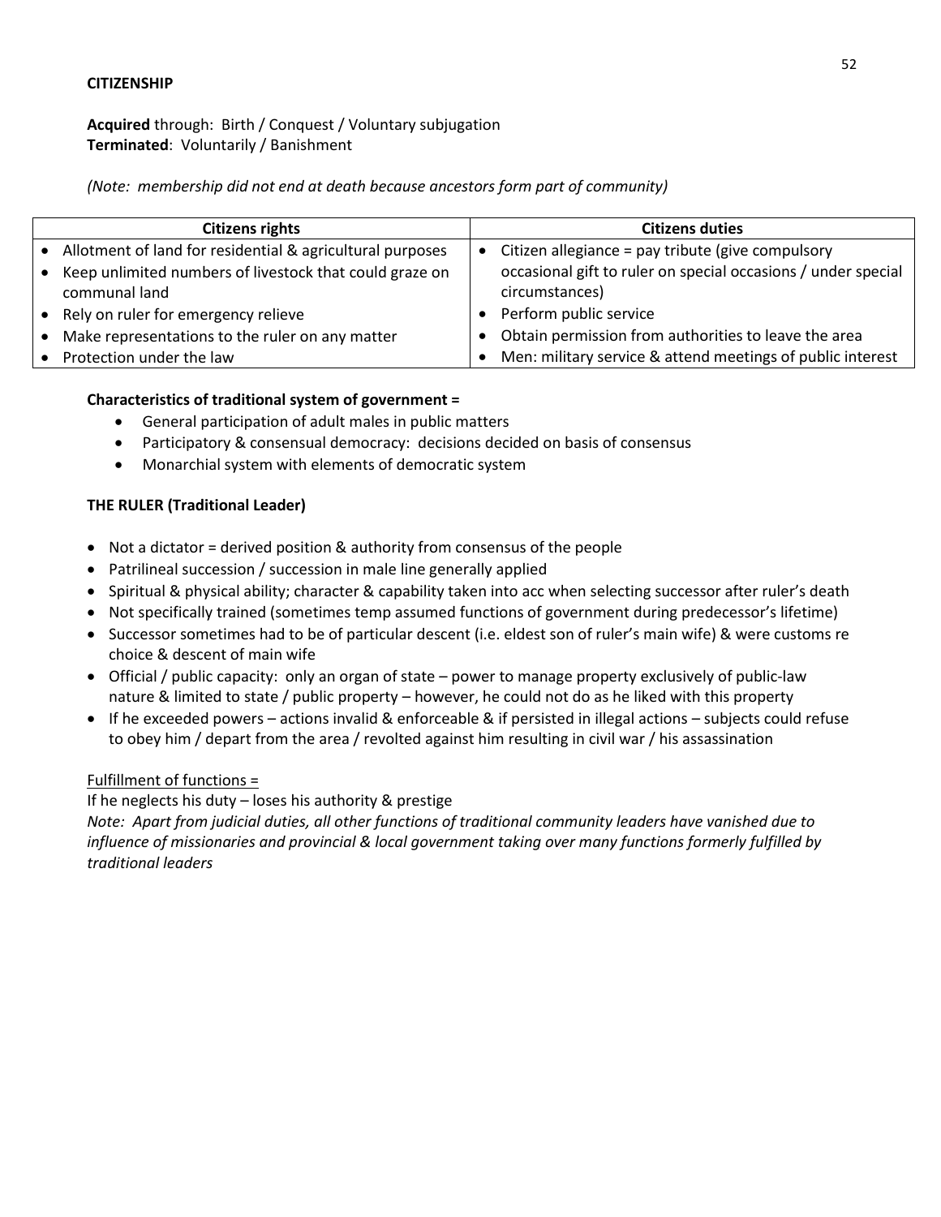**CITIZENSHIP**

**Acquired** through: Birth / Conquest / Voluntary subjugation
**Terminated**: Voluntarily / Banishment

*(Note: membership did not end at death because ancestors form part of community)*

| Citizens rights | Citizens duties |
|---|---|
| • Allotment of land for residential & agricultural purposes<br>• Keep unlimited numbers of livestock that could graze on communal land<br>• Rely on ruler for emergency relieve<br>• Make representations to the ruler on any matter<br>• Protection under the law | • Citizen allegiance = pay tribute (give compulsory occasional gift to ruler on special occasions / under special circumstances)<br>• Perform public service<br>• Obtain permission from authorities to leave the area<br>• Men: military service & attend meetings of public interest |

**Characteristics of traditional system of government =**

- General participation of adult males in public matters
- Participatory & consensual democracy: decisions decided on basis of consensus
- Monarchial system with elements of democratic system

**THE RULER (Traditional Leader)**

- Not a dictator = derived position & authority from consensus of the people
- Patrilineal succession / succession in male line generally applied
- Spiritual & physical ability; character & capability taken into acc when selecting successor after ruler's death
- Not specifically trained (sometimes temp assumed functions of government during predecessor's lifetime)
- Successor sometimes had to be of particular descent (i.e. eldest son of ruler's main wife) & were customs re choice & descent of main wife
- Official / public capacity: only an organ of state – power to manage property exclusively of public-law nature & limited to state / public property – however, he could not do as he liked with this property
- If he exceeded powers – actions invalid & enforceable & if persisted in illegal actions – subjects could refuse to obey him / depart from the area / revolted against him resulting in civil war / his assassination

<u>Fulfillment of functions =</u>

If he neglects his duty – loses his authority & prestige

*Note: Apart from judicial duties, all other functions of traditional community leaders have vanished due to influence of missionaries and provincial & local government taking over many functions formerly fulfilled by traditional leaders*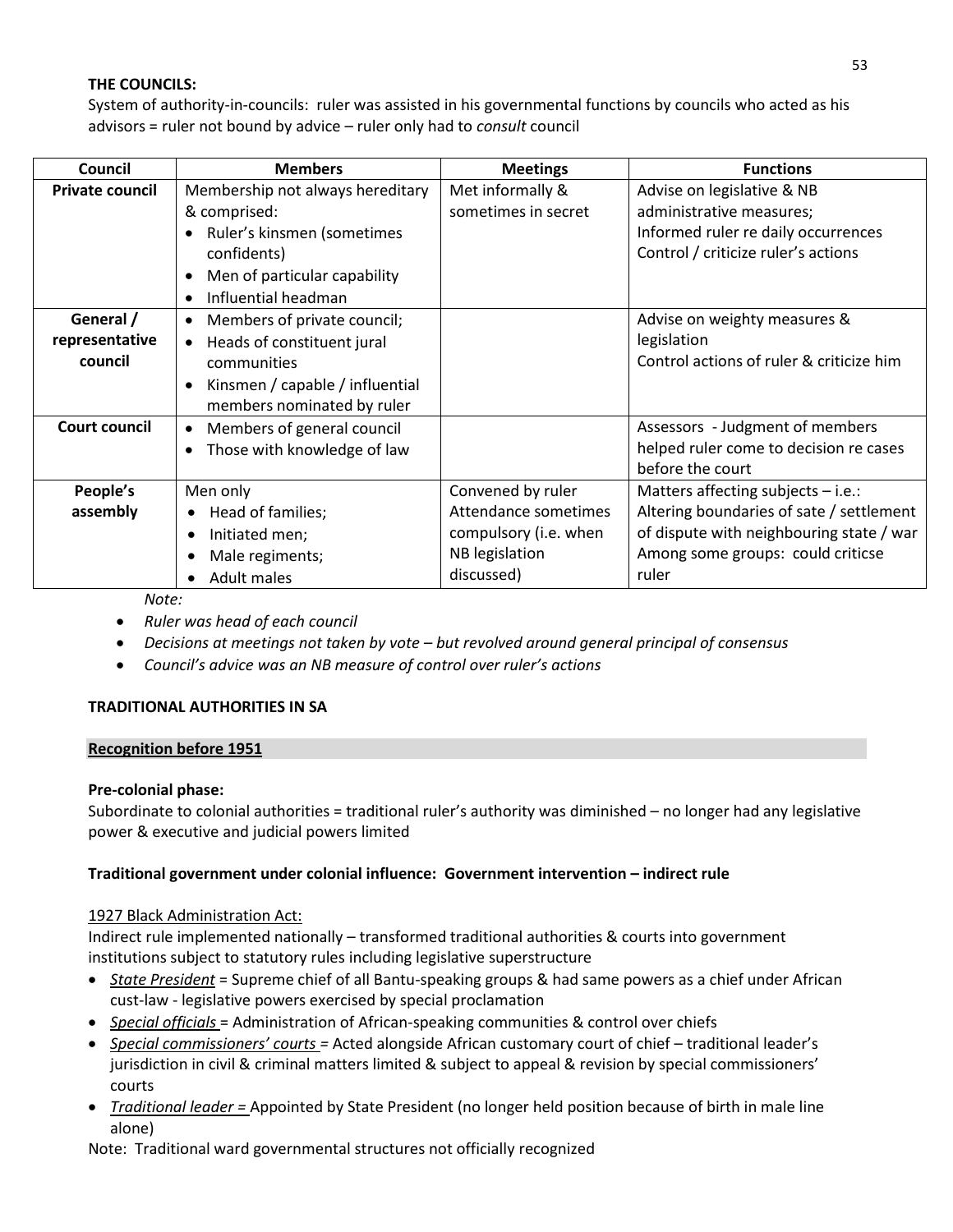**THE COUNCILS:**

System of authority-in-councils: ruler was assisted in his governmental functions by councils who acted as his advisors = ruler not bound by advice – ruler only had to *consult* council

| Council | Members | Meetings | Functions |
|---|---|---|---|
| **Private council** | Membership not always hereditary & comprised: <br>• Ruler's kinsmen (sometimes confidents) <br>• Men of particular capability <br>• Influential headman | Met informally & sometimes in secret | Advise on legislative & NB administrative measures; <br>Informed ruler re daily occurrences <br>Control / criticize ruler's actions |
| **General / representative council** | • Members of private council; <br>• Heads of constituent jural communities <br>• Kinsmen / capable / influential members nominated by ruler | | Advise on weighty measures & legislation <br>Control actions of ruler & criticize him |
| **Court council** | • Members of general council <br>• Those with knowledge of law | | Assessors - Judgment of members helped ruler come to decision re cases before the court |
| **People's assembly** | Men only <br>• Head of families; <br>• Initiated men; <br>• Male regiments; <br>• Adult males | Convened by ruler <br>Attendance sometimes compulsory (i.e. when NB legislation discussed) | Matters affecting subjects – i.e.: Altering boundaries of sate / settlement of dispute with neighbouring state / war <br>Among some groups: could criticse ruler |

*Note:*

- *Ruler was head of each council*
- *Decisions at meetings not taken by vote – but revolved around general principal of consensus*
- *Council's advice was an NB measure of control over ruler's actions*

**TRADITIONAL AUTHORITIES IN SA**

**Recognition before 1951**

**Pre-colonial phase:**

Subordinate to colonial authorities = traditional ruler's authority was diminished – no longer had any legislative power & executive and judicial powers limited

**Traditional government under colonial influence: Government intervention – indirect rule**

1927 Black Administration Act:

Indirect rule implemented nationally – transformed traditional authorities & courts into government institutions subject to statutory rules including legislative superstructure

- *State President* = Supreme chief of all Bantu-speaking groups & had same powers as a chief under African cust-law - legislative powers exercised by special proclamation
- *Special officials* = Administration of African-speaking communities & control over chiefs
- *Special commissioners' courts* = Acted alongside African customary court of chief – traditional leader's jurisdiction in civil & criminal matters limited & subject to appeal & revision by special commissioners' courts
- *Traditional leader* = Appointed by State President (no longer held position because of birth in male line alone)

Note: Traditional ward governmental structures not officially recognized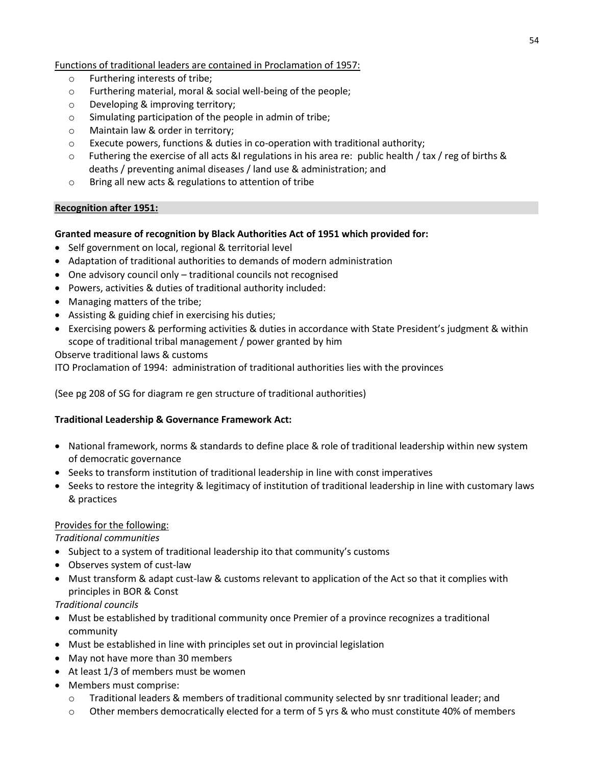Functions of traditional leaders are contained in Proclamation of 1957:

- Furthering interests of tribe;
- Furthering material, moral & social well-being of the people;
- Developing & improving territory;
- Simulating participation of the people in admin of tribe;
- Maintain law & order in territory;
- Execute powers, functions & duties in co-operation with traditional authority;
- Futhering the exercise of all acts &I regulations in his area re: public health / tax / reg of births & deaths / preventing animal diseases / land use & administration; and
- Bring all new acts & regulations to attention of tribe

## Recognition after 1951:

**Granted measure of recognition by Black Authorities Act of 1951 which provided for:**

- Self government on local, regional & territorial level
- Adaptation of traditional authorities to demands of modern administration
- One advisory council only – traditional councils not recognised
- Powers, activities & duties of traditional authority included:
- Managing matters of the tribe;
- Assisting & guiding chief in exercising his duties;
- Exercising powers & performing activities & duties in accordance with State President's judgment & within scope of traditional tribal management / power granted by him

Observe traditional laws & customs

ITO Proclamation of 1994: administration of traditional authorities lies with the provinces

(See pg 208 of SG for diagram re gen structure of traditional authorities)

**Traditional Leadership & Governance Framework Act:**

- National framework, norms & standards to define place & role of traditional leadership within new system of democratic governance
- Seeks to transform institution of traditional leadership in line with const imperatives
- Seeks to restore the integrity & legitimacy of institution of traditional leadership in line with customary laws & practices

Provides for the following:

*Traditional communities*

- Subject to a system of traditional leadership ito that community's customs
- Observes system of cust-law
- Must transform & adapt cust-law & customs relevant to application of the Act so that it complies with principles in BOR & Const

*Traditional councils*

- Must be established by traditional community once Premier of a province recognizes a traditional community
- Must be established in line with principles set out in provincial legislation
- May not have more than 30 members
- At least 1/3 of members must be women
- Members must comprise:
  - Traditional leaders & members of traditional community selected by snr traditional leader; and
  - Other members democratically elected for a term of 5 yrs & who must constitute 40% of members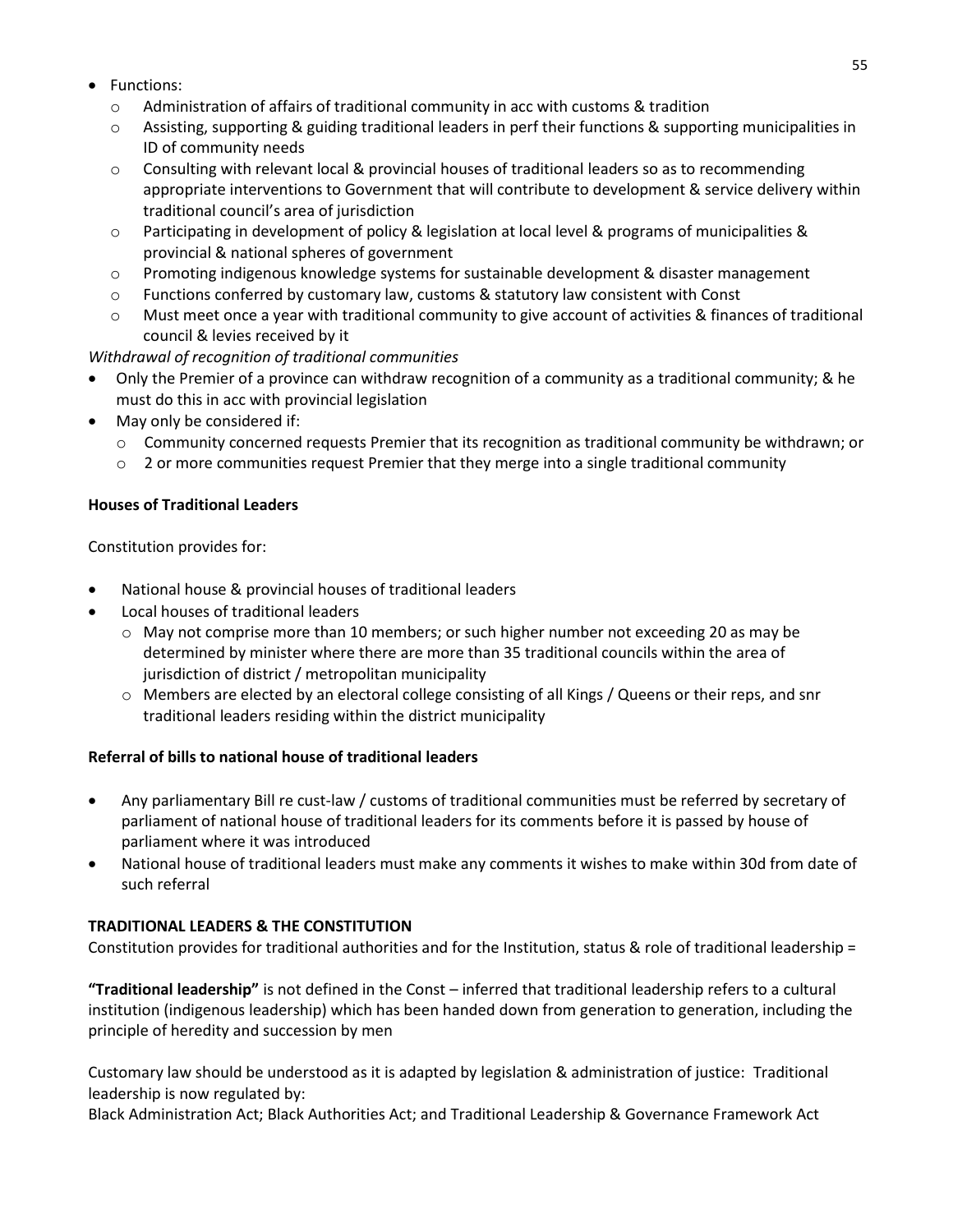- Functions:
  - Administration of affairs of traditional community in acc with customs & tradition
  - Assisting, supporting & guiding traditional leaders in perf their functions & supporting municipalities in ID of community needs
  - Consulting with relevant local & provincial houses of traditional leaders so as to recommending appropriate interventions to Government that will contribute to development & service delivery within traditional council's area of jurisdiction
  - Participating in development of policy & legislation at local level & programs of municipalities & provincial & national spheres of government
  - Promoting indigenous knowledge systems for sustainable development & disaster management
  - Functions conferred by customary law, customs & statutory law consistent with Const
  - Must meet once a year with traditional community to give account of activities & finances of traditional council & levies received by it

*Withdrawal of recognition of traditional communities*

- Only the Premier of a province can withdraw recognition of a community as a traditional community; & he must do this in acc with provincial legislation
- May only be considered if:
  - Community concerned requests Premier that its recognition as traditional community be withdrawn; or
  - 2 or more communities request Premier that they merge into a single traditional community

**Houses of Traditional Leaders**

Constitution provides for:

- National house & provincial houses of traditional leaders
- Local houses of traditional leaders
  - May not comprise more than 10 members; or such higher number not exceeding 20 as may be determined by minister where there are more than 35 traditional councils within the area of jurisdiction of district / metropolitan municipality
  - Members are elected by an electoral college consisting of all Kings / Queens or their reps, and snr traditional leaders residing within the district municipality

**Referral of bills to national house of traditional leaders**

- Any parliamentary Bill re cust-law / customs of traditional communities must be referred by secretary of parliament of national house of traditional leaders for its comments before it is passed by house of parliament where it was introduced
- National house of traditional leaders must make any comments it wishes to make within 30d from date of such referral

**TRADITIONAL LEADERS & THE CONSTITUTION**

Constitution provides for traditional authorities and for the Institution, status & role of traditional leadership =

**"Traditional leadership"** is not defined in the Const – inferred that traditional leadership refers to a cultural institution (indigenous leadership) which has been handed down from generation to generation, including the principle of heredity and succession by men

Customary law should be understood as it is adapted by legislation & administration of justice: Traditional leadership is now regulated by:
Black Administration Act; Black Authorities Act; and Traditional Leadership & Governance Framework Act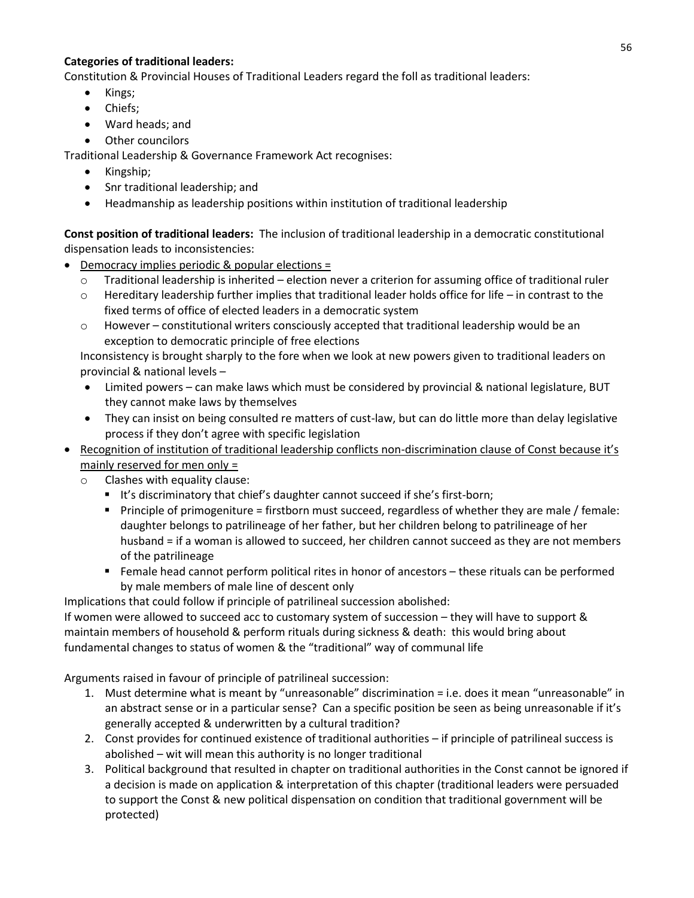**Categories of traditional leaders:**
Constitution & Provincial Houses of Traditional Leaders regard the foll as traditional leaders:

- Kings;
- Chiefs;
- Ward heads; and
- Other councilors

Traditional Leadership & Governance Framework Act recognises:

- Kingship;
- Snr traditional leadership; and
- Headmanship as leadership positions within institution of traditional leadership

**Const position of traditional leaders:** The inclusion of traditional leadership in a democratic constitutional dispensation leads to inconsistencies:

- <u>Democracy implies periodic & popular elections =</u>
  - Traditional leadership is inherited – election never a criterion for assuming office of traditional ruler
  - Hereditary leadership further implies that traditional leader holds office for life – in contrast to the fixed terms of office of elected leaders in a democratic system
  - However – constitutional writers consciously accepted that traditional leadership would be an exception to democratic principle of free elections

  Inconsistency is brought sharply to the fore when we look at new powers given to traditional leaders on provincial & national levels –

  - Limited powers – can make laws which must be considered by provincial & national legislature, BUT they cannot make laws by themselves
  - They can insist on being consulted re matters of cust-law, but can do little more than delay legislative process if they don't agree with specific legislation
- <u>Recognition of institution of traditional leadership conflicts non-discrimination clause of Const because it's mainly reserved for men only =</u>
  - Clashes with equality clause:
    - It's discriminatory that chief's daughter cannot succeed if she's first-born;
    - Principle of primogeniture = firstborn must succeed, regardless of whether they are male / female: daughter belongs to patrilineage of her father, but her children belong to patrilineage of her husband = if a woman is allowed to succeed, her children cannot succeed as they are not members of the patrilineage
    - Female head cannot perform political rites in honor of ancestors – these rituals can be performed by male members of male line of descent only

Implications that could follow if principle of patrilineal succession abolished:
If women were allowed to succeed acc to customary system of succession – they will have to support & maintain members of household & perform rituals during sickness & death: this would bring about fundamental changes to status of women & the "traditional" way of communal life

Arguments raised in favour of principle of patrilineal succession:

1. Must determine what is meant by "unreasonable" discrimination = i.e. does it mean "unreasonable" in an abstract sense or in a particular sense? Can a specific position be seen as being unreasonable if it's generally accepted & underwritten by a cultural tradition?
2. Const provides for continued existence of traditional authorities – if principle of patrilineal success is abolished – wit will mean this authority is no longer traditional
3. Political background that resulted in chapter on traditional authorities in the Const cannot be ignored if a decision is made on application & interpretation of this chapter (traditional leaders were persuaded to support the Const & new political dispensation on condition that traditional government will be protected)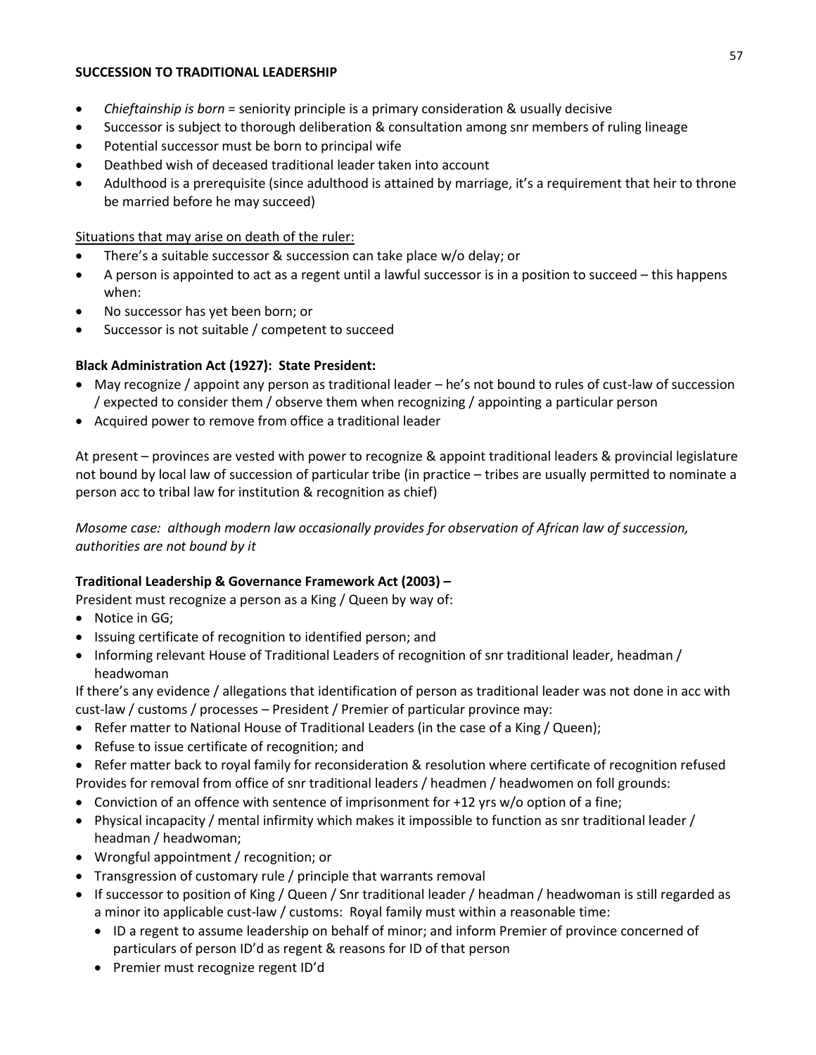**SUCCESSION TO TRADITIONAL LEADERSHIP**

- *Chieftainship is born* = seniority principle is a primary consideration & usually decisive
- Successor is subject to thorough deliberation & consultation among snr members of ruling lineage
- Potential successor must be born to principal wife
- Deathbed wish of deceased traditional leader taken into account
- Adulthood is a prerequisite (since adulthood is attained by marriage, it's a requirement that heir to throne be married before he may succeed)

Situations that may arise on death of the ruler:

- There's a suitable successor & succession can take place w/o delay; or
- A person is appointed to act as a regent until a lawful successor is in a position to succeed – this happens when:
- No successor has yet been born; or
- Successor is not suitable / competent to succeed

**Black Administration Act (1927): State President:**

- May recognize / appoint any person as traditional leader – he's not bound to rules of cust-law of succession / expected to consider them / observe them when recognizing / appointing a particular person
- Acquired power to remove from office a traditional leader

At present – provinces are vested with power to recognize & appoint traditional leaders & provincial legislature not bound by local law of succession of particular tribe (in practice – tribes are usually permitted to nominate a person acc to tribal law for institution & recognition as chief)

*Mosome case: although modern law occasionally provides for observation of African law of succession, authorities are not bound by it*

**Traditional Leadership & Governance Framework Act (2003) –**

President must recognize a person as a King / Queen by way of:

- Notice in GG;
- Issuing certificate of recognition to identified person; and
- Informing relevant House of Traditional Leaders of recognition of snr traditional leader, headman / headwoman

If there's any evidence / allegations that identification of person as traditional leader was not done in acc with cust-law / customs / processes – President / Premier of particular province may:

- Refer matter to National House of Traditional Leaders (in the case of a King / Queen);
- Refuse to issue certificate of recognition; and
- Refer matter back to royal family for reconsideration & resolution where certificate of recognition refused

Provides for removal from office of snr traditional leaders / headmen / headwomen on foll grounds:

- Conviction of an offence with sentence of imprisonment for +12 yrs w/o option of a fine;
- Physical incapacity / mental infirmity which makes it impossible to function as snr traditional leader / headman / headwoman;
- Wrongful appointment / recognition; or
- Transgression of customary rule / principle that warrants removal
- If successor to position of King / Queen / Snr traditional leader / headman / headwoman is still regarded as a minor ito applicable cust-law / customs: Royal family must within a reasonable time:
  - ID a regent to assume leadership on behalf of minor; and inform Premier of province concerned of particulars of person ID'd as regent & reasons for ID of that person
  - Premier must recognize regent ID'd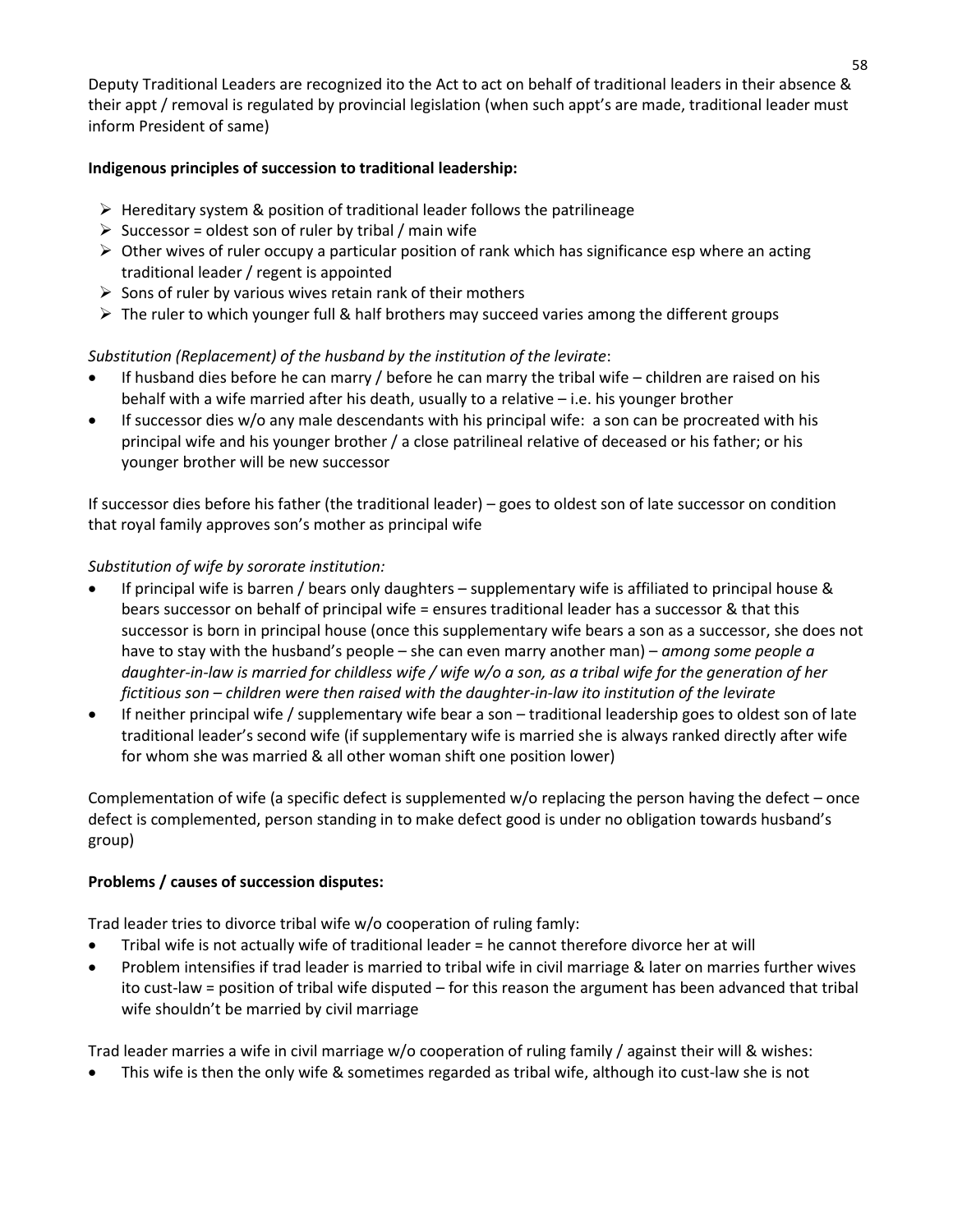Deputy Traditional Leaders are recognized ito the Act to act on behalf of traditional leaders in their absence & their appt / removal is regulated by provincial legislation (when such appt's are made, traditional leader must inform President of same)

**Indigenous principles of succession to traditional leadership:**

- Hereditary system & position of traditional leader follows the patrilineage
- Successor = oldest son of ruler by tribal / main wife
- Other wives of ruler occupy a particular position of rank which has significance esp where an acting traditional leader / regent is appointed
- Sons of ruler by various wives retain rank of their mothers
- The ruler to which younger full & half brothers may succeed varies among the different groups

*Substitution (Replacement) of the husband by the institution of the levirate*:

- If husband dies before he can marry / before he can marry the tribal wife – children are raised on his behalf with a wife married after his death, usually to a relative – i.e. his younger brother
- If successor dies w/o any male descendants with his principal wife: a son can be procreated with his principal wife and his younger brother / a close patrilineal relative of deceased or his father; or his younger brother will be new successor

If successor dies before his father (the traditional leader) – goes to oldest son of late successor on condition that royal family approves son's mother as principal wife

*Substitution of wife by sororate institution:*

- If principal wife is barren / bears only daughters – supplementary wife is affiliated to principal house & bears successor on behalf of principal wife = ensures traditional leader has a successor & that this successor is born in principal house (once this supplementary wife bears a son as a successor, she does not have to stay with the husband's people – she can even marry another man) – *among some people a daughter-in-law is married for childless wife / wife w/o a son, as a tribal wife for the generation of her fictitious son – children were then raised with the daughter-in-law ito institution of the levirate*
- If neither principal wife / supplementary wife bear a son – traditional leadership goes to oldest son of late traditional leader's second wife (if supplementary wife is married she is always ranked directly after wife for whom she was married & all other woman shift one position lower)

Complementation of wife (a specific defect is supplemented w/o replacing the person having the defect – once defect is complemented, person standing in to make defect good is under no obligation towards husband's group)

**Problems / causes of succession disputes:**

Trad leader tries to divorce tribal wife w/o cooperation of ruling famly:

- Tribal wife is not actually wife of traditional leader = he cannot therefore divorce her at will
- Problem intensifies if trad leader is married to tribal wife in civil marriage & later on marries further wives ito cust-law = position of tribal wife disputed – for this reason the argument has been advanced that tribal wife shouldn't be married by civil marriage

Trad leader marries a wife in civil marriage w/o cooperation of ruling family / against their will & wishes:

- This wife is then the only wife & sometimes regarded as tribal wife, although ito cust-law she is not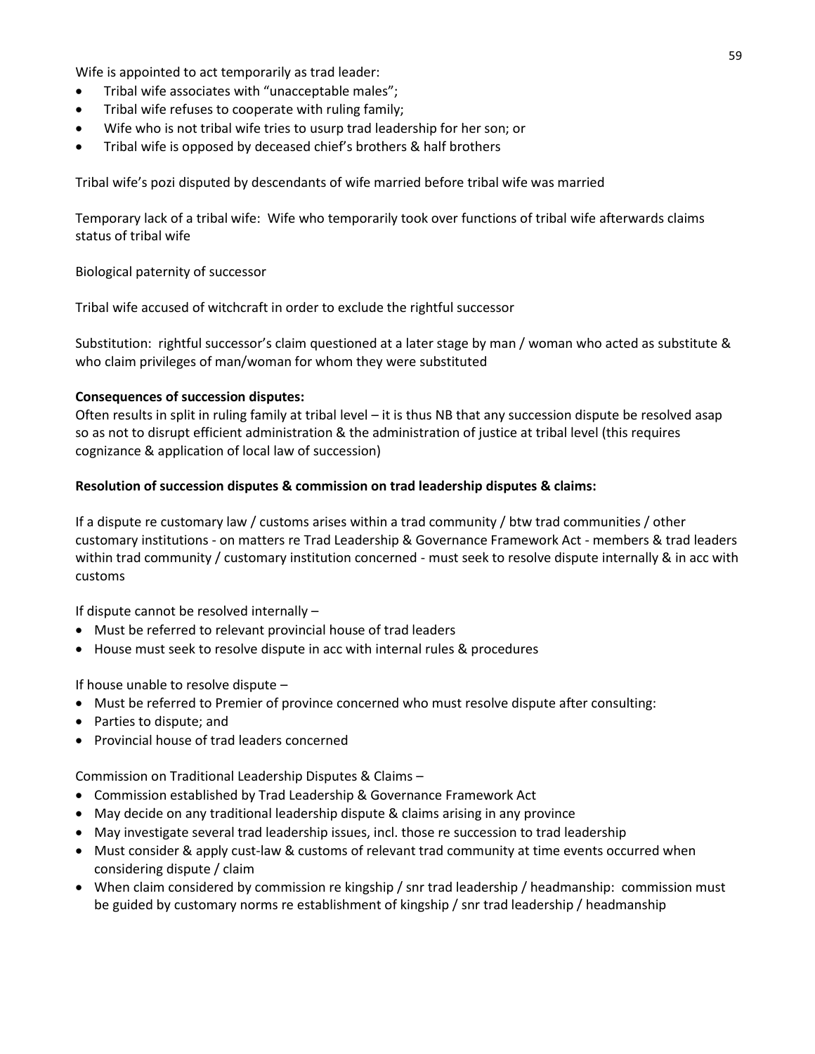Wife is appointed to act temporarily as trad leader:

- Tribal wife associates with "unacceptable males";
- Tribal wife refuses to cooperate with ruling family;
- Wife who is not tribal wife tries to usurp trad leadership for her son; or
- Tribal wife is opposed by deceased chief's brothers & half brothers

Tribal wife's pozi disputed by descendants of wife married before tribal wife was married

Temporary lack of a tribal wife: Wife who temporarily took over functions of tribal wife afterwards claims status of tribal wife

Biological paternity of successor

Tribal wife accused of witchcraft in order to exclude the rightful successor

Substitution: rightful successor's claim questioned at a later stage by man / woman who acted as substitute & who claim privileges of man/woman for whom they were substituted

**Consequences of succession disputes:**

Often results in split in ruling family at tribal level – it is thus NB that any succession dispute be resolved asap so as not to disrupt efficient administration & the administration of justice at tribal level (this requires cognizance & application of local law of succession)

**Resolution of succession disputes & commission on trad leadership disputes & claims:**

If a dispute re customary law / customs arises within a trad community / btw trad communities / other customary institutions - on matters re Trad Leadership & Governance Framework Act - members & trad leaders within trad community / customary institution concerned - must seek to resolve dispute internally & in acc with customs

If dispute cannot be resolved internally –

- Must be referred to relevant provincial house of trad leaders
- House must seek to resolve dispute in acc with internal rules & procedures

If house unable to resolve dispute –

- Must be referred to Premier of province concerned who must resolve dispute after consulting:
- Parties to dispute; and
- Provincial house of trad leaders concerned

Commission on Traditional Leadership Disputes & Claims –

- Commission established by Trad Leadership & Governance Framework Act
- May decide on any traditional leadership dispute & claims arising in any province
- May investigate several trad leadership issues, incl. those re succession to trad leadership
- Must consider & apply cust-law & customs of relevant trad community at time events occurred when considering dispute / claim
- When claim considered by commission re kingship / snr trad leadership / headmanship: commission must be guided by customary norms re establishment of kingship / snr trad leadership / headmanship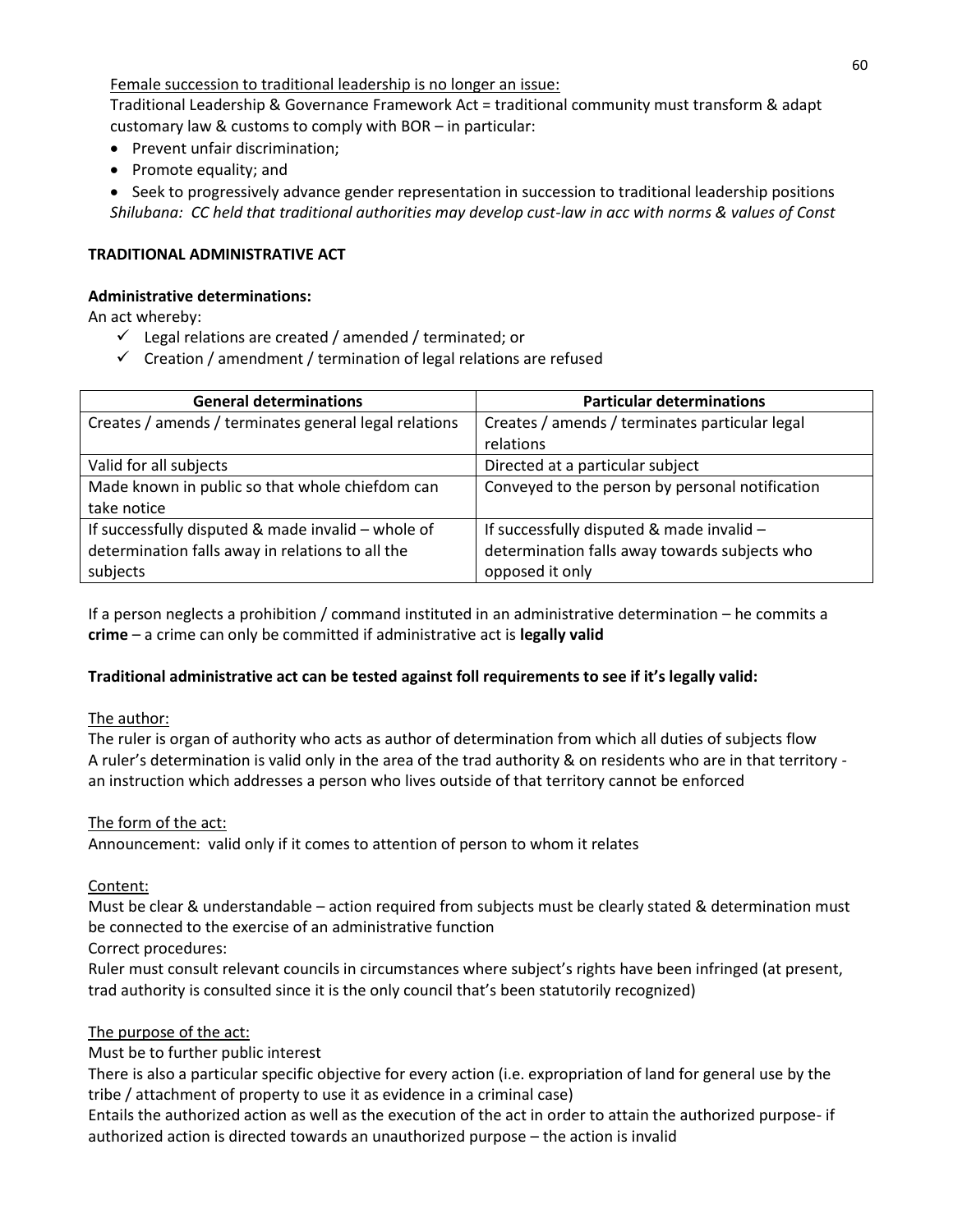<u>Female succession to traditional leadership is no longer an issue:</u>

Traditional Leadership & Governance Framework Act = traditional community must transform & adapt customary law & customs to comply with BOR – in particular:

- Prevent unfair discrimination;
- Promote equality; and
- Seek to progressively advance gender representation in succession to traditional leadership positions

*Shilubana: CC held that traditional authorities may develop cust-law in acc with norms & values of Const*

**TRADITIONAL ADMINISTRATIVE ACT**

**Administrative determinations:**

An act whereby:

- ✓ Legal relations are created / amended / terminated; or
- ✓ Creation / amendment / termination of legal relations are refused

| General determinations | Particular determinations |
|---|---|
| Creates / amends / terminates general legal relations | Creates / amends / terminates particular legal relations |
| Valid for all subjects | Directed at a particular subject |
| Made known in public so that whole chiefdom can take notice | Conveyed to the person by personal notification |
| If successfully disputed & made invalid – whole of determination falls away in relations to all the subjects | If successfully disputed & made invalid – determination falls away towards subjects who opposed it only |

If a person neglects a prohibition / command instituted in an administrative determination – he commits a **crime** – a crime can only be committed if administrative act is **legally valid**

**Traditional administrative act can be tested against foll requirements to see if it's legally valid:**

<u>The author:</u>

The ruler is organ of authority who acts as author of determination from which all duties of subjects flow

A ruler's determination is valid only in the area of the trad authority & on residents who are in that territory - an instruction which addresses a person who lives outside of that territory cannot be enforced

<u>The form of the act:</u>

Announcement: valid only if it comes to attention of person to whom it relates

<u>Content:</u>

Must be clear & understandable – action required from subjects must be clearly stated & determination must be connected to the exercise of an administrative function

Correct procedures:

Ruler must consult relevant councils in circumstances where subject's rights have been infringed (at present, trad authority is consulted since it is the only council that's been statutorily recognized)

<u>The purpose of the act:</u>

Must be to further public interest

There is also a particular specific objective for every action (i.e. expropriation of land for general use by the tribe / attachment of property to use it as evidence in a criminal case)

Entails the authorized action as well as the execution of the act in order to attain the authorized purpose- if authorized action is directed towards an unauthorized purpose – the action is invalid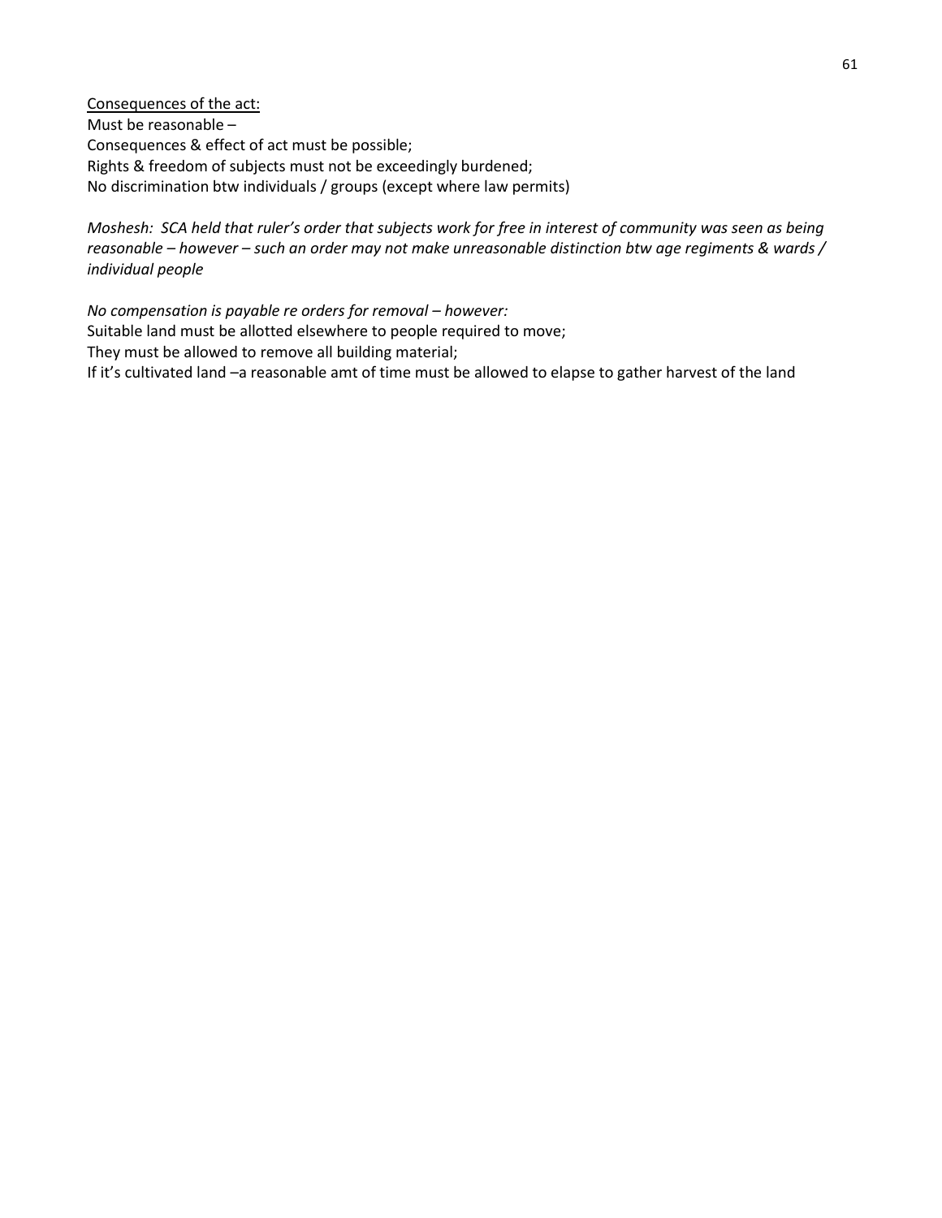<u>Consequences of the act:</u>
Must be reasonable –
Consequences & effect of act must be possible;
Rights & freedom of subjects must not be exceedingly burdened;
No discrimination btw individuals / groups (except where law permits)

*Moshesh: SCA held that ruler's order that subjects work for free in interest of community was seen as being reasonable – however – such an order may not make unreasonable distinction btw age regiments & wards / individual people*

*No compensation is payable re orders for removal – however:*
Suitable land must be allotted elsewhere to people required to move;
They must be allowed to remove all building material;
If it's cultivated land –a reasonable amt of time must be allowed to elapse to gather harvest of the land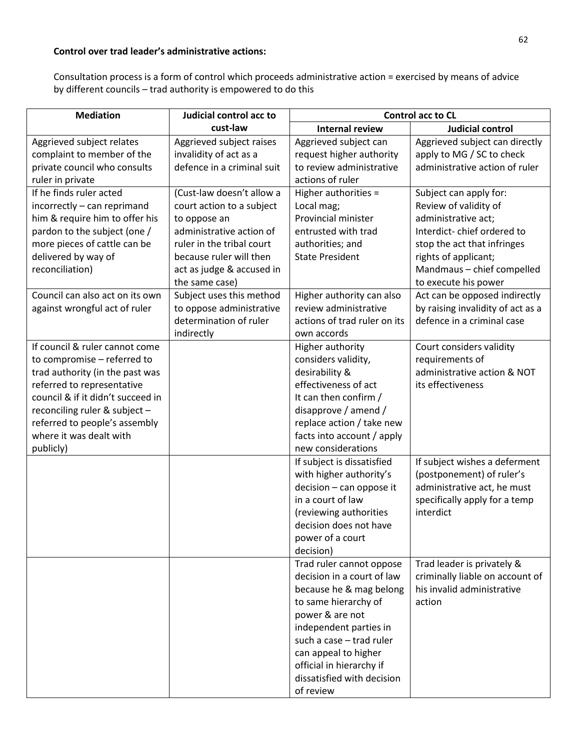**Control over trad leader's administrative actions:**

Consultation process is a form of control which proceeds administrative action = exercised by means of advice by different councils – trad authority is empowered to do this

| Mediation | Judicial control acc to cust-law | Control acc to CL | |
|---|---|---|---|
| | | **Internal review** | **Judicial control** |
| Aggrieved subject relates complaint to member of the private council who consults ruler in private | Aggrieved subject raises invalidity of act as a defence in a criminal suit | Aggrieved subject can request higher authority to review administrative actions of ruler | Aggrieved subject can directly apply to MG / SC to check administrative action of ruler |
| If he finds ruler acted incorrectly – can reprimand him & require him to offer his pardon to the subject (one / more pieces of cattle can be delivered by way of reconciliation) | (Cust-law doesn't allow a court action to a subject to oppose an administrative action of ruler in the tribal court because ruler will then act as judge & accused in the same case) | Higher authorities = Local mag; Provincial minister entrusted with trad authorities; and State President | Subject can apply for: Review of validity of administrative act; Interdict- chief ordered to stop the act that infringes rights of applicant; Mandmaus – chief compelled to execute his power |
| Council can also act on its own against wrongful act of ruler | Subject uses this method to oppose administrative determination of ruler indirectly | Higher authority can also review administrative actions of trad ruler on its own accords | Act can be opposed indirectly by raising invalidity of act as a defence in a criminal case |
| If council & ruler cannot come to compromise – referred to trad authority (in the past was referred to representative council & if it didn't succeed in reconciling ruler & subject – referred to people's assembly where it was dealt with publicly) | | Higher authority considers validity, desirability & effectiveness of act. It can then confirm / disapprove / amend / replace action / take new facts into account / apply new considerations | Court considers validity requirements of administrative action & NOT its effectiveness |
| | | If subject is dissatisfied with higher authority's decision – can oppose it in a court of law (reviewing authorities decision does not have power of a court decision) | If subject wishes a deferment (postponement) of ruler's administrative act, he must specifically apply for a temp interdict |
| | | Trad ruler cannot oppose decision in a court of law because he & mag belong to same hierarchy of power & are not independent parties in such a case – trad ruler can appeal to higher official in hierarchy if dissatisfied with decision of review | Trad leader is privately & criminally liable on account of his invalid administrative action |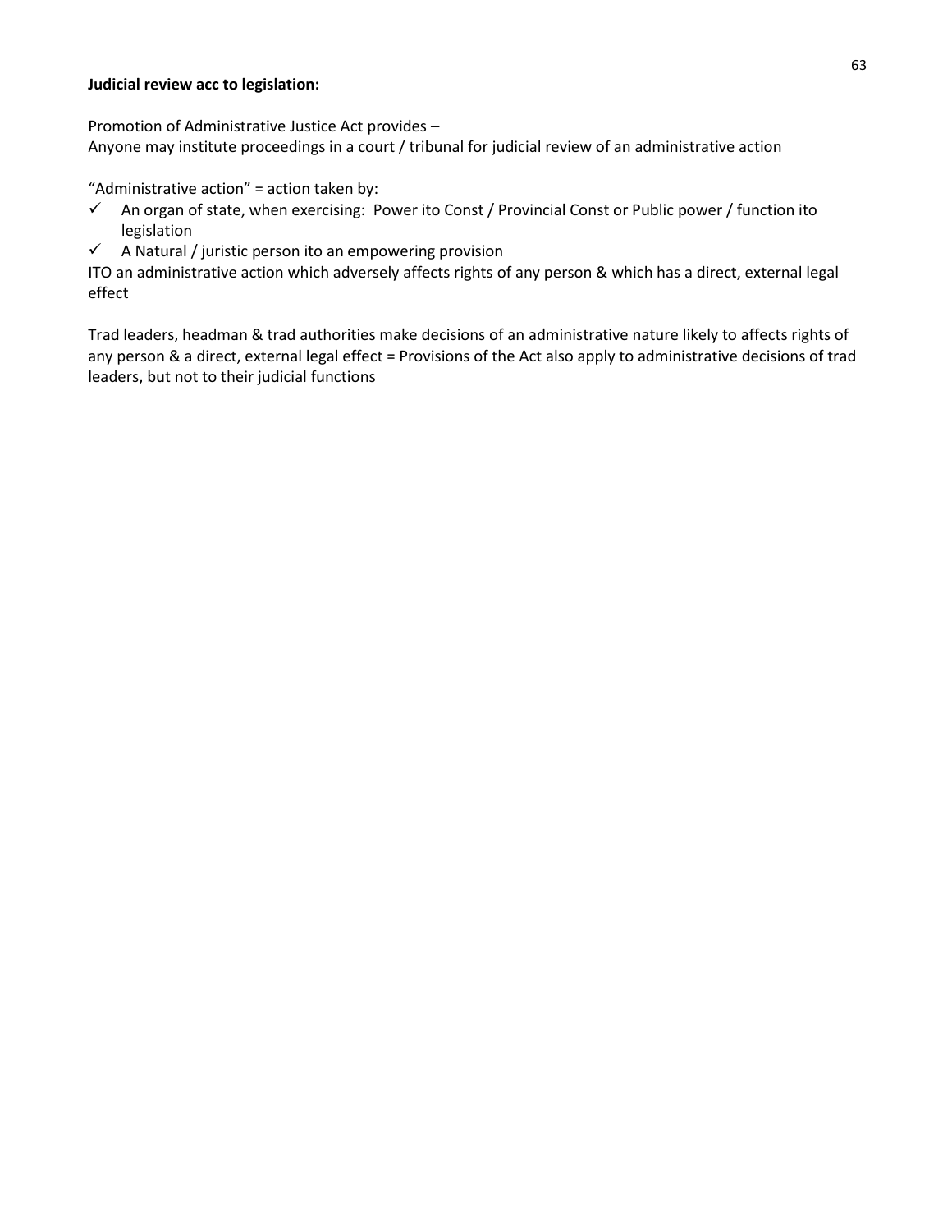**Judicial review acc to legislation:**

Promotion of Administrative Justice Act provides –
Anyone may institute proceedings in a court / tribunal for judicial review of an administrative action

"Administrative action" = action taken by:

- ✓ An organ of state, when exercising: Power ito Const / Provincial Const or Public power / function ito legislation
- ✓ A Natural / juristic person ito an empowering provision

ITO an administrative action which adversely affects rights of any person & which has a direct, external legal effect

Trad leaders, headman & trad authorities make decisions of an administrative nature likely to affects rights of any person & a direct, external legal effect = Provisions of the Act also apply to administrative decisions of trad leaders, but not to their judicial functions